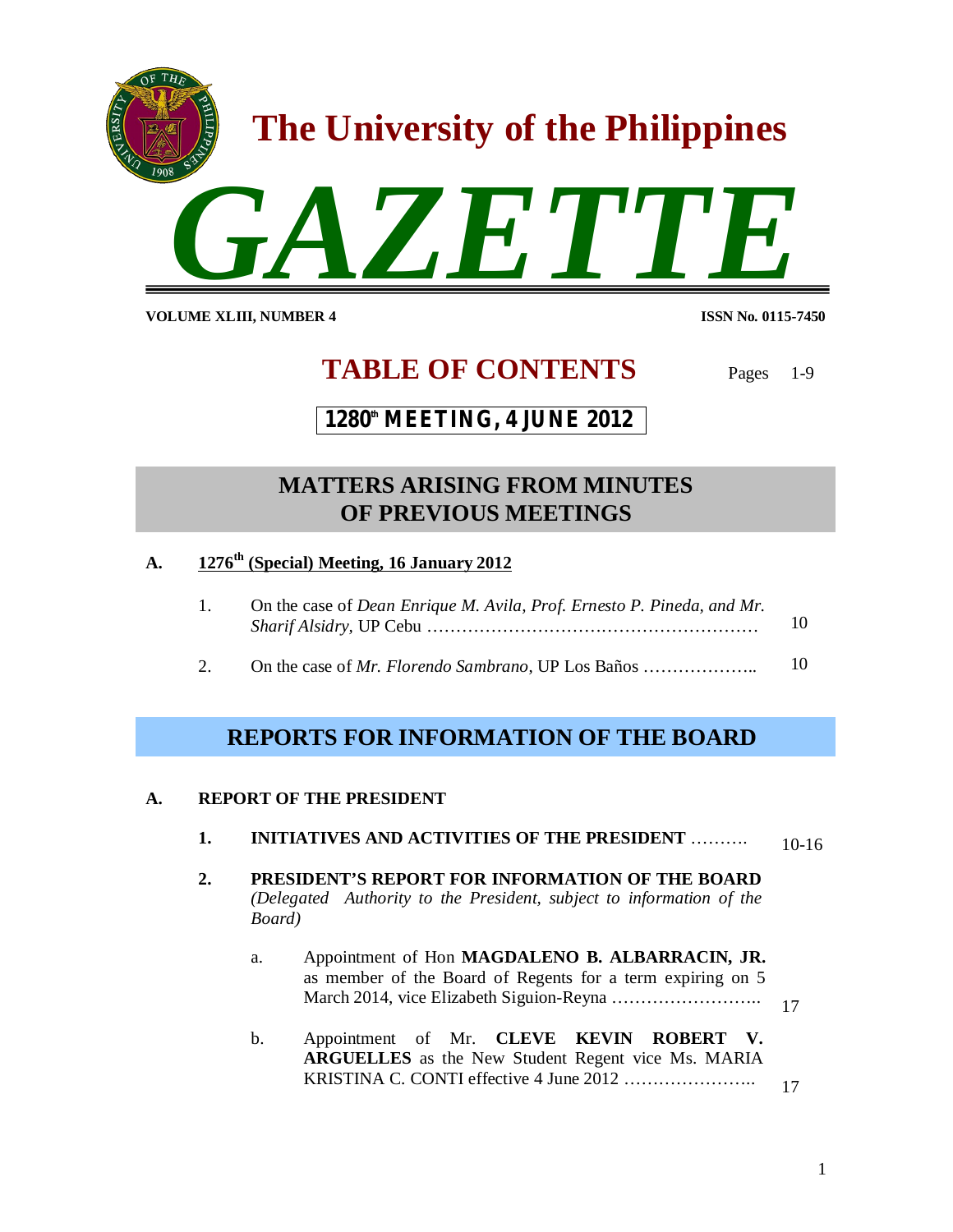# The University of the Philippines

# GAZETTE

**VOLUME XLIII, NUMBER 4** **ISSN No. 0115-7450**

## TABLE OF CONTENTS

Pages 1-9

**1280th MEETING, 4 JUNE 2012**

## MATTERS ARISING FROM MINUTES OF PREVIOUS MEETINGS

**A. 1276th (Special) Meeting, 16 January 2012**

1. On the case of *Dean Enrique M. Avila, Prof. Ernesto P. Pineda, and Mr. Sharif Alsidry,* UP Cebu …………………………………………………… 10

2. On the case of *Mr. Florendo Sambrano*, UP Los Baños ……………….. 10

## REPORTS FOR INFORMATION OF THE BOARD

**A. REPORT OF THE PRESIDENT**

1. **INITIATIVES AND ACTIVITIES OF THE PRESIDENT** ………. 10-16

2. **PRESIDENT'S REPORT FOR INFORMATION OF THE BOARD** *(Delegated Authority to the President, subject to information of the Board)*

   a. Appointment of Hon **MAGDALENO B. ALBARRACIN, JR.** as member of the Board of Regents for a term expiring on 5 March 2014, vice Elizabeth Siguion-Reyna …………………….. 17

   b. Appointment of Mr. **CLEVE KEVIN ROBERT V. ARGUELLES** as the New Student Regent vice Ms. MARIA KRISTINA C. CONTI effective 4 June 2012 ………………….. 17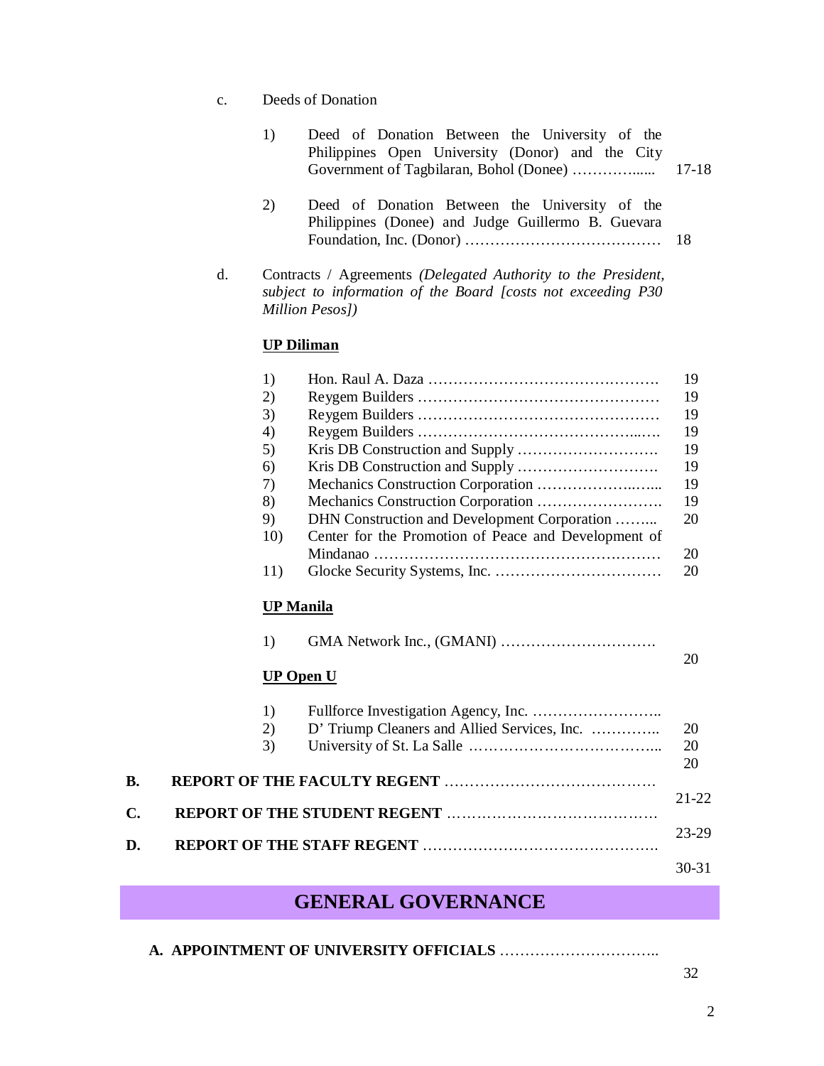c. Deeds of Donation

1) Deed of Donation Between the University of the Philippines Open University (Donor) and the City Government of Tagbilaran, Bohol (Donee) …………..... 17-18

2) Deed of Donation Between the University of the Philippines (Donee) and Judge Guillermo B. Guevara Foundation, Inc. (Donor) ………………………………… 18

d. Contracts / Agreements *(Delegated Authority to the President, subject to information of the Board [costs not exceeding P30 Million Pesos])*

**UP Diliman**

1) Hon. Raul A. Daza ………………………………………. 19
2) Reygem Builders ………………………………………… 19
3) Reygem Builders ………………………………………… 19
4) Reygem Builders ……………………………………..…. 19
5) Kris DB Construction and Supply ………………………. 19
6) Kris DB Construction and Supply ………………………. 19
7) Mechanics Construction Corporation ………………..…... 19
8) Mechanics Construction Corporation ……………………. 19
9) DHN Construction and Development Corporation ……... 20
10) Center for the Promotion of Peace and Development of Mindanao ………………………………………………… 20
11) Glocke Security Systems, Inc. …………………………… 20

**UP Manila**

1) GMA Network Inc., (GMANI) …………………………. 20

**UP Open U**

1) Fullforce Investigation Agency, Inc. …………………….. 20
2) D' Triump Cleaners and Allied Services, Inc. ………….. 20
3) University of St. La Salle ………………………………... 20

**B. REPORT OF THE FACULTY REGENT** …………………………………… 21-22

**C. REPORT OF THE STUDENT REGENT** …………………………………… 23-29

**D. REPORT OF THE STAFF REGENT** ……………………………………… 30-31

# GENERAL GOVERNANCE

**A. APPOINTMENT OF UNIVERSITY OFFICIALS** ………………………….. 32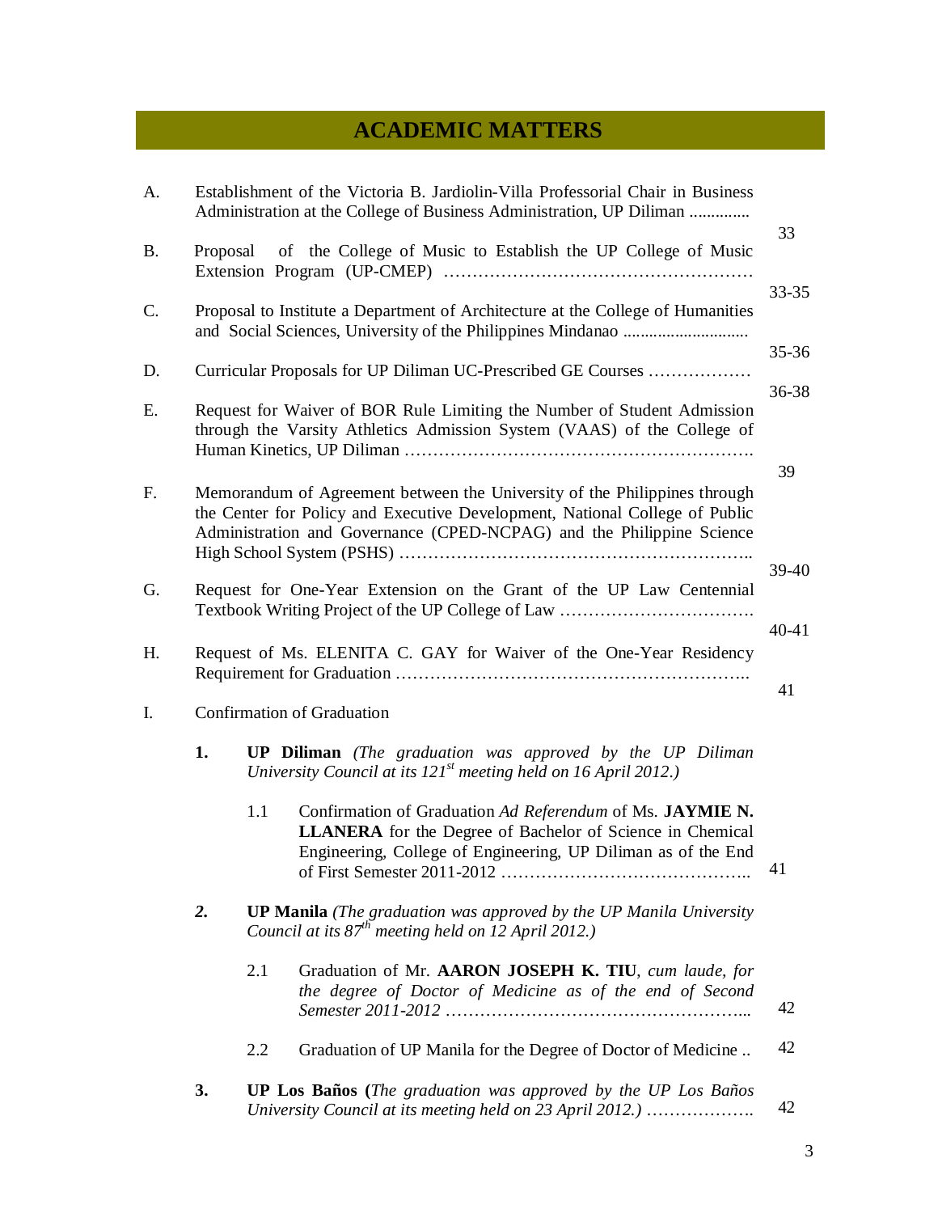# ACADEMIC MATTERS

| | | Page |
|---|---|---|
| A. | Establishment of the Victoria B. Jardiolin-Villa Professorial Chair in Business Administration at the College of Business Administration, UP Diliman .............. | 33 |
| B. | Proposal of the College of Music to Establish the UP College of Music Extension Program (UP-CMEP) ……………………………………………… | 33-35 |
| C. | Proposal to Institute a Department of Architecture at the College of Humanities and Social Sciences, University of the Philippines Mindanao ............................ | 35-36 |
| D. | Curricular Proposals for UP Diliman UC-Prescribed GE Courses ……………… | 36-38 |
| E. | Request for Waiver of BOR Rule Limiting the Number of Student Admission through the Varsity Athletics Admission System (VAAS) of the College of Human Kinetics, UP Diliman ……………………………………………………. | 39 |
| F. | Memorandum of Agreement between the University of the Philippines through the Center for Policy and Executive Development, National College of Public Administration and Governance (CPED-NCPAG) and the Philippine Science High School System (PSHS) …………………………………………………….. | 39-40 |
| G. | Request for One-Year Extension on the Grant of the UP Law Centennial Textbook Writing Project of the UP College of Law ……………………………. | 40-41 |
| H. | Request of Ms. ELENITA C. GAY for Waiver of the One-Year Residency Requirement for Graduation …………………………………………………….. | 41 |
| I. | Confirmation of Graduation | |

**1. UP Diliman** *(The graduation was approved by the UP Diliman University Council at its 121st meeting held on 16 April 2012.)*

1.1 Confirmation of Graduation *Ad Referendum* of Ms. **JAYMIE N. LLANERA** for the Degree of Bachelor of Science in Chemical Engineering, College of Engineering, UP Diliman as of the End of First Semester 2011-2012 …………………………………….. 41

***2.*** **UP Manila** *(The graduation was approved by the UP Manila University Council at its 87th meeting held on 12 April 2012.)*

2.1 Graduation of Mr. **AARON JOSEPH K. TIU**, *cum laude, for the degree of Doctor of Medicine as of the end of Second Semester 2011-2012* …………………………………………….. 42

2.2 Graduation of UP Manila for the Degree of Doctor of Medicine .. 42

**3. UP Los Baños (***The graduation was approved by the UP Los Baños University Council at its meeting held on 23 April 2012.)* ………………. 42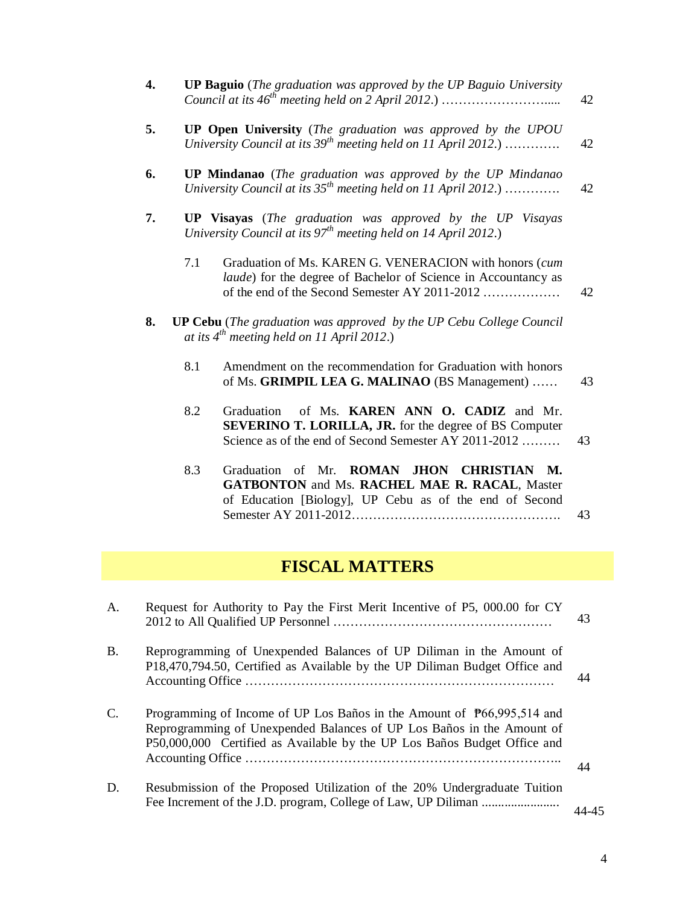4. **UP Baguio** (*The graduation was approved by the UP Baguio University Council at its 46th meeting held on 2 April 2012.*) ……………………..... 42

5. **UP Open University** (*The graduation was approved by the UPOU University Council at its 39th meeting held on 11 April 2012.*) …………. 42

6. **UP Mindanao** (*The graduation was approved by the UP Mindanao University Council at its 35th meeting held on 11 April 2012.*) …………. 42

7. **UP Visayas** (*The graduation was approved by the UP Visayas University Council at its 97th meeting held on 14 April 2012.*)

   7.1 Graduation of Ms. KAREN G. VENERACION with honors (*cum laude*) for the degree of Bachelor of Science in Accountancy as of the end of the Second Semester AY 2011-2012 ……………… 42

8. **UP Cebu** (*The graduation was approved by the UP Cebu College Council at its 4th meeting held on 11 April 2012.*)

   8.1 Amendment on the recommendation for Graduation with honors of Ms. **GRIMPIL LEA G. MALINAO** (BS Management) …… 43

   8.2 Graduation of Ms. **KAREN ANN O. CADIZ** and Mr. **SEVERINO T. LORILLA, JR.** for the degree of BS Computer Science as of the end of Second Semester AY 2011-2012 ……… 43

   8.3 Graduation of Mr. **ROMAN JHON CHRISTIAN M. GATBONTON** and Ms. **RACHEL MAE R. RACAL**, Master of Education [Biology], UP Cebu as of the end of Second Semester AY 2011-2012…………………………………………. 43

## FISCAL MATTERS

A. Request for Authority to Pay the First Merit Incentive of P5, 000.00 for CY 2012 to All Qualified UP Personnel …………………………………………… 43

B. Reprogramming of Unexpended Balances of UP Diliman in the Amount of P18,470,794.50, Certified as Available by the UP Diliman Budget Office and Accounting Office ……………………………………………………………… 44

C. Programming of Income of UP Los Baños in the Amount of ₱66,995,514 and Reprogramming of Unexpended Balances of UP Los Baños in the Amount of P50,000,000 Certified as Available by the UP Los Baños Budget Office and Accounting Office ……………………………………………………………….. 44

D. Resubmission of the Proposed Utilization of the 20% Undergraduate Tuition Fee Increment of the J.D. program, College of Law, UP Diliman ........................ 44-45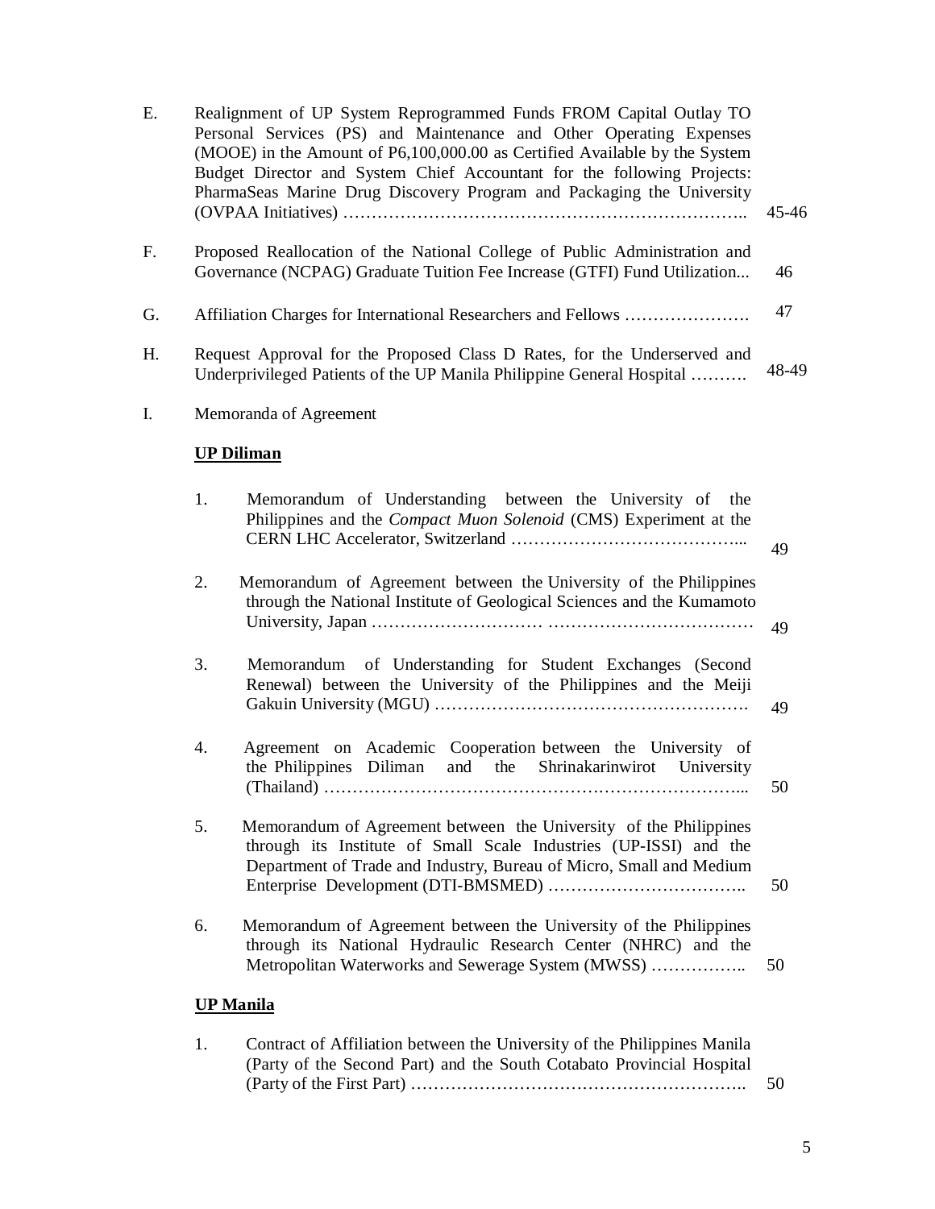E. Realignment of UP System Reprogrammed Funds FROM Capital Outlay TO Personal Services (PS) and Maintenance and Other Operating Expenses (MOOE) in the Amount of P6,100,000.00 as Certified Available by the System Budget Director and System Chief Accountant for the following Projects: PharmaSeas Marine Drug Discovery Program and Packaging the University (OVPAA Initiatives) …………………………………………………………….. 45-46

F. Proposed Reallocation of the National College of Public Administration and Governance (NCPAG) Graduate Tuition Fee Increase (GTFI) Fund Utilization... 46

G. Affiliation Charges for International Researchers and Fellows …………………. 47

H. Request Approval for the Proposed Class D Rates, for the Underserved and Underprivileged Patients of the UP Manila Philippine General Hospital ………. 48-49

I. Memoranda of Agreement

**UP Diliman**

1. Memorandum of Understanding between the University of the Philippines and the *Compact Muon Solenoid* (CMS) Experiment at the CERN LHC Accelerator, Switzerland …………………………………... 49

2. Memorandum of Agreement between the University of the Philippines through the National Institute of Geological Sciences and the Kumamoto University, Japan ………………………… ……………………………… 49

3. Memorandum of Understanding for Student Exchanges (Second Renewal) between the University of the Philippines and the Meiji Gakuin University (MGU) ………………………………………………. 49

4. Agreement on Academic Cooperation between the University of the Philippines Diliman and the Shrinakarinwirot University (Thailand) ………………………………………………………………... 50

5. Memorandum of Agreement between the University of the Philippines through its Institute of Small Scale Industries (UP-ISSI) and the Department of Trade and Industry, Bureau of Micro, Small and Medium Enterprise Development (DTI-BMSMED) …………………………….. 50

6. Memorandum of Agreement between the University of the Philippines through its National Hydraulic Research Center (NHRC) and the Metropolitan Waterworks and Sewerage System (MWSS) …………….. 50

**UP Manila**

1. Contract of Affiliation between the University of the Philippines Manila (Party of the Second Part) and the South Cotabato Provincial Hospital (Party of the First Part) ………………………………………………….. 50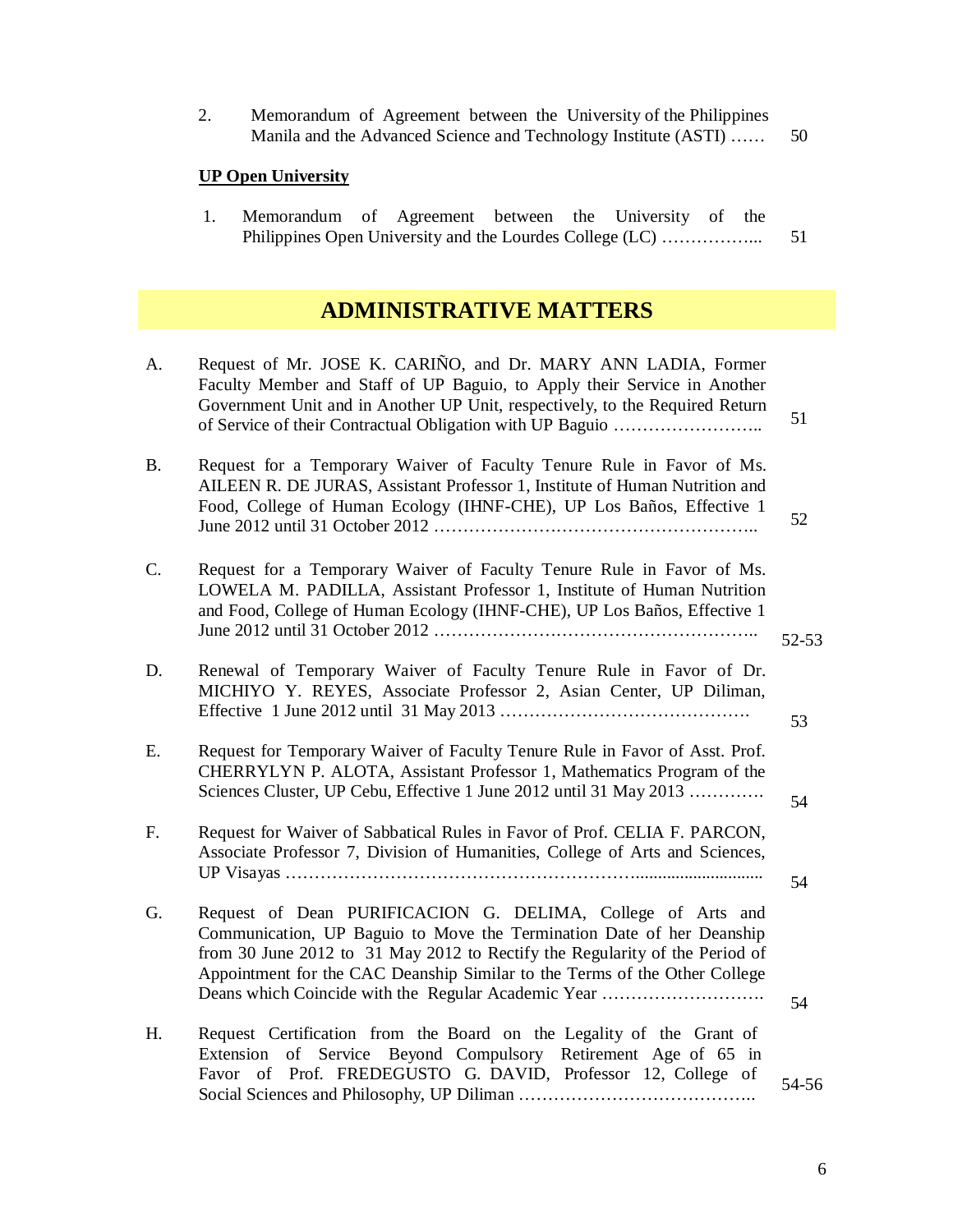2. Memorandum of Agreement between the University of the Philippines Manila and the Advanced Science and Technology Institute (ASTI) …… 50

**UP Open University**

1. Memorandum of Agreement between the University of the Philippines Open University and the Lourdes College (LC) ……………... 51

## ADMINISTRATIVE MATTERS

A. Request of Mr. JOSE K. CARIÑO, and Dr. MARY ANN LADIA, Former Faculty Member and Staff of UP Baguio, to Apply their Service in Another Government Unit and in Another UP Unit, respectively, to the Required Return of Service of their Contractual Obligation with UP Baguio …………………….. 51

B. Request for a Temporary Waiver of Faculty Tenure Rule in Favor of Ms. AILEEN R. DE JURAS, Assistant Professor 1, Institute of Human Nutrition and Food, College of Human Ecology (IHNF-CHE), UP Los Baños, Effective 1 June 2012 until 31 October 2012 ……………………………………………….. 52

C. Request for a Temporary Waiver of Faculty Tenure Rule in Favor of Ms. LOWELA M. PADILLA, Assistant Professor 1, Institute of Human Nutrition and Food, College of Human Ecology (IHNF-CHE), UP Los Baños, Effective 1 June 2012 until 31 October 2012 ……………………………………………….. 52-53

D. Renewal of Temporary Waiver of Faculty Tenure Rule in Favor of Dr. MICHIYO Y. REYES, Associate Professor 2, Asian Center, UP Diliman, Effective 1 June 2012 until 31 May 2013 ……………………………………. 53

E. Request for Temporary Waiver of Faculty Tenure Rule in Favor of Asst. Prof. CHERRYLYN P. ALOTA, Assistant Professor 1, Mathematics Program of the Sciences Cluster, UP Cebu, Effective 1 June 2012 until 31 May 2013 …………. 54

F. Request for Waiver of Sabbatical Rules in Favor of Prof. CELIA F. PARCON, Associate Professor 7, Division of Humanities, College of Arts and Sciences, UP Visayas …………………………………………………............................ 54

G. Request of Dean PURIFICACION G. DELIMA, College of Arts and Communication, UP Baguio to Move the Termination Date of her Deanship from 30 June 2012 to 31 May 2012 to Rectify the Regularity of the Period of Appointment for the CAC Deanship Similar to the Terms of the Other College Deans which Coincide with the Regular Academic Year ………………………. 54

H. Request Certification from the Board on the Legality of the Grant of Extension of Service Beyond Compulsory Retirement Age of 65 in Favor of Prof. FREDEGUSTO G. DAVID, Professor 12, College of Social Sciences and Philosophy, UP Diliman ………………………………….. 54-56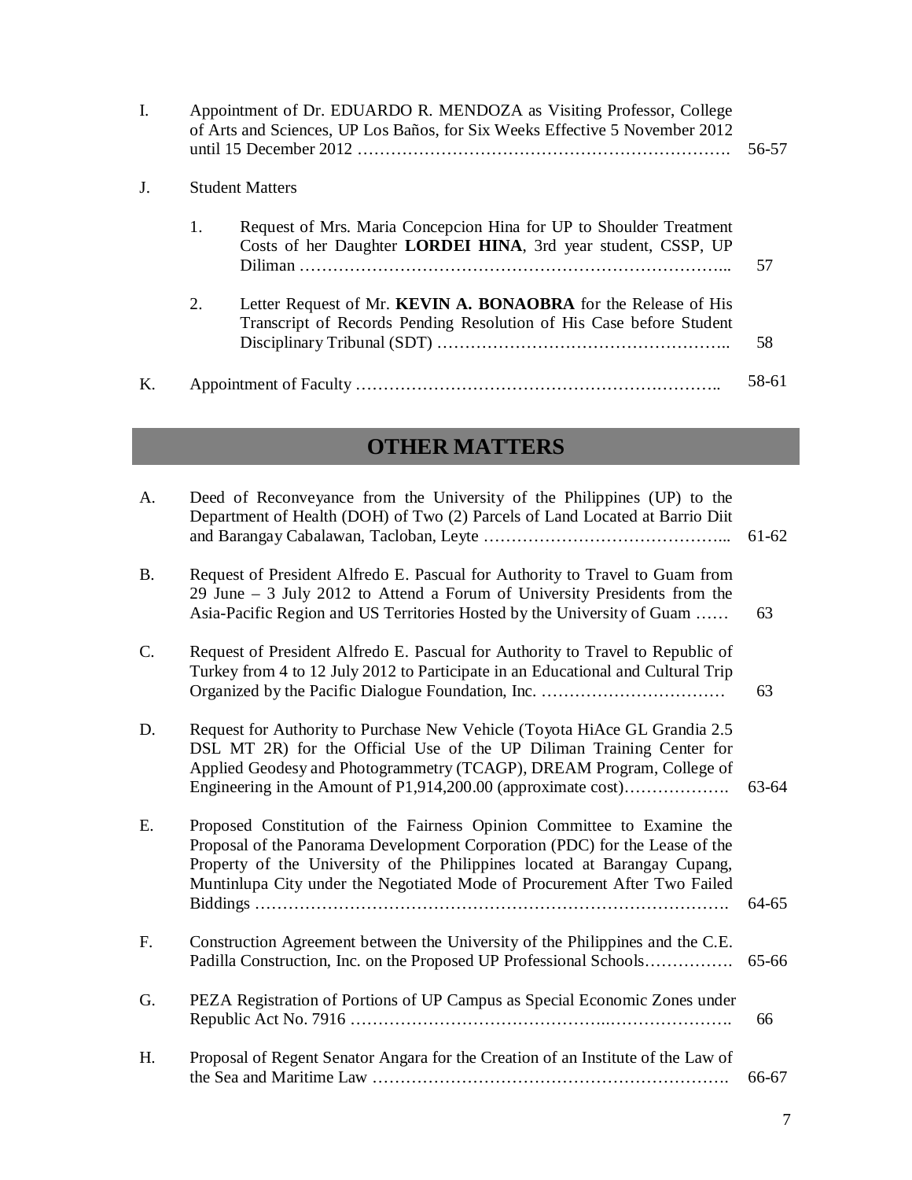| | | | |
|---|---|---|---|
| I. | Appointment of Dr. EDUARDO R. MENDOZA as Visiting Professor, College of Arts and Sciences, UP Los Baños, for Six Weeks Effective 5 November 2012 until 15 December 2012 ………………………………………………………… | | 56-57 |
| J. | Student Matters | | |
| | 1. | Request of Mrs. Maria Concepcion Hina for UP to Shoulder Treatment Costs of her Daughter **LORDEI HINA**, 3rd year student, CSSP, UP Diliman ………………………………………………………………... | 57 |
| | 2. | Letter Request of Mr. **KEVIN A. BONAOBRA** for the Release of His Transcript of Records Pending Resolution of His Case before Student Disciplinary Tribunal (SDT) …………………………………………….. | 58 |
| K. | Appointment of Faculty …………………………………………….……….. | | 58-61 |

## OTHER MATTERS

| | | |
|---|---|---|
| A. | Deed of Reconveyance from the University of the Philippines (UP) to the Department of Health (DOH) of Two (2) Parcels of Land Located at Barrio Diit and Barangay Cabalawan, Tacloban, Leyte …………………………………... | 61-62 |
| B. | Request of President Alfredo E. Pascual for Authority to Travel to Guam from 29 June – 3 July 2012 to Attend a Forum of University Presidents from the Asia-Pacific Region and US Territories Hosted by the University of Guam …… | 63 |
| C. | Request of President Alfredo E. Pascual for Authority to Travel to Republic of Turkey from 4 to 12 July 2012 to Participate in an Educational and Cultural Trip Organized by the Pacific Dialogue Foundation, Inc. …………………………… | 63 |
| D. | Request for Authority to Purchase New Vehicle (Toyota HiAce GL Grandia 2.5 DSL MT 2R) for the Official Use of the UP Diliman Training Center for Applied Geodesy and Photogrammetry (TCAGP), DREAM Program, College of Engineering in the Amount of P1,914,200.00 (approximate cost)………………. | 63-64 |
| E. | Proposed Constitution of the Fairness Opinion Committee to Examine the Proposal of the Panorama Development Corporation (PDC) for the Lease of the Property of the University of the Philippines located at Barangay Cupang, Muntinlupa City under the Negotiated Mode of Procurement After Two Failed Biddings ……………………………………………………………………. | 64-65 |
| F. | Construction Agreement between the University of the Philippines and the C.E. Padilla Construction, Inc. on the Proposed UP Professional Schools……………. | 65-66 |
| G. | PEZA Registration of Portions of UP Campus as Special Economic Zones under Republic Act No. 7916 ……………………………………..…………………. | 66 |
| H. | Proposal of Regent Senator Angara for the Creation of an Institute of the Law of the Sea and Maritime Law ………………………………………………………. | 66-67 |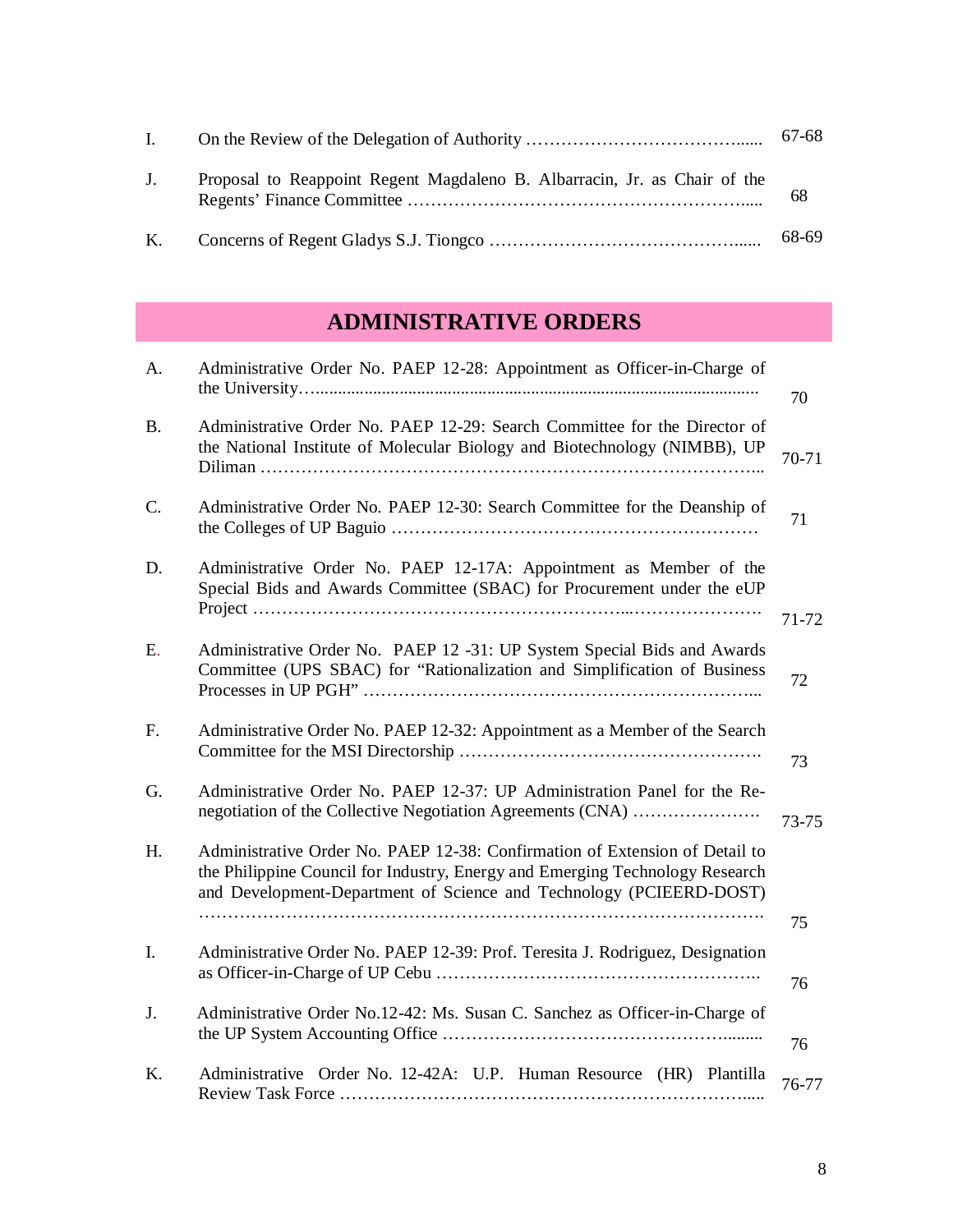| | | |
|---|---|---|
| I. | On the Review of the Delegation of Authority ……………………………….…... | 67-68 |
| J. | Proposal to Reappoint Regent Magdaleno B. Albarracin, Jr. as Chair of the Regents' Finance Committee ……………………………………………….…... | 68 |
| K. | Concerns of Regent Gladys S.J. Tiongco ……………………………………...... | 68-69 |

## ADMINISTRATIVE ORDERS

| | | |
|---|---|---|
| A. | Administrative Order No. PAEP 12-28: Appointment as Officer-in-Charge of the University…................................................................................................ | 70 |
| B. | Administrative Order No. PAEP 12-29: Search Committee for the Director of the National Institute of Molecular Biology and Biotechnology (NIMBB), UP Diliman ………………………………………………………………………... | 70-71 |
| C. | Administrative Order No. PAEP 12-30: Search Committee for the Deanship of the Colleges of UP Baguio ……………………………………………………… | 71 |
| D. | Administrative Order No. PAEP 12-17A: Appointment as Member of the Special Bids and Awards Committee (SBAC) for Procurement under the eUP Project …………………………………………………...…………………. | 71-72 |
| E. | Administrative Order No. PAEP 12 -31: UP System Special Bids and Awards Committee (UPS SBAC) for "Rationalization and Simplification of Business Processes in UP PGH" ………………………………………………………... | 72 |
| F. | Administrative Order No. PAEP 12-32: Appointment as a Member of the Search Committee for the MSI Directorship ……………………………………………. | 73 |
| G. | Administrative Order No. PAEP 12-37: UP Administration Panel for the Re-negotiation of the Collective Negotiation Agreements (CNA) …………………. | 73-75 |
| H. | Administrative Order No. PAEP 12-38: Confirmation of Extension of Detail to the Philippine Council for Industry, Energy and Emerging Technology Research and Development-Department of Science and Technology (PCIEERD-DOST) ……………………………………………………………………………………. | 75 |
| I. | Administrative Order No. PAEP 12-39: Prof. Teresita J. Rodriguez, Designation as Officer-in-Charge of UP Cebu ………………………………………………. | 76 |
| J. | Administrative Order No.12-42: Ms. Susan C. Sanchez as Officer-in-Charge of the UP System Accounting Office ……………………………………….......... | 76 |
| K. | Administrative Order No. 12-42A: U.P. Human Resource (HR) Plantilla Review Task Force …………………………………………………………….…. | 76-77 |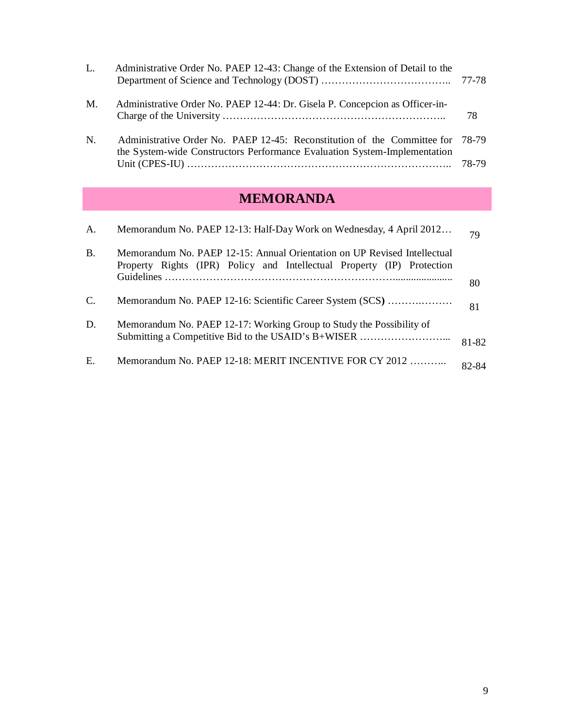L. Administrative Order No. PAEP 12-43: Change of the Extension of Detail to the Department of Science and Technology (DOST) ……………………………….. 77-78

M. Administrative Order No. PAEP 12-44: Dr. Gisela P. Concepcion as Officer-in-Charge of the University …………………………………………………….. 78

N. Administrative Order No. PAEP 12-45: Reconstitution of the Committee for the System-wide Constructors Performance Evaluation System-Implementation Unit (CPES-IU) ……………………………………………………………….. 78-79

## MEMORANDA

A. Memorandum No. PAEP 12-13: Half-Day Work on Wednesday, 4 April 2012… 79

B. Memorandum No. PAEP 12-15: Annual Orientation on UP Revised Intellectual Property Rights (IPR) Policy and Intellectual Property (IP) Protection Guidelines …………………………………………………………..................... 80

C. Memorandum No. PAEP 12-16: Scientific Career System (SCS) ……….……… 81

D. Memorandum No. PAEP 12-17: Working Group to Study the Possibility of Submitting a Competitive Bid to the USAID's B+WISER ……………………... 81-82

E. Memorandum No. PAEP 12-18: MERIT INCENTIVE FOR CY 2012 ……….. 82-84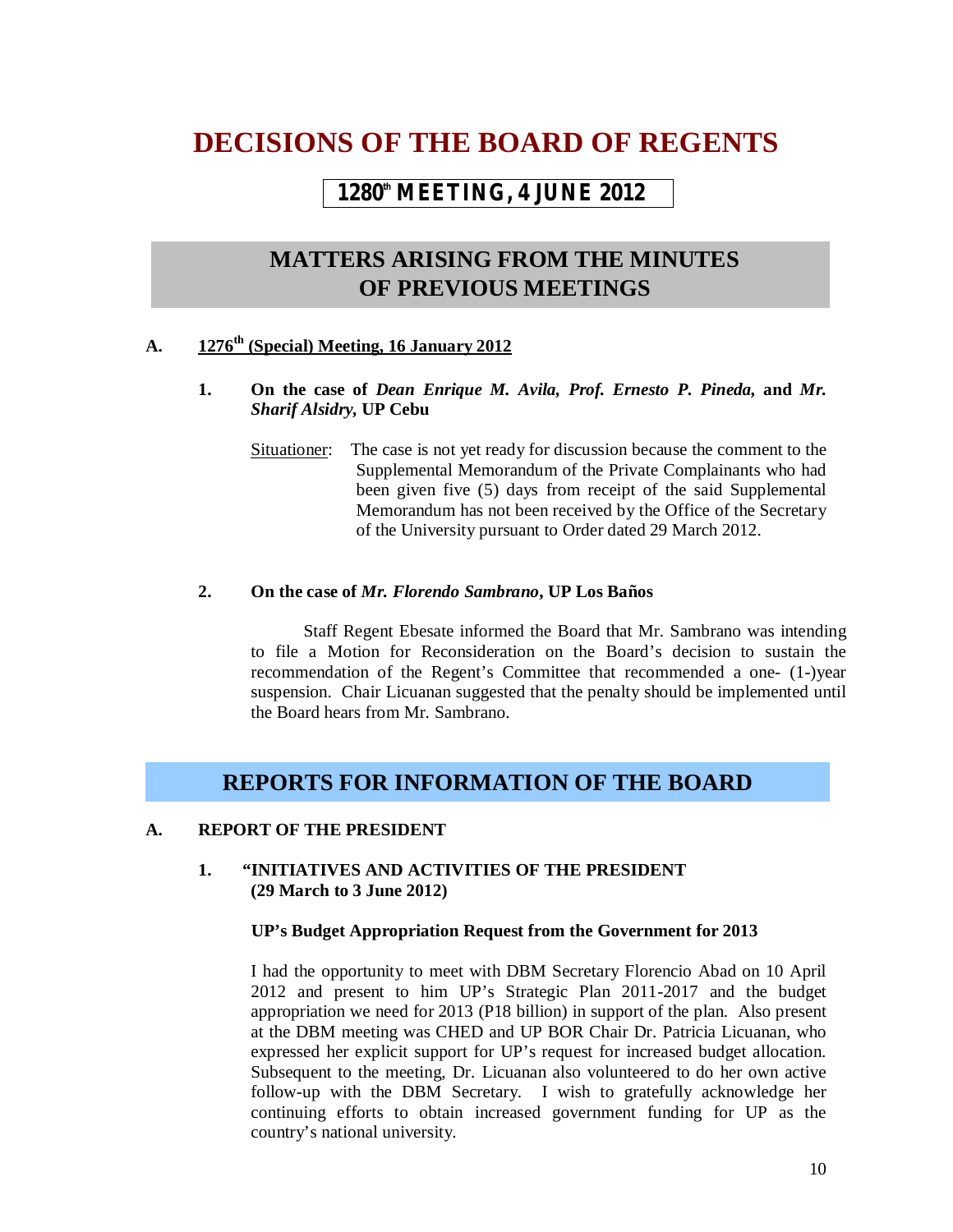# DECISIONS OF THE BOARD OF REGENTS

## 1280th MEETING, 4 JUNE 2012

## MATTERS ARISING FROM THE MINUTES OF PREVIOUS MEETINGS

### A. 1276th (Special) Meeting, 16 January 2012

**1. On the case of *Dean Enrique M. Avila, Prof. Ernesto P. Pineda,* and *Mr. Sharif Alsidry,* UP Cebu**

Situationer: The case is not yet ready for discussion because the comment to the Supplemental Memorandum of the Private Complainants who had been given five (5) days from receipt of the said Supplemental Memorandum has not been received by the Office of the Secretary of the University pursuant to Order dated 29 March 2012.

**2. On the case of *Mr. Florendo Sambrano*, UP Los Baños**

Staff Regent Ebesate informed the Board that Mr. Sambrano was intending to file a Motion for Reconsideration on the Board's decision to sustain the recommendation of the Regent's Committee that recommended a one- (1-)year suspension. Chair Licuanan suggested that the penalty should be implemented until the Board hears from Mr. Sambrano.

## REPORTS FOR INFORMATION OF THE BOARD

### A. REPORT OF THE PRESIDENT

**1. "INITIATIVES AND ACTIVITIES OF THE PRESIDENT (29 March to 3 June 2012)**

**UP's Budget Appropriation Request from the Government for 2013**

I had the opportunity to meet with DBM Secretary Florencio Abad on 10 April 2012 and present to him UP's Strategic Plan 2011-2017 and the budget appropriation we need for 2013 (P18 billion) in support of the plan. Also present at the DBM meeting was CHED and UP BOR Chair Dr. Patricia Licuanan, who expressed her explicit support for UP's request for increased budget allocation. Subsequent to the meeting, Dr. Licuanan also volunteered to do her own active follow-up with the DBM Secretary. I wish to gratefully acknowledge her continuing efforts to obtain increased government funding for UP as the country's national university.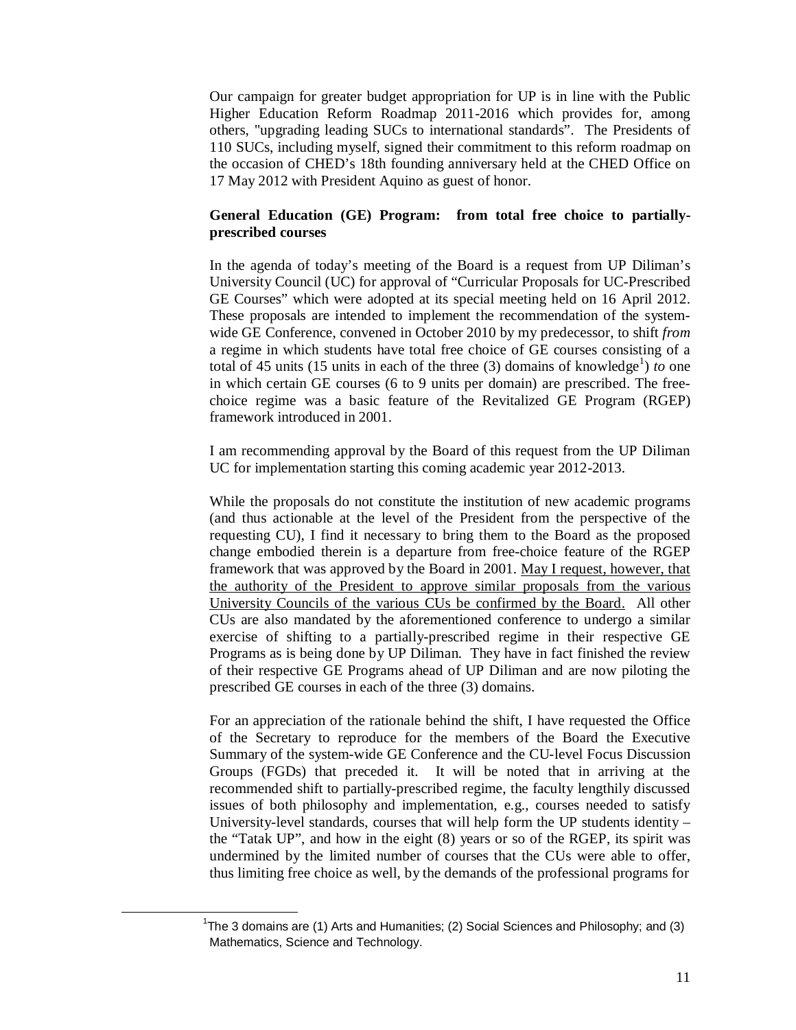Our campaign for greater budget appropriation for UP is in line with the Public Higher Education Reform Roadmap 2011-2016 which provides for, among others, "upgrading leading SUCs to international standards". The Presidents of 110 SUCs, including myself, signed their commitment to this reform roadmap on the occasion of CHED's 18th founding anniversary held at the CHED Office on 17 May 2012 with President Aquino as guest of honor.

**General Education (GE) Program: from total free choice to partially-prescribed courses**

In the agenda of today's meeting of the Board is a request from UP Diliman's University Council (UC) for approval of "Curricular Proposals for UC-Prescribed GE Courses" which were adopted at its special meeting held on 16 April 2012. These proposals are intended to implement the recommendation of the system-wide GE Conference, convened in October 2010 by my predecessor, to shift *from* a regime in which students have total free choice of GE courses consisting of a total of 45 units (15 units in each of the three (3) domains of knowledge[1]) *to* one in which certain GE courses (6 to 9 units per domain) are prescribed. The free-choice regime was a basic feature of the Revitalized GE Program (RGEP) framework introduced in 2001.

I am recommending approval by the Board of this request from the UP Diliman UC for implementation starting this coming academic year 2012-2013.

While the proposals do not constitute the institution of new academic programs (and thus actionable at the level of the President from the perspective of the requesting CU), I find it necessary to bring them to the Board as the proposed change embodied therein is a departure from free-choice feature of the RGEP framework that was approved by the Board in 2001. <u>May I request, however, that the authority of the President to approve similar proposals from the various University Councils of the various CUs be confirmed by the Board.</u> All other CUs are also mandated by the aforementioned conference to undergo a similar exercise of shifting to a partially-prescribed regime in their respective GE Programs as is being done by UP Diliman. They have in fact finished the review of their respective GE Programs ahead of UP Diliman and are now piloting the prescribed GE courses in each of the three (3) domains.

For an appreciation of the rationale behind the shift, I have requested the Office of the Secretary to reproduce for the members of the Board the Executive Summary of the system-wide GE Conference and the CU-level Focus Discussion Groups (FGDs) that preceded it. It will be noted that in arriving at the recommended shift to partially-prescribed regime, the faculty lengthily discussed issues of both philosophy and implementation, e.g., courses needed to satisfy University-level standards, courses that will help form the UP students identity – the "Tatak UP", and how in the eight (8) years or so of the RGEP, its spirit was undermined by the limited number of courses that the CUs were able to offer, thus limiting free choice as well, by the demands of the professional programs for

---

[1] The 3 domains are (1) Arts and Humanities; (2) Social Sciences and Philosophy; and (3) Mathematics, Science and Technology.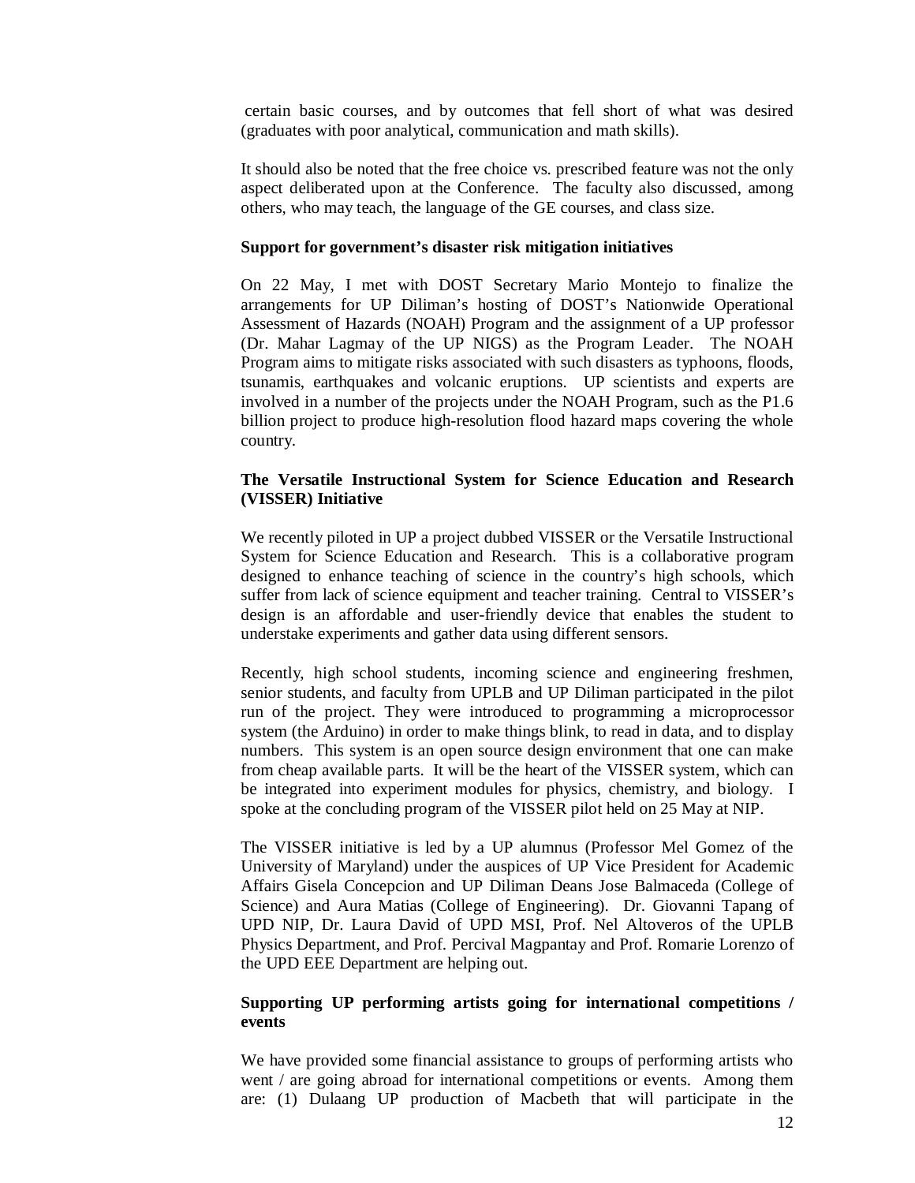certain basic courses, and by outcomes that fell short of what was desired (graduates with poor analytical, communication and math skills).

It should also be noted that the free choice vs. prescribed feature was not the only aspect deliberated upon at the Conference. The faculty also discussed, among others, who may teach, the language of the GE courses, and class size.

**Support for government's disaster risk mitigation initiatives**

On 22 May, I met with DOST Secretary Mario Montejo to finalize the arrangements for UP Diliman's hosting of DOST's Nationwide Operational Assessment of Hazards (NOAH) Program and the assignment of a UP professor (Dr. Mahar Lagmay of the UP NIGS) as the Program Leader. The NOAH Program aims to mitigate risks associated with such disasters as typhoons, floods, tsunamis, earthquakes and volcanic eruptions. UP scientists and experts are involved in a number of the projects under the NOAH Program, such as the P1.6 billion project to produce high-resolution flood hazard maps covering the whole country.

**The Versatile Instructional System for Science Education and Research (VISSER) Initiative**

We recently piloted in UP a project dubbed VISSER or the Versatile Instructional System for Science Education and Research. This is a collaborative program designed to enhance teaching of science in the country's high schools, which suffer from lack of science equipment and teacher training. Central to VISSER's design is an affordable and user-friendly device that enables the student to understake experiments and gather data using different sensors.

Recently, high school students, incoming science and engineering freshmen, senior students, and faculty from UPLB and UP Diliman participated in the pilot run of the project. They were introduced to programming a microprocessor system (the Arduino) in order to make things blink, to read in data, and to display numbers. This system is an open source design environment that one can make from cheap available parts. It will be the heart of the VISSER system, which can be integrated into experiment modules for physics, chemistry, and biology. I spoke at the concluding program of the VISSER pilot held on 25 May at NIP.

The VISSER initiative is led by a UP alumnus (Professor Mel Gomez of the University of Maryland) under the auspices of UP Vice President for Academic Affairs Gisela Concepcion and UP Diliman Deans Jose Balmaceda (College of Science) and Aura Matias (College of Engineering). Dr. Giovanni Tapang of UPD NIP, Dr. Laura David of UPD MSI, Prof. Nel Altoveros of the UPLB Physics Department, and Prof. Percival Magpantay and Prof. Romarie Lorenzo of the UPD EEE Department are helping out.

**Supporting UP performing artists going for international competitions / events**

We have provided some financial assistance to groups of performing artists who went / are going abroad for international competitions or events. Among them are: (1) Dulaang UP production of Macbeth that will participate in the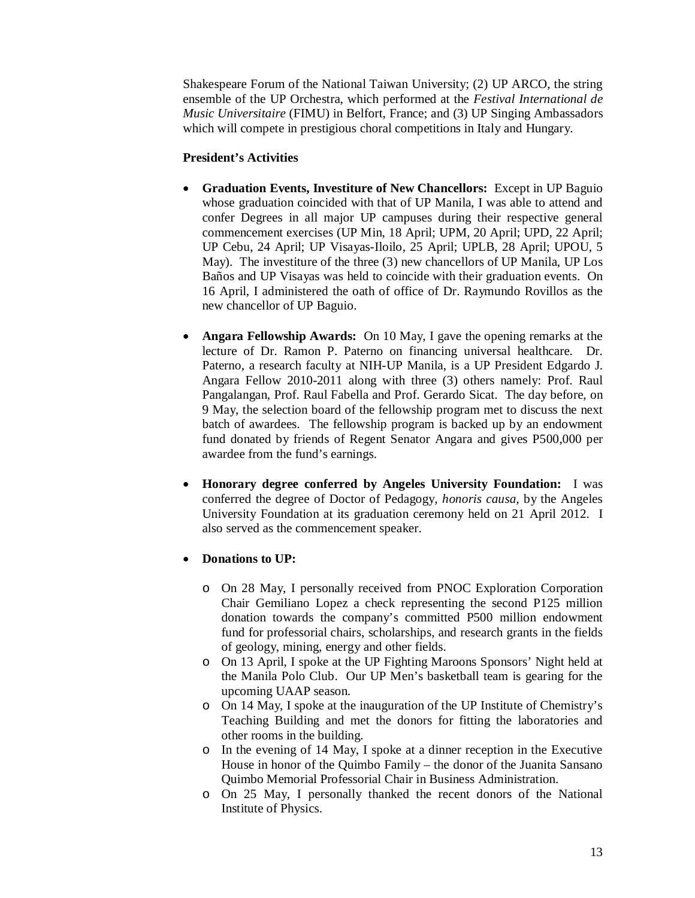Shakespeare Forum of the National Taiwan University; (2) UP ARCO, the string ensemble of the UP Orchestra, which performed at the *Festival International de Music Universitaire* (FIMU) in Belfort, France; and (3) UP Singing Ambassadors which will compete in prestigious choral competitions in Italy and Hungary.

**President's Activities**

- **Graduation Events, Investiture of New Chancellors:** Except in UP Baguio whose graduation coincided with that of UP Manila, I was able to attend and confer Degrees in all major UP campuses during their respective general commencement exercises (UP Min, 18 April; UPM, 20 April; UPD, 22 April; UP Cebu, 24 April; UP Visayas-Iloilo, 25 April; UPLB, 28 April; UPOU, 5 May). The investiture of the three (3) new chancellors of UP Manila, UP Los Baños and UP Visayas was held to coincide with their graduation events. On 16 April, I administered the oath of office of Dr. Raymundo Rovillos as the new chancellor of UP Baguio.

- **Angara Fellowship Awards:** On 10 May, I gave the opening remarks at the lecture of Dr. Ramon P. Paterno on financing universal healthcare. Dr. Paterno, a research faculty at NIH-UP Manila, is a UP President Edgardo J. Angara Fellow 2010-2011 along with three (3) others namely: Prof. Raul Pangalangan, Prof. Raul Fabella and Prof. Gerardo Sicat. The day before, on 9 May, the selection board of the fellowship program met to discuss the next batch of awardees. The fellowship program is backed up by an endowment fund donated by friends of Regent Senator Angara and gives P500,000 per awardee from the fund's earnings.

- **Honorary degree conferred by Angeles University Foundation:** I was conferred the degree of Doctor of Pedagogy, *honoris causa*, by the Angeles University Foundation at its graduation ceremony held on 21 April 2012. I also served as the commencement speaker.

- **Donations to UP:**

  - On 28 May, I personally received from PNOC Exploration Corporation Chair Gemiliano Lopez a check representing the second P125 million donation towards the company's committed P500 million endowment fund for professorial chairs, scholarships, and research grants in the fields of geology, mining, energy and other fields.
  - On 13 April, I spoke at the UP Fighting Maroons Sponsors' Night held at the Manila Polo Club. Our UP Men's basketball team is gearing for the upcoming UAAP season.
  - On 14 May, I spoke at the inauguration of the UP Institute of Chemistry's Teaching Building and met the donors for fitting the laboratories and other rooms in the building.
  - In the evening of 14 May, I spoke at a dinner reception in the Executive House in honor of the Quimbo Family – the donor of the Juanita Sansano Quimbo Memorial Professorial Chair in Business Administration.
  - On 25 May, I personally thanked the recent donors of the National Institute of Physics.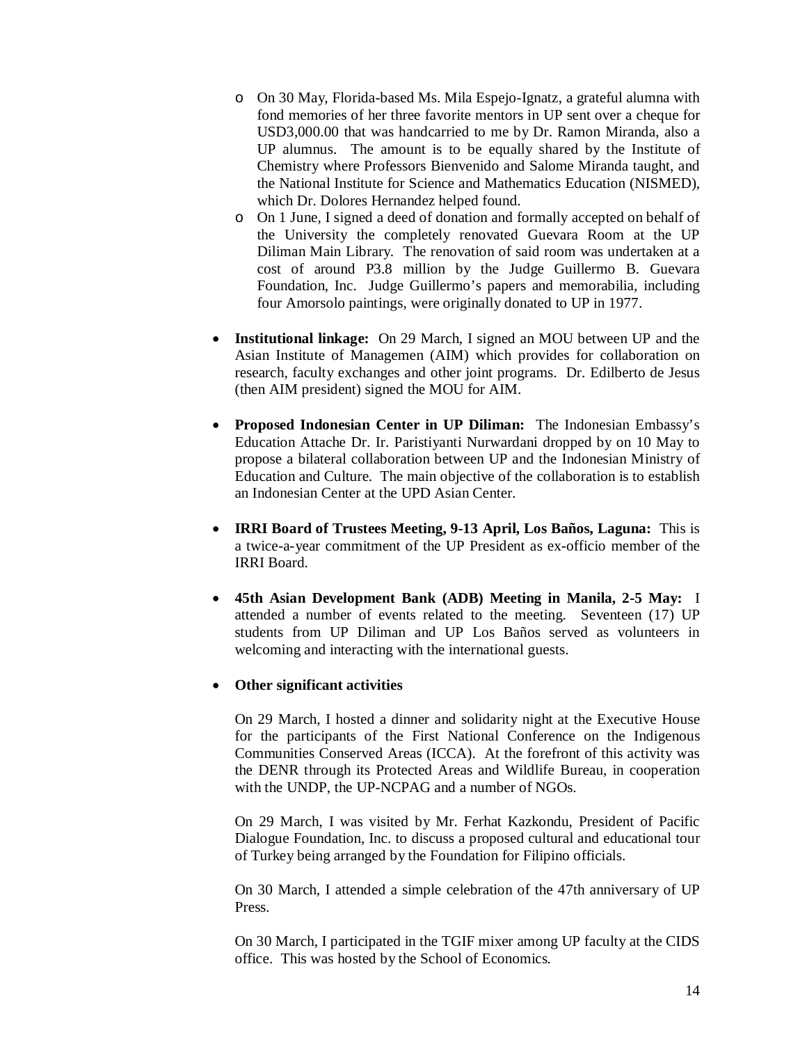- On 30 May, Florida-based Ms. Mila Espejo-Ignatz, a grateful alumna with fond memories of her three favorite mentors in UP sent over a cheque for USD3,000.00 that was handcarried to me by Dr. Ramon Miranda, also a UP alumnus. The amount is to be equally shared by the Institute of Chemistry where Professors Bienvenido and Salome Miranda taught, and the National Institute for Science and Mathematics Education (NISMED), which Dr. Dolores Hernandez helped found.
   - On 1 June, I signed a deed of donation and formally accepted on behalf of the University the completely renovated Guevara Room at the UP Diliman Main Library. The renovation of said room was undertaken at a cost of around P3.8 million by the Judge Guillermo B. Guevara Foundation, Inc. Judge Guillermo's papers and memorabilia, including four Amorsolo paintings, were originally donated to UP in 1977.

- **Institutional linkage:** On 29 March, I signed an MOU between UP and the Asian Institute of Managemen (AIM) which provides for collaboration on research, faculty exchanges and other joint programs. Dr. Edilberto de Jesus (then AIM president) signed the MOU for AIM.

- **Proposed Indonesian Center in UP Diliman:** The Indonesian Embassy's Education Attache Dr. Ir. Paristiyanti Nurwardani dropped by on 10 May to propose a bilateral collaboration between UP and the Indonesian Ministry of Education and Culture. The main objective of the collaboration is to establish an Indonesian Center at the UPD Asian Center.

- **IRRI Board of Trustees Meeting, 9-13 April, Los Baños, Laguna:** This is a twice-a-year commitment of the UP President as ex-officio member of the IRRI Board.

- **45th Asian Development Bank (ADB) Meeting in Manila, 2-5 May:** I attended a number of events related to the meeting. Seventeen (17) UP students from UP Diliman and UP Los Baños served as volunteers in welcoming and interacting with the international guests.

- **Other significant activities**

  On 29 March, I hosted a dinner and solidarity night at the Executive House for the participants of the First National Conference on the Indigenous Communities Conserved Areas (ICCA). At the forefront of this activity was the DENR through its Protected Areas and Wildlife Bureau, in cooperation with the UNDP, the UP-NCPAG and a number of NGOs.

  On 29 March, I was visited by Mr. Ferhat Kazkondu, President of Pacific Dialogue Foundation, Inc. to discuss a proposed cultural and educational tour of Turkey being arranged by the Foundation for Filipino officials.

  On 30 March, I attended a simple celebration of the 47th anniversary of UP Press.

  On 30 March, I participated in the TGIF mixer among UP faculty at the CIDS office. This was hosted by the School of Economics.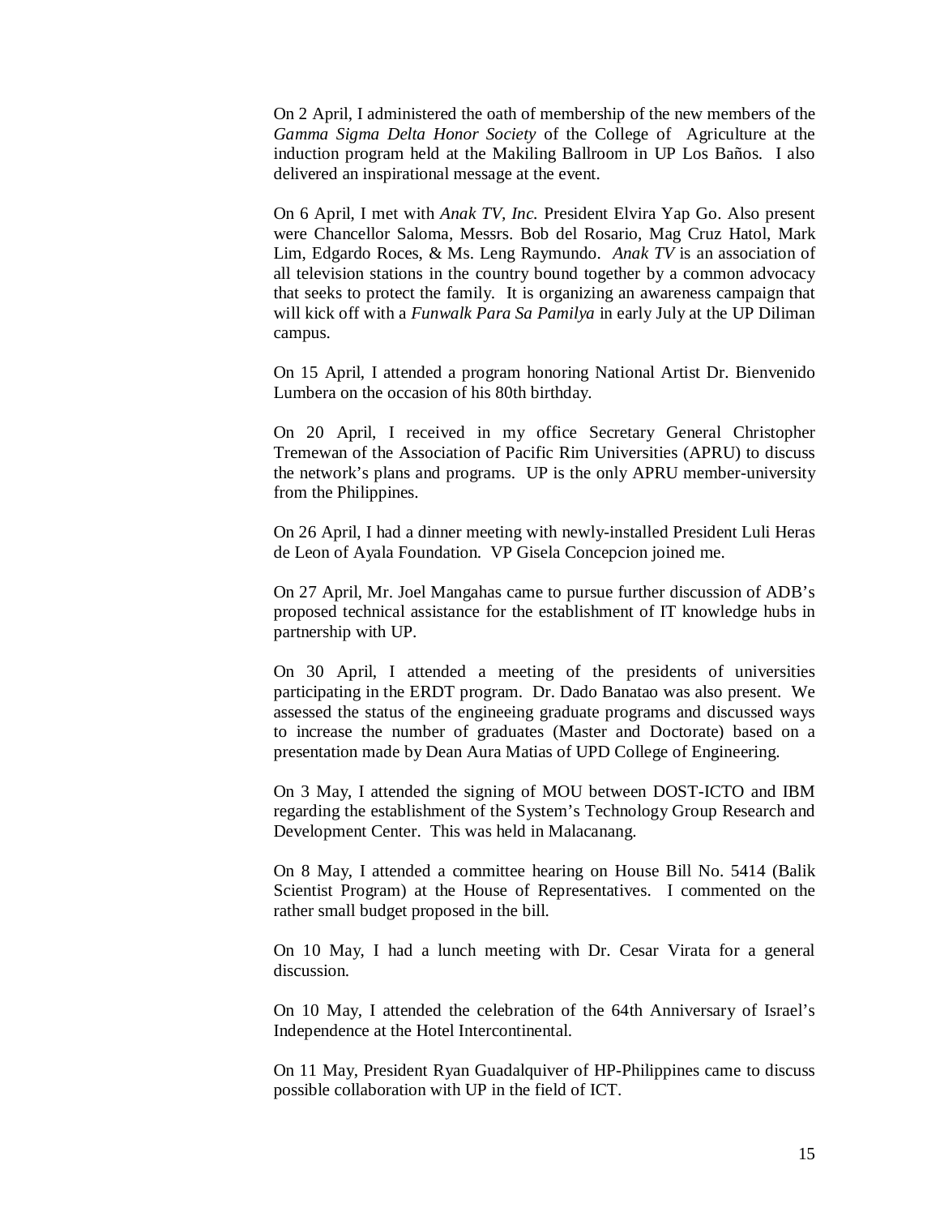On 2 April, I administered the oath of membership of the new members of the *Gamma Sigma Delta Honor Society* of the College of Agriculture at the induction program held at the Makiling Ballroom in UP Los Baños. I also delivered an inspirational message at the event.

On 6 April, I met with *Anak TV, Inc.* President Elvira Yap Go. Also present were Chancellor Saloma, Messrs. Bob del Rosario, Mag Cruz Hatol, Mark Lim, Edgardo Roces, & Ms. Leng Raymundo. *Anak TV* is an association of all television stations in the country bound together by a common advocacy that seeks to protect the family. It is organizing an awareness campaign that will kick off with a *Funwalk Para Sa Pamilya* in early July at the UP Diliman campus.

On 15 April, I attended a program honoring National Artist Dr. Bienvenido Lumbera on the occasion of his 80th birthday.

On 20 April, I received in my office Secretary General Christopher Tremewan of the Association of Pacific Rim Universities (APRU) to discuss the network's plans and programs. UP is the only APRU member-university from the Philippines.

On 26 April, I had a dinner meeting with newly-installed President Luli Heras de Leon of Ayala Foundation. VP Gisela Concepcion joined me.

On 27 April, Mr. Joel Mangahas came to pursue further discussion of ADB's proposed technical assistance for the establishment of IT knowledge hubs in partnership with UP.

On 30 April, I attended a meeting of the presidents of universities participating in the ERDT program. Dr. Dado Banatao was also present. We assessed the status of the engineeing graduate programs and discussed ways to increase the number of graduates (Master and Doctorate) based on a presentation made by Dean Aura Matias of UPD College of Engineering.

On 3 May, I attended the signing of MOU between DOST-ICTO and IBM regarding the establishment of the System's Technology Group Research and Development Center. This was held in Malacanang.

On 8 May, I attended a committee hearing on House Bill No. 5414 (Balik Scientist Program) at the House of Representatives. I commented on the rather small budget proposed in the bill.

On 10 May, I had a lunch meeting with Dr. Cesar Virata for a general discussion.

On 10 May, I attended the celebration of the 64th Anniversary of Israel's Independence at the Hotel Intercontinental.

On 11 May, President Ryan Guadalquiver of HP-Philippines came to discuss possible collaboration with UP in the field of ICT.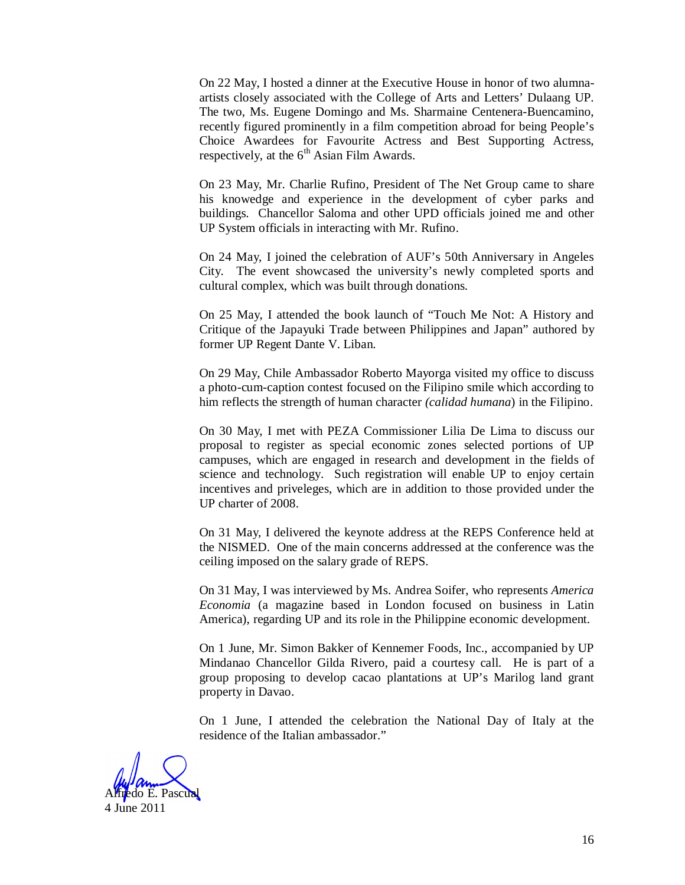On 22 May, I hosted a dinner at the Executive House in honor of two alumna-artists closely associated with the College of Arts and Letters' Dulaang UP. The two, Ms. Eugene Domingo and Ms. Sharmaine Centenera-Buencamino, recently figured prominently in a film competition abroad for being People's Choice Awardees for Favourite Actress and Best Supporting Actress, respectively, at the 6th Asian Film Awards.

On 23 May, Mr. Charlie Rufino, President of The Net Group came to share his knowedge and experience in the development of cyber parks and buildings. Chancellor Saloma and other UPD officials joined me and other UP System officials in interacting with Mr. Rufino.

On 24 May, I joined the celebration of AUF's 50th Anniversary in Angeles City. The event showcased the university's newly completed sports and cultural complex, which was built through donations.

On 25 May, I attended the book launch of "Touch Me Not: A History and Critique of the Japayuki Trade between Philippines and Japan" authored by former UP Regent Dante V. Liban.

On 29 May, Chile Ambassador Roberto Mayorga visited my office to discuss a photo-cum-caption contest focused on the Filipino smile which according to him reflects the strength of human character *(calidad humana*) in the Filipino.

On 30 May, I met with PEZA Commissioner Lilia De Lima to discuss our proposal to register as special economic zones selected portions of UP campuses, which are engaged in research and development in the fields of science and technology. Such registration will enable UP to enjoy certain incentives and priveleges, which are in addition to those provided under the UP charter of 2008.

On 31 May, I delivered the keynote address at the REPS Conference held at the NISMED. One of the main concerns addressed at the conference was the ceiling imposed on the salary grade of REPS.

On 31 May, I was interviewed by Ms. Andrea Soifer, who represents *America Economia* (a magazine based in London focused on business in Latin America), regarding UP and its role in the Philippine economic development.

On 1 June, Mr. Simon Bakker of Kennemer Foods, Inc., accompanied by UP Mindanao Chancellor Gilda Rivero, paid a courtesy call. He is part of a group proposing to develop cacao plantations at UP's Marilog land grant property in Davao.

On 1 June, I attended the celebration the National Day of Italy at the residence of the Italian ambassador."

Alfredo E. Pascual
4 June 2011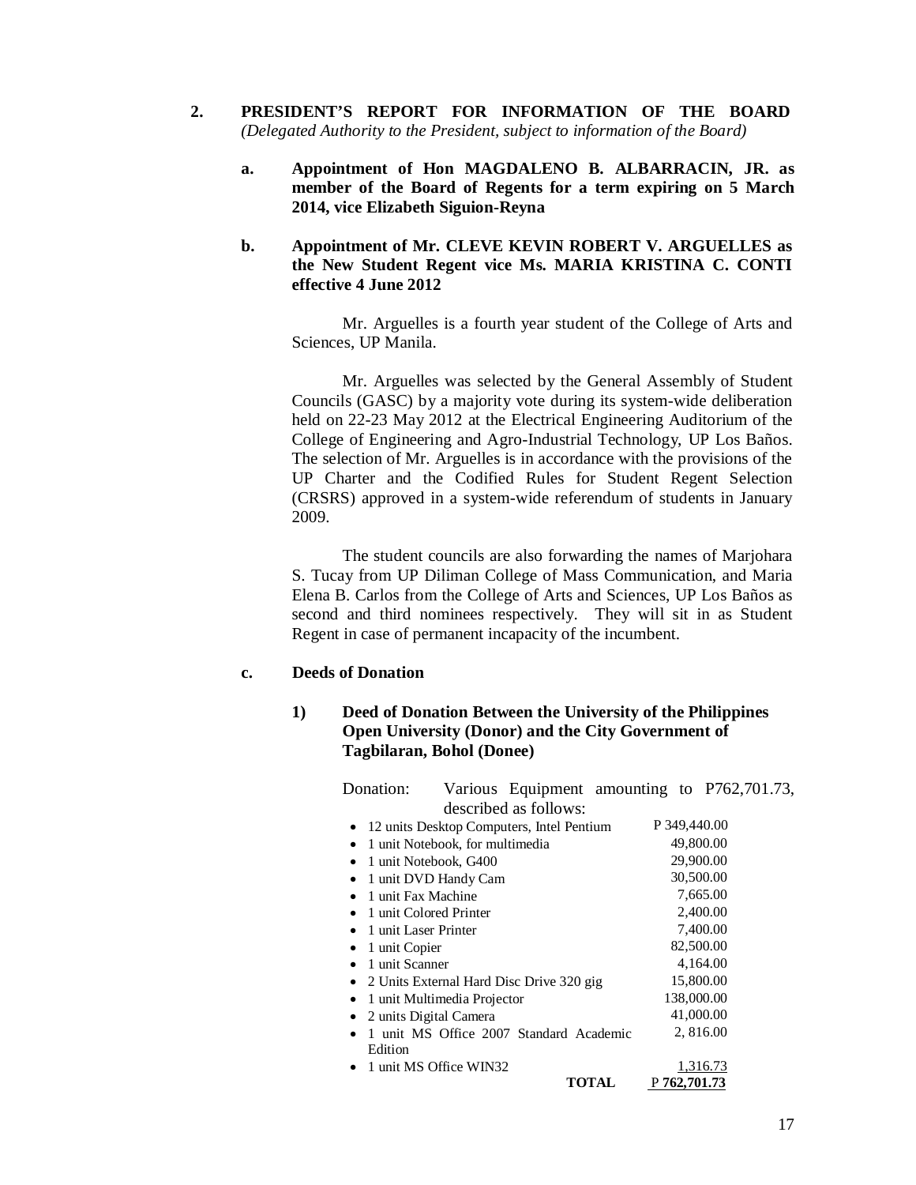## 2. PRESIDENT'S REPORT FOR INFORMATION OF THE BOARD

*(Delegated Authority to the President, subject to information of the Board)*

### a. Appointment of Hon MAGDALENO B. ALBARRACIN, JR. as member of the Board of Regents for a term expiring on 5 March 2014, vice Elizabeth Siguion-Reyna

### b. Appointment of Mr. CLEVE KEVIN ROBERT V. ARGUELLES as the New Student Regent vice Ms. MARIA KRISTINA C. CONTI effective 4 June 2012

Mr. Arguelles is a fourth year student of the College of Arts and Sciences, UP Manila.

Mr. Arguelles was selected by the General Assembly of Student Councils (GASC) by a majority vote during its system-wide deliberation held on 22-23 May 2012 at the Electrical Engineering Auditorium of the College of Engineering and Agro-Industrial Technology, UP Los Baños. The selection of Mr. Arguelles is in accordance with the provisions of the UP Charter and the Codified Rules for Student Regent Selection (CRSRS) approved in a system-wide referendum of students in January 2009.

The student councils are also forwarding the names of Marjohara S. Tucay from UP Diliman College of Mass Communication, and Maria Elena B. Carlos from the College of Arts and Sciences, UP Los Baños as second and third nominees respectively. They will sit in as Student Regent in case of permanent incapacity of the incumbent.

### c. Deeds of Donation

#### 1) Deed of Donation Between the University of the Philippines Open University (Donor) and the City Government of Tagbilaran, Bohol (Donee)

Donation: Various Equipment amounting to P762,701.73, described as follows:

| Item | Amount |
|---|---|
| • 12 units Desktop Computers, Intel Pentium | P 349,440.00 |
| • 1 unit Notebook, for multimedia | 49,800.00 |
| • 1 unit Notebook, G400 | 29,900.00 |
| • 1 unit DVD Handy Cam | 30,500.00 |
| • 1 unit Fax Machine | 7,665.00 |
| • 1 unit Colored Printer | 2,400.00 |
| • 1 unit Laser Printer | 7,400.00 |
| • 1 unit Copier | 82,500.00 |
| • 1 unit Scanner | 4,164.00 |
| • 2 Units External Hard Disc Drive 320 gig | 15,800.00 |
| • 1 unit Multimedia Projector | 138,000.00 |
| • 2 units Digital Camera | 41,000.00 |
| • 1 unit MS Office 2007 Standard Academic Edition | 2, 816.00 |
| • 1 unit MS Office WIN32 | 1,316.73 |
| **TOTAL** | P **762,701.73** |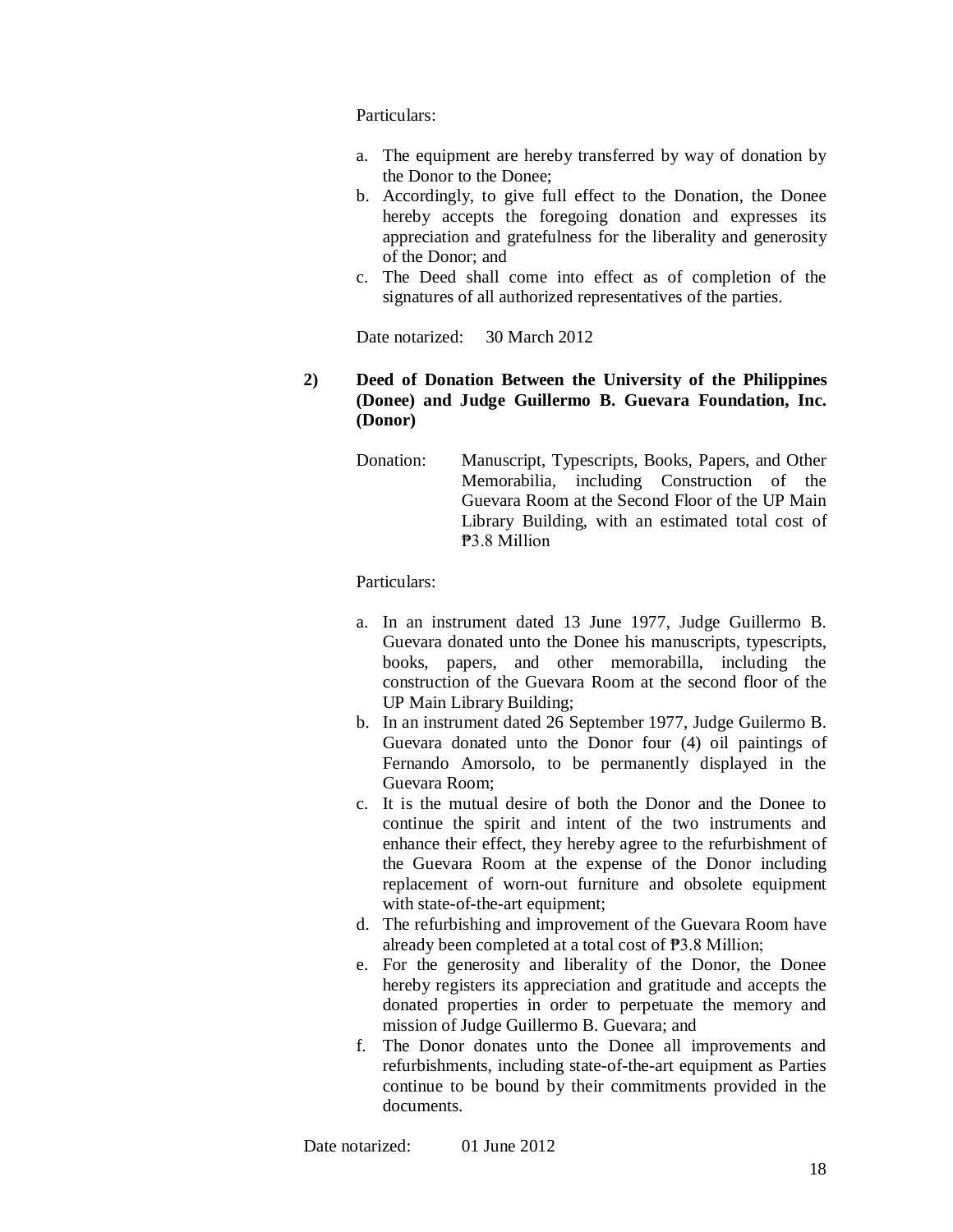Particulars:

a. The equipment are hereby transferred by way of donation by the Donor to the Donee;
b. Accordingly, to give full effect to the Donation, the Donee hereby accepts the foregoing donation and expresses its appreciation and gratefulness for the liberality and generosity of the Donor; and
c. The Deed shall come into effect as of completion of the signatures of all authorized representatives of the parties.

Date notarized: 30 March 2012

**2) Deed of Donation Between the University of the Philippines (Donee) and Judge Guillermo B. Guevara Foundation, Inc. (Donor)**

Donation: Manuscript, Typescripts, Books, Papers, and Other Memorabilia, including Construction of the Guevara Room at the Second Floor of the UP Main Library Building, with an estimated total cost of ₱3.8 Million

Particulars:

a. In an instrument dated 13 June 1977, Judge Guillermo B. Guevara donated unto the Donee his manuscripts, typescripts, books, papers, and other memorabilla, including the construction of the Guevara Room at the second floor of the UP Main Library Building;
b. In an instrument dated 26 September 1977, Judge Guilermo B. Guevara donated unto the Donor four (4) oil paintings of Fernando Amorsolo, to be permanently displayed in the Guevara Room;
c. It is the mutual desire of both the Donor and the Donee to continue the spirit and intent of the two instruments and enhance their effect, they hereby agree to the refurbishment of the Guevara Room at the expense of the Donor including replacement of worn-out furniture and obsolete equipment with state-of-the-art equipment;
d. The refurbishing and improvement of the Guevara Room have already been completed at a total cost of ₱3.8 Million;
e. For the generosity and liberality of the Donor, the Donee hereby registers its appreciation and gratitude and accepts the donated properties in order to perpetuate the memory and mission of Judge Guillermo B. Guevara; and
f. The Donor donates unto the Donee all improvements and refurbishments, including state-of-the-art equipment as Parties continue to be bound by their commitments provided in the documents.

Date notarized: 01 June 2012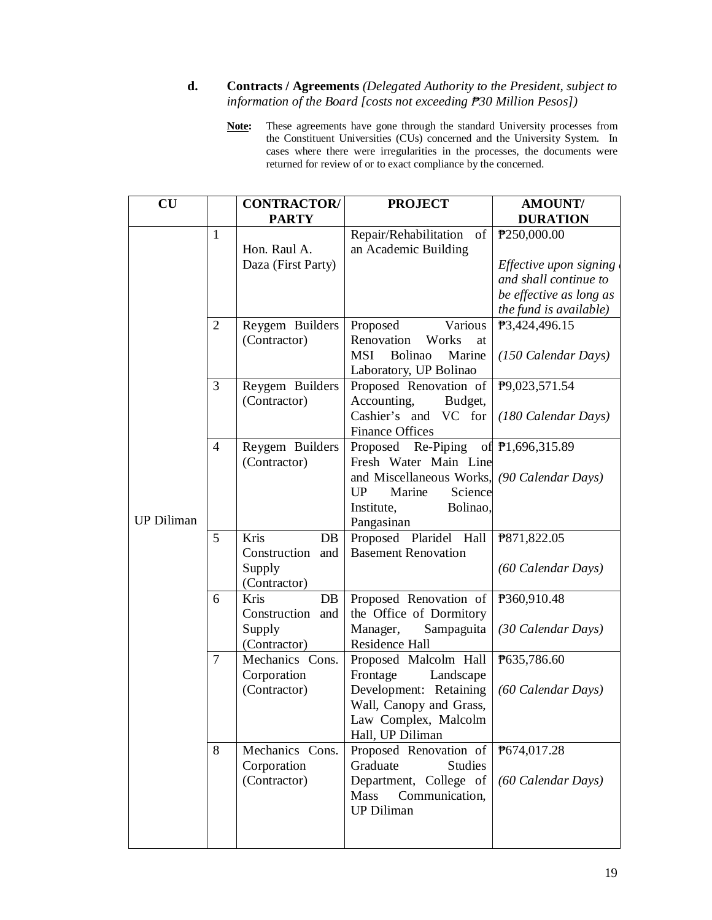**d. Contracts / Agreements** *(Delegated Authority to the President, subject to information of the Board [costs not exceeding ₱30 Million Pesos])*

> **Note:** These agreements have gone through the standard University processes from the Constituent Universities (CUs) concerned and the University System. In cases where there were irregularities in the processes, the documents were returned for review of or to exact compliance by the concerned.

| CU | | CONTRACTOR/ PARTY | PROJECT | AMOUNT/ DURATION |
|---|---|---|---|---|
| UP Diliman | 1 | Hon. Raul A. Daza (First Party) | Repair/Rehabilitation of an Academic Building | ₱250,000.00 *Effective upon signing and shall continue to be effective as long as the fund is available)* |
| | 2 | Reygem Builders (Contractor) | Proposed Various Renovation Works at MSI Bolinao Marine Laboratory, UP Bolinao | ₱3,424,496.15 *(150 Calendar Days)* |
| | 3 | Reygem Builders (Contractor) | Proposed Renovation of Accounting, Budget, Cashier's and VC for Finance Offices | ₱9,023,571.54 *(180 Calendar Days)* |
| | 4 | Reygem Builders (Contractor) | Proposed Re-Piping of Fresh Water Main Line and Miscellaneous Works, UP Marine Science Institute, Bolinao, Pangasinan | ₱1,696,315.89 *(90 Calendar Days)* |
| | 5 | Kris DB Construction and Supply (Contractor) | Proposed Plaridel Hall Basement Renovation | ₱871,822.05 *(60 Calendar Days)* |
| | 6 | Kris DB Construction and Supply (Contractor) | Proposed Renovation of the Office of Dormitory Manager, Sampaguita Residence Hall | ₱360,910.48 *(30 Calendar Days)* |
| | 7 | Mechanics Cons. Corporation (Contractor) | Proposed Malcolm Hall Frontage Landscape Development: Retaining Wall, Canopy and Grass, Law Complex, Malcolm Hall, UP Diliman | ₱635,786.60 *(60 Calendar Days)* |
| | 8 | Mechanics Cons. Corporation (Contractor) | Proposed Renovation of Graduate Studies Department, College of Mass Communication, UP Diliman | ₱674,017.28 *(60 Calendar Days)* |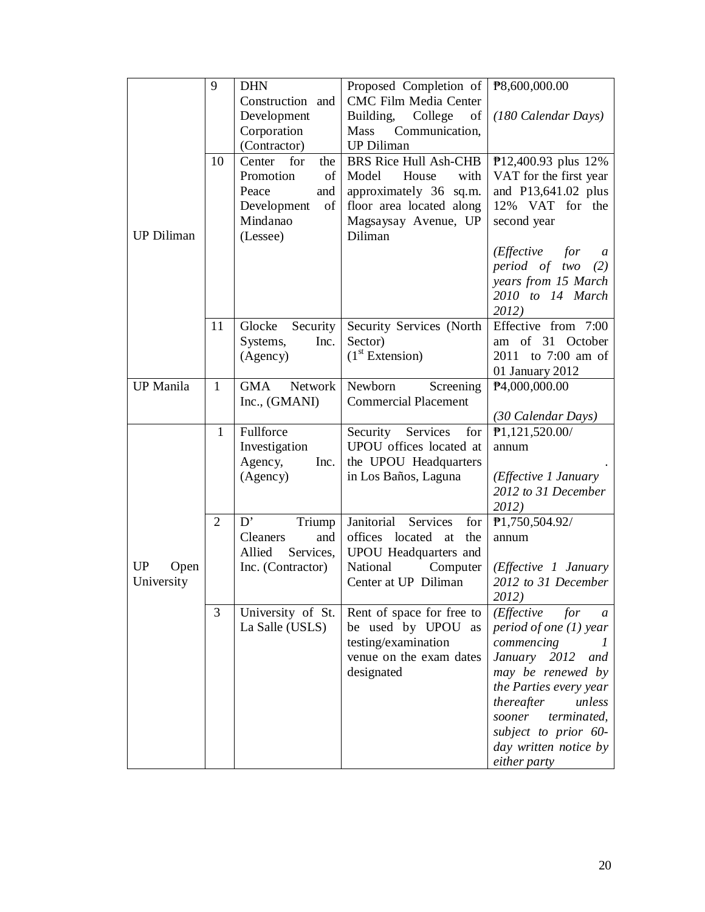| | | | | |
|---|---|---|---|---|
| UP Diliman | 9 | DHN Construction and Development Corporation (Contractor) | Proposed Completion of CMC Film Media Center Building, College of Mass Communication, UP Diliman | ₱8,600,000.00<br><br>*(180 Calendar Days)* |
| | 10 | Center for the Promotion of Peace and Development of Mindanao (Lessee) | BRS Rice Hull Ash-CHB Model House with approximately 36 sq.m. floor area located along Magsaysay Avenue, UP Diliman | ₱12,400.93 plus 12% VAT for the first year and P13,641.02 plus 12% VAT for the second year<br><br>*(Effective for a period of two (2) years from 15 March 2010 to 14 March 2012)* |
| | 11 | Glocke Security Systems, Inc. (Agency) | Security Services (North Sector)<br>(1st Extension) | Effective from 7:00 am of 31 October 2011 to 7:00 am of 01 January 2012 |
| UP Manila | 1 | GMA Network Inc., (GMANI) | Newborn Screening Commercial Placement | ₱4,000,000.00<br><br>*(30 Calendar Days)* |
| UP Open University | 1 | Fullforce Investigation Agency, Inc. (Agency) | Security Services for UPOU offices located at the UPOU Headquarters in Los Baños, Laguna | ₱1,121,520.00/ annum<br><br>*(Effective 1 January 2012 to 31 December 2012)* |
| | 2 | D' Triump Cleaners and Allied Services, Inc. (Contractor) | Janitorial Services for offices located at the UPOU Headquarters and National Computer Center at UP Diliman | ₱1,750,504.92/ annum<br><br>*(Effective 1 January 2012 to 31 December 2012)* |
| | 3 | University of St. La Salle (USLS) | Rent of space for free to be used by UPOU as testing/examination venue on the exam dates designated | *(Effective for a period of one (1) year commencing 1 January 2012 and may be renewed by the Parties every year thereafter unless sooner terminated, subject to prior 60-day written notice by either party* |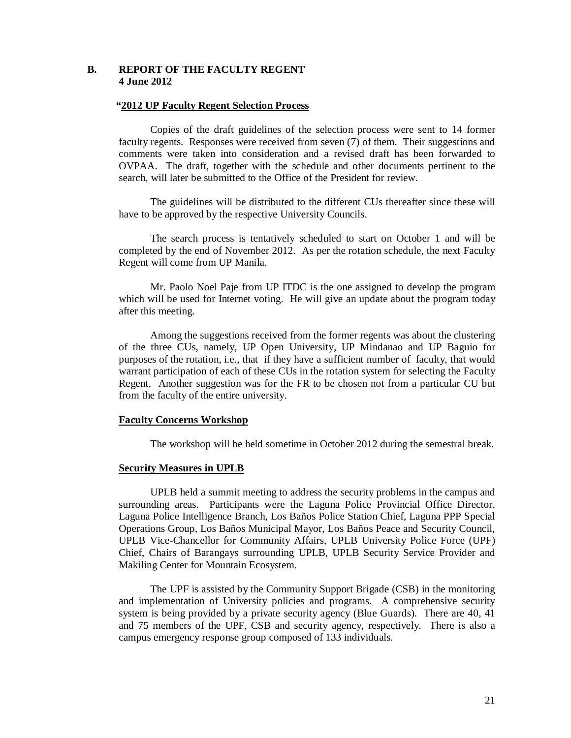## B. REPORT OF THE FACULTY REGENT 4 June 2012

**"2012 UP Faculty Regent Selection Process**

Copies of the draft guidelines of the selection process were sent to 14 former faculty regents. Responses were received from seven (7) of them. Their suggestions and comments were taken into consideration and a revised draft has been forwarded to OVPAA. The draft, together with the schedule and other documents pertinent to the search, will later be submitted to the Office of the President for review.

The guidelines will be distributed to the different CUs thereafter since these will have to be approved by the respective University Councils.

The search process is tentatively scheduled to start on October 1 and will be completed by the end of November 2012. As per the rotation schedule, the next Faculty Regent will come from UP Manila.

Mr. Paolo Noel Paje from UP ITDC is the one assigned to develop the program which will be used for Internet voting. He will give an update about the program today after this meeting.

Among the suggestions received from the former regents was about the clustering of the three CUs, namely, UP Open University, UP Mindanao and UP Baguio for purposes of the rotation, i.e., that if they have a sufficient number of faculty, that would warrant participation of each of these CUs in the rotation system for selecting the Faculty Regent. Another suggestion was for the FR to be chosen not from a particular CU but from the faculty of the entire university.

**Faculty Concerns Workshop**

The workshop will be held sometime in October 2012 during the semestral break.

**Security Measures in UPLB**

UPLB held a summit meeting to address the security problems in the campus and surrounding areas. Participants were the Laguna Police Provincial Office Director, Laguna Police Intelligence Branch, Los Baños Police Station Chief, Laguna PPP Special Operations Group, Los Baños Municipal Mayor, Los Baños Peace and Security Council, UPLB Vice-Chancellor for Community Affairs, UPLB University Police Force (UPF) Chief, Chairs of Barangays surrounding UPLB, UPLB Security Service Provider and Makiling Center for Mountain Ecosystem.

The UPF is assisted by the Community Support Brigade (CSB) in the monitoring and implementation of University policies and programs. A comprehensive security system is being provided by a private security agency (Blue Guards). There are 40, 41 and 75 members of the UPF, CSB and security agency, respectively. There is also a campus emergency response group composed of 133 individuals.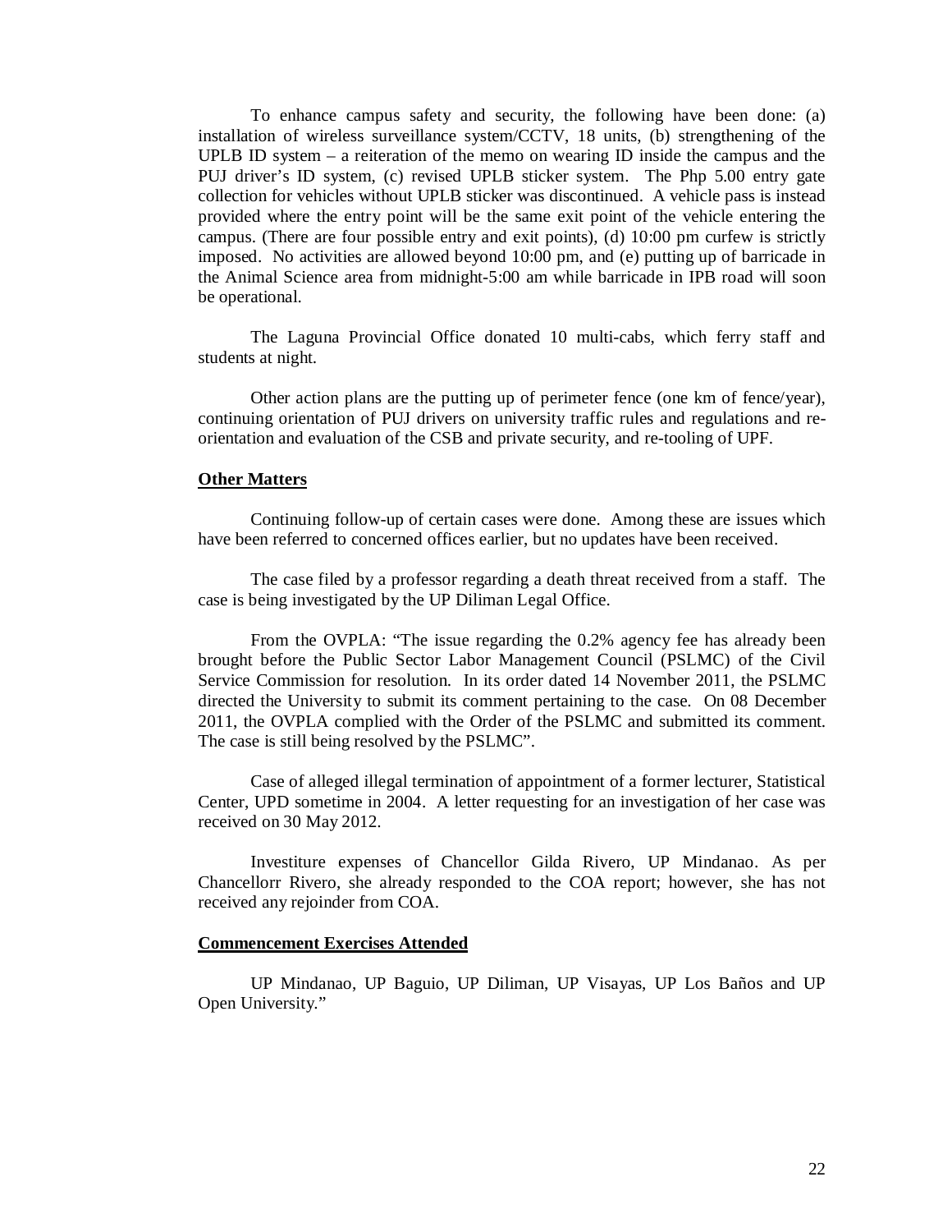To enhance campus safety and security, the following have been done: (a) installation of wireless surveillance system/CCTV, 18 units, (b) strengthening of the UPLB ID system – a reiteration of the memo on wearing ID inside the campus and the PUJ driver's ID system, (c) revised UPLB sticker system. The Php 5.00 entry gate collection for vehicles without UPLB sticker was discontinued. A vehicle pass is instead provided where the entry point will be the same exit point of the vehicle entering the campus. (There are four possible entry and exit points), (d) 10:00 pm curfew is strictly imposed. No activities are allowed beyond 10:00 pm, and (e) putting up of barricade in the Animal Science area from midnight-5:00 am while barricade in IPB road will soon be operational.

The Laguna Provincial Office donated 10 multi-cabs, which ferry staff and students at night.

Other action plans are the putting up of perimeter fence (one km of fence/year), continuing orientation of PUJ drivers on university traffic rules and regulations and re-orientation and evaluation of the CSB and private security, and re-tooling of UPF.

**Other Matters**

Continuing follow-up of certain cases were done. Among these are issues which have been referred to concerned offices earlier, but no updates have been received.

The case filed by a professor regarding a death threat received from a staff. The case is being investigated by the UP Diliman Legal Office.

From the OVPLA: "The issue regarding the 0.2% agency fee has already been brought before the Public Sector Labor Management Council (PSLMC) of the Civil Service Commission for resolution. In its order dated 14 November 2011, the PSLMC directed the University to submit its comment pertaining to the case. On 08 December 2011, the OVPLA complied with the Order of the PSLMC and submitted its comment. The case is still being resolved by the PSLMC".

Case of alleged illegal termination of appointment of a former lecturer, Statistical Center, UPD sometime in 2004. A letter requesting for an investigation of her case was received on 30 May 2012.

Investiture expenses of Chancellor Gilda Rivero, UP Mindanao. As per Chancellorr Rivero, she already responded to the COA report; however, she has not received any rejoinder from COA.

**Commencement Exercises Attended**

UP Mindanao, UP Baguio, UP Diliman, UP Visayas, UP Los Baños and UP Open University."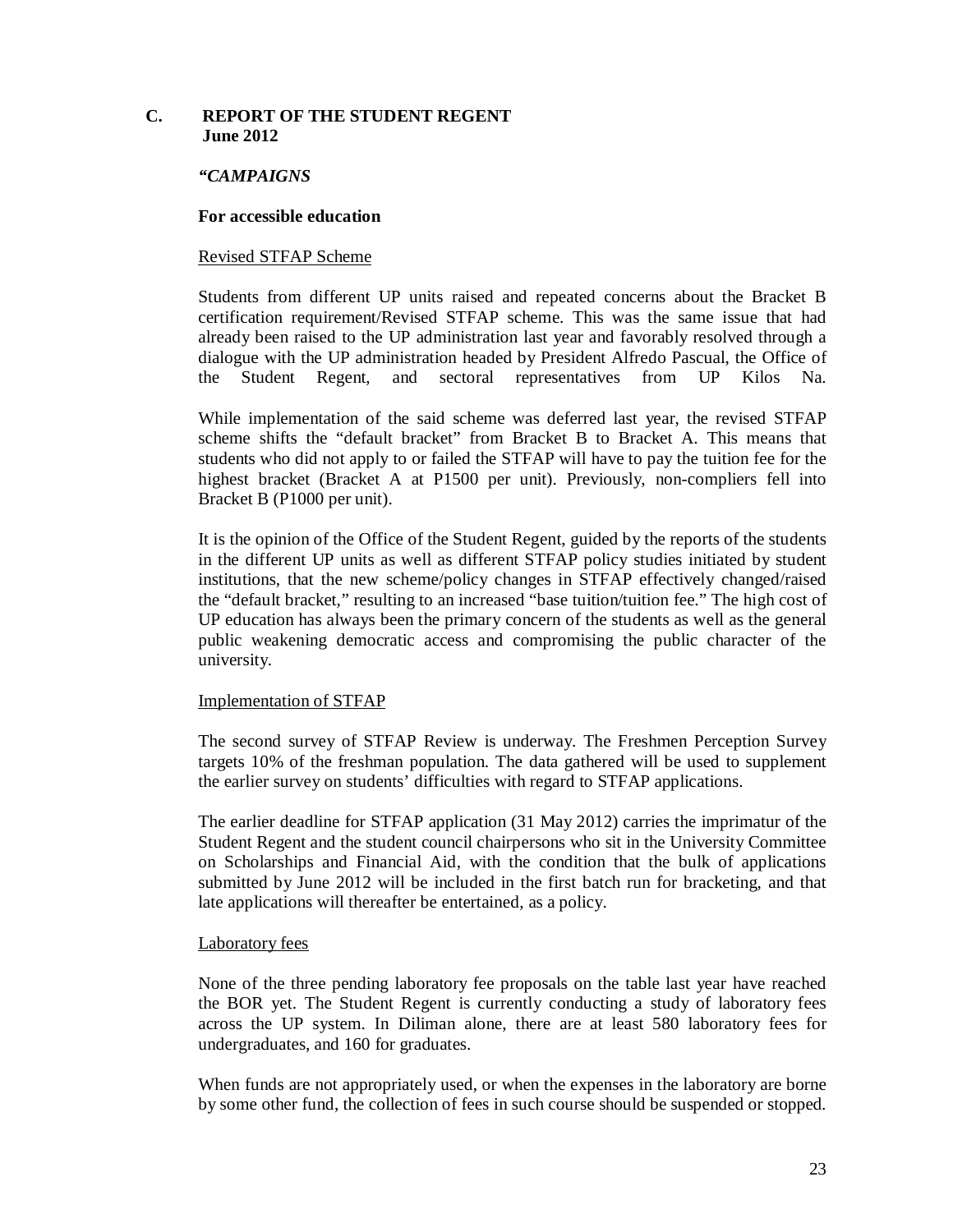## C. REPORT OF THE STUDENT REGENT June 2012

***"CAMPAIGNS***

**For accessible education**

Revised STFAP Scheme

Students from different UP units raised and repeated concerns about the Bracket B certification requirement/Revised STFAP scheme. This was the same issue that had already been raised to the UP administration last year and favorably resolved through a dialogue with the UP administration headed by President Alfredo Pascual, the Office of the Student Regent, and sectoral representatives from UP Kilos Na.

While implementation of the said scheme was deferred last year, the revised STFAP scheme shifts the "default bracket" from Bracket B to Bracket A. This means that students who did not apply to or failed the STFAP will have to pay the tuition fee for the highest bracket (Bracket A at P1500 per unit). Previously, non-compliers fell into Bracket B (P1000 per unit).

It is the opinion of the Office of the Student Regent, guided by the reports of the students in the different UP units as well as different STFAP policy studies initiated by student institutions, that the new scheme/policy changes in STFAP effectively changed/raised the "default bracket," resulting to an increased "base tuition/tuition fee." The high cost of UP education has always been the primary concern of the students as well as the general public weakening democratic access and compromising the public character of the university.

Implementation of STFAP

The second survey of STFAP Review is underway. The Freshmen Perception Survey targets 10% of the freshman population. The data gathered will be used to supplement the earlier survey on students' difficulties with regard to STFAP applications.

The earlier deadline for STFAP application (31 May 2012) carries the imprimatur of the Student Regent and the student council chairpersons who sit in the University Committee on Scholarships and Financial Aid, with the condition that the bulk of applications submitted by June 2012 will be included in the first batch run for bracketing, and that late applications will thereafter be entertained, as a policy.

Laboratory fees

None of the three pending laboratory fee proposals on the table last year have reached the BOR yet. The Student Regent is currently conducting a study of laboratory fees across the UP system. In Diliman alone, there are at least 580 laboratory fees for undergraduates, and 160 for graduates.

When funds are not appropriately used, or when the expenses in the laboratory are borne by some other fund, the collection of fees in such course should be suspended or stopped.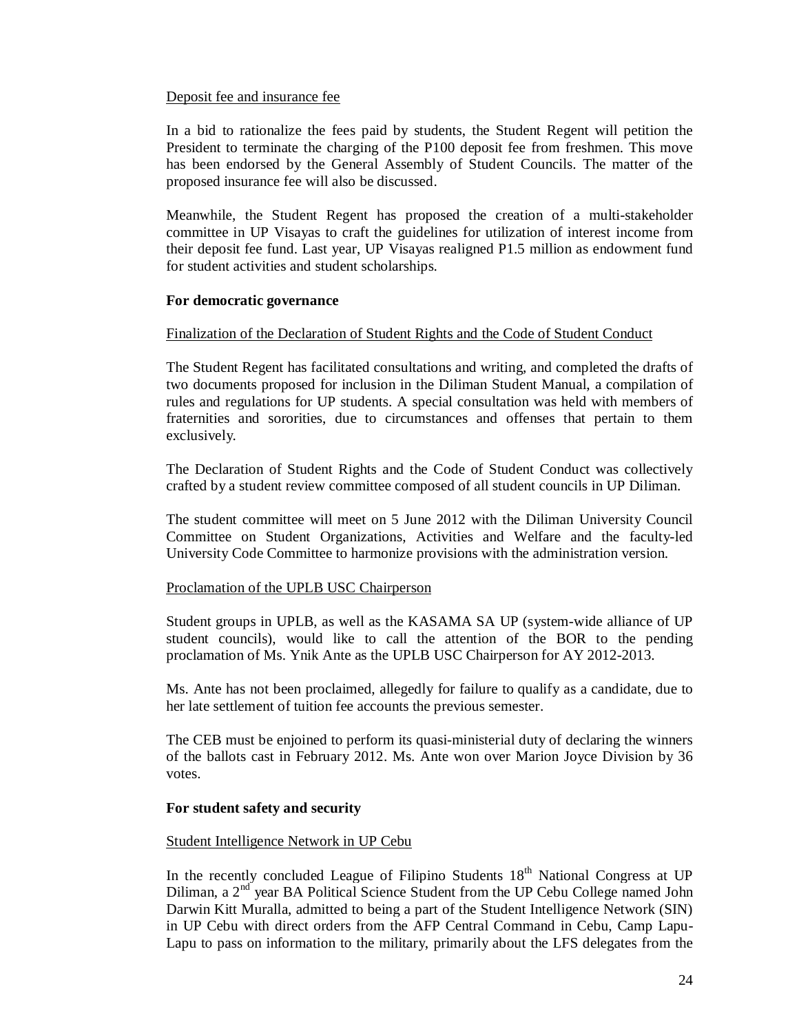Deposit fee and insurance fee

In a bid to rationalize the fees paid by students, the Student Regent will petition the President to terminate the charging of the P100 deposit fee from freshmen. This move has been endorsed by the General Assembly of Student Councils. The matter of the proposed insurance fee will also be discussed.

Meanwhile, the Student Regent has proposed the creation of a multi-stakeholder committee in UP Visayas to craft the guidelines for utilization of interest income from their deposit fee fund. Last year, UP Visayas realigned P1.5 million as endowment fund for student activities and student scholarships.

**For democratic governance**

Finalization of the Declaration of Student Rights and the Code of Student Conduct

The Student Regent has facilitated consultations and writing, and completed the drafts of two documents proposed for inclusion in the Diliman Student Manual, a compilation of rules and regulations for UP students. A special consultation was held with members of fraternities and sororities, due to circumstances and offenses that pertain to them exclusively.

The Declaration of Student Rights and the Code of Student Conduct was collectively crafted by a student review committee composed of all student councils in UP Diliman.

The student committee will meet on 5 June 2012 with the Diliman University Council Committee on Student Organizations, Activities and Welfare and the faculty-led University Code Committee to harmonize provisions with the administration version.

Proclamation of the UPLB USC Chairperson

Student groups in UPLB, as well as the KASAMA SA UP (system-wide alliance of UP student councils), would like to call the attention of the BOR to the pending proclamation of Ms. Ynik Ante as the UPLB USC Chairperson for AY 2012-2013.

Ms. Ante has not been proclaimed, allegedly for failure to qualify as a candidate, due to her late settlement of tuition fee accounts the previous semester.

The CEB must be enjoined to perform its quasi-ministerial duty of declaring the winners of the ballots cast in February 2012. Ms. Ante won over Marion Joyce Division by 36 votes.

**For student safety and security**

Student Intelligence Network in UP Cebu

In the recently concluded League of Filipino Students 18th National Congress at UP Diliman, a 2nd year BA Political Science Student from the UP Cebu College named John Darwin Kitt Muralla, admitted to being a part of the Student Intelligence Network (SIN) in UP Cebu with direct orders from the AFP Central Command in Cebu, Camp Lapu-Lapu to pass on information to the military, primarily about the LFS delegates from the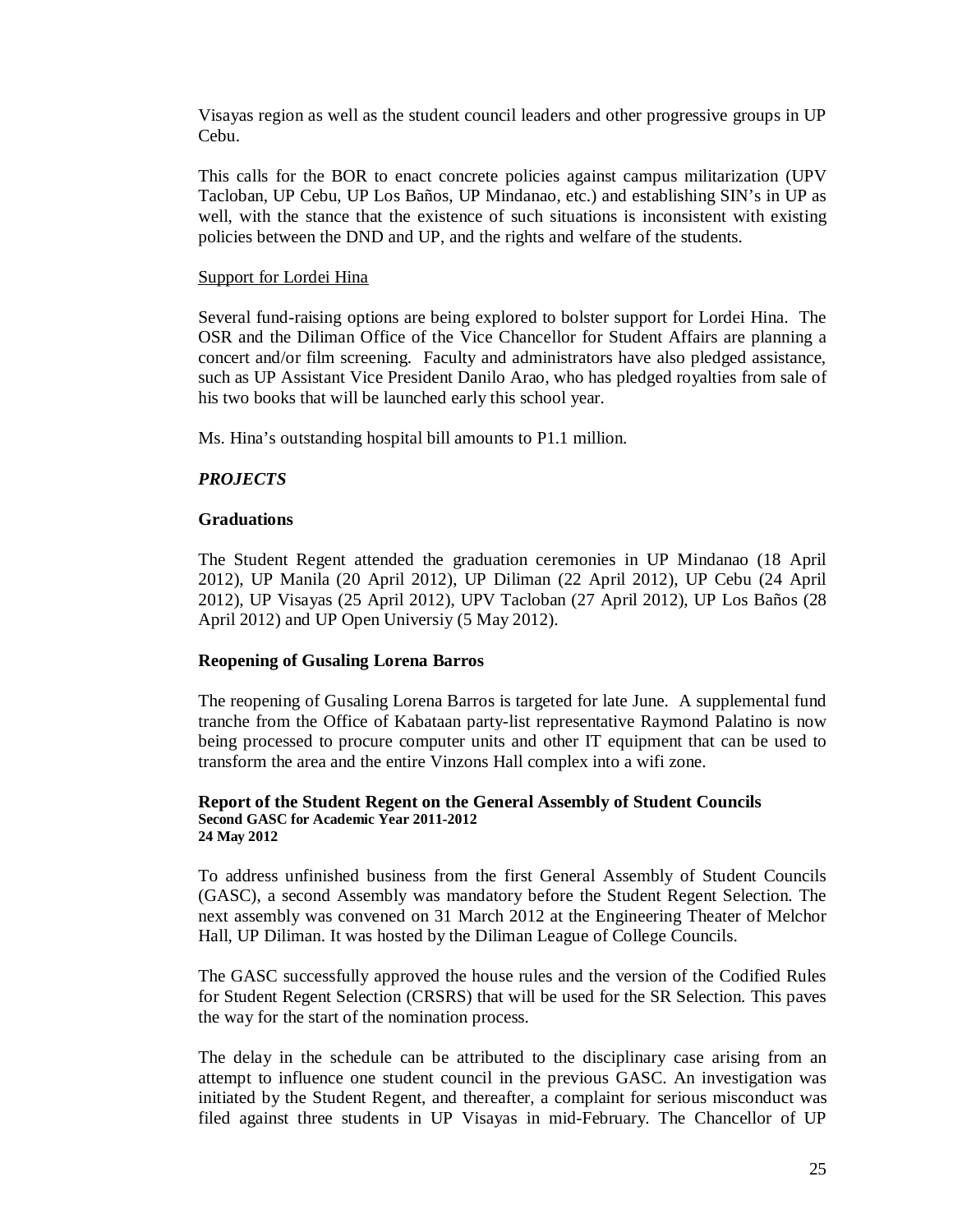Visayas region as well as the student council leaders and other progressive groups in UP Cebu.

This calls for the BOR to enact concrete policies against campus militarization (UPV Tacloban, UP Cebu, UP Los Baños, UP Mindanao, etc.) and establishing SIN's in UP as well, with the stance that the existence of such situations is inconsistent with existing policies between the DND and UP, and the rights and welfare of the students.

Support for Lordei Hina

Several fund-raising options are being explored to bolster support for Lordei Hina. The OSR and the Diliman Office of the Vice Chancellor for Student Affairs are planning a concert and/or film screening. Faculty and administrators have also pledged assistance, such as UP Assistant Vice President Danilo Arao, who has pledged royalties from sale of his two books that will be launched early this school year.

Ms. Hina's outstanding hospital bill amounts to P1.1 million.

***PROJECTS***

**Graduations**

The Student Regent attended the graduation ceremonies in UP Mindanao (18 April 2012), UP Manila (20 April 2012), UP Diliman (22 April 2012), UP Cebu (24 April 2012), UP Visayas (25 April 2012), UPV Tacloban (27 April 2012), UP Los Baños (28 April 2012) and UP Open Universiy (5 May 2012).

**Reopening of Gusaling Lorena Barros**

The reopening of Gusaling Lorena Barros is targeted for late June. A supplemental fund tranche from the Office of Kabataan party-list representative Raymond Palatino is now being processed to procure computer units and other IT equipment that can be used to transform the area and the entire Vinzons Hall complex into a wifi zone.

**Report of the Student Regent on the General Assembly of Student Councils**
**Second GASC for Academic Year 2011-2012**
**24 May 2012**

To address unfinished business from the first General Assembly of Student Councils (GASC), a second Assembly was mandatory before the Student Regent Selection. The next assembly was convened on 31 March 2012 at the Engineering Theater of Melchor Hall, UP Diliman. It was hosted by the Diliman League of College Councils.

The GASC successfully approved the house rules and the version of the Codified Rules for Student Regent Selection (CRSRS) that will be used for the SR Selection. This paves the way for the start of the nomination process.

The delay in the schedule can be attributed to the disciplinary case arising from an attempt to influence one student council in the previous GASC. An investigation was initiated by the Student Regent, and thereafter, a complaint for serious misconduct was filed against three students in UP Visayas in mid-February. The Chancellor of UP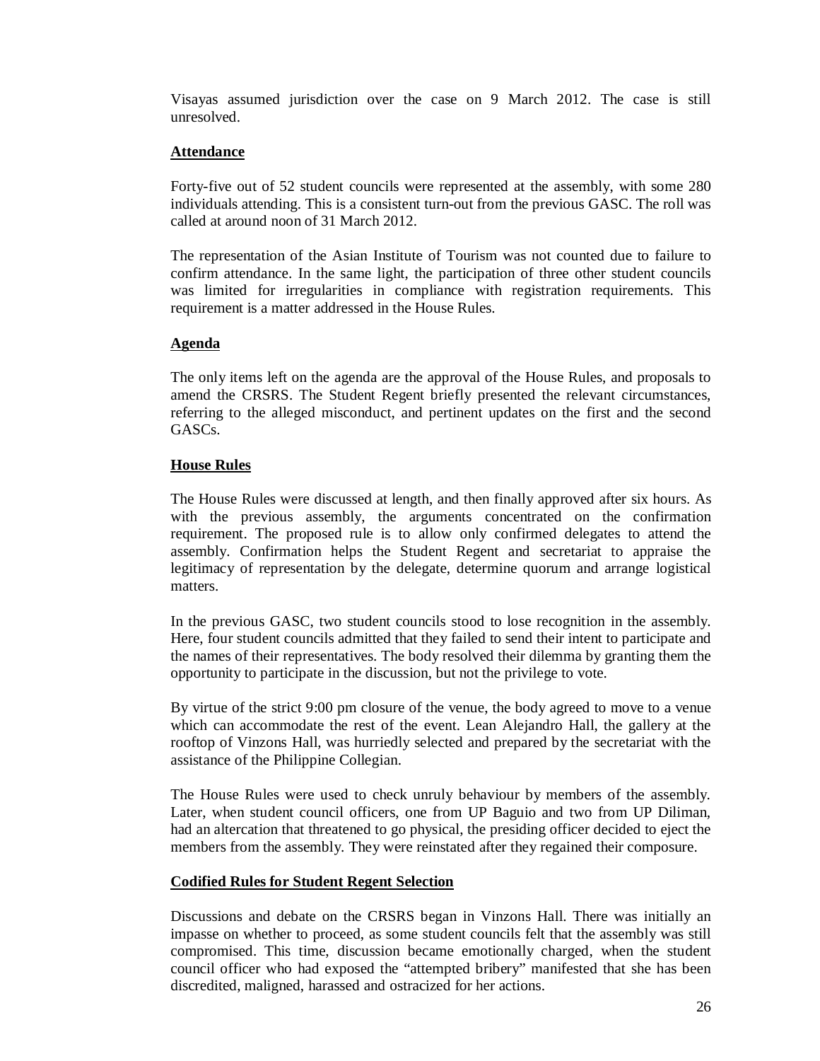Visayas assumed jurisdiction over the case on 9 March 2012. The case is still unresolved.

## Attendance

Forty-five out of 52 student councils were represented at the assembly, with some 280 individuals attending. This is a consistent turn-out from the previous GASC. The roll was called at around noon of 31 March 2012.

The representation of the Asian Institute of Tourism was not counted due to failure to confirm attendance. In the same light, the participation of three other student councils was limited for irregularities in compliance with registration requirements. This requirement is a matter addressed in the House Rules.

## Agenda

The only items left on the agenda are the approval of the House Rules, and proposals to amend the CRSRS. The Student Regent briefly presented the relevant circumstances, referring to the alleged misconduct, and pertinent updates on the first and the second GASCs.

## House Rules

The House Rules were discussed at length, and then finally approved after six hours. As with the previous assembly, the arguments concentrated on the confirmation requirement. The proposed rule is to allow only confirmed delegates to attend the assembly. Confirmation helps the Student Regent and secretariat to appraise the legitimacy of representation by the delegate, determine quorum and arrange logistical matters.

In the previous GASC, two student councils stood to lose recognition in the assembly. Here, four student councils admitted that they failed to send their intent to participate and the names of their representatives. The body resolved their dilemma by granting them the opportunity to participate in the discussion, but not the privilege to vote.

By virtue of the strict 9:00 pm closure of the venue, the body agreed to move to a venue which can accommodate the rest of the event. Lean Alejandro Hall, the gallery at the rooftop of Vinzons Hall, was hurriedly selected and prepared by the secretariat with the assistance of the Philippine Collegian.

The House Rules were used to check unruly behaviour by members of the assembly. Later, when student council officers, one from UP Baguio and two from UP Diliman, had an altercation that threatened to go physical, the presiding officer decided to eject the members from the assembly. They were reinstated after they regained their composure.

## Codified Rules for Student Regent Selection

Discussions and debate on the CRSRS began in Vinzons Hall. There was initially an impasse on whether to proceed, as some student councils felt that the assembly was still compromised. This time, discussion became emotionally charged, when the student council officer who had exposed the "attempted bribery" manifested that she has been discredited, maligned, harassed and ostracized for her actions.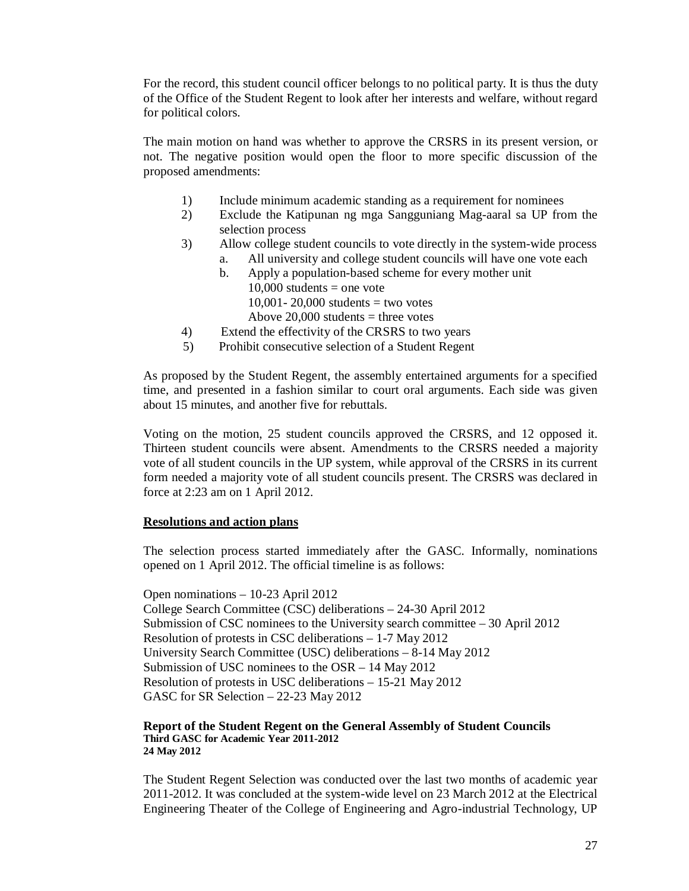For the record, this student council officer belongs to no political party. It is thus the duty of the Office of the Student Regent to look after her interests and welfare, without regard for political colors.

The main motion on hand was whether to approve the CRSRS in its present version, or not. The negative position would open the floor to more specific discussion of the proposed amendments:

1) Include minimum academic standing as a requirement for nominees
2) Exclude the Katipunan ng mga Sangguniang Mag-aaral sa UP from the selection process
3) Allow college student councils to vote directly in the system-wide process
   a. All university and college student councils will have one vote each
   b. Apply a population-based scheme for every mother unit
      10,000 students = one vote
      10,001- 20,000 students = two votes
      Above 20,000 students = three votes
4) Extend the effectivity of the CRSRS to two years
5) Prohibit consecutive selection of a Student Regent

As proposed by the Student Regent, the assembly entertained arguments for a specified time, and presented in a fashion similar to court oral arguments. Each side was given about 15 minutes, and another five for rebuttals.

Voting on the motion, 25 student councils approved the CRSRS, and 12 opposed it. Thirteen student councils were absent. Amendments to the CRSRS needed a majority vote of all student councils in the UP system, while approval of the CRSRS in its current form needed a majority vote of all student councils present. The CRSRS was declared in force at 2:23 am on 1 April 2012.

**<u>Resolutions and action plans</u>**

The selection process started immediately after the GASC. Informally, nominations opened on 1 April 2012. The official timeline is as follows:

Open nominations – 10-23 April 2012
College Search Committee (CSC) deliberations – 24-30 April 2012
Submission of CSC nominees to the University search committee – 30 April 2012
Resolution of protests in CSC deliberations – 1-7 May 2012
University Search Committee (USC) deliberations – 8-14 May 2012
Submission of USC nominees to the OSR – 14 May 2012
Resolution of protests in USC deliberations – 15-21 May 2012
GASC for SR Selection – 22-23 May 2012

**Report of the Student Regent on the General Assembly of Student Councils**
**Third GASC for Academic Year 2011-2012**
**24 May 2012**

The Student Regent Selection was conducted over the last two months of academic year 2011-2012. It was concluded at the system-wide level on 23 March 2012 at the Electrical Engineering Theater of the College of Engineering and Agro-industrial Technology, UP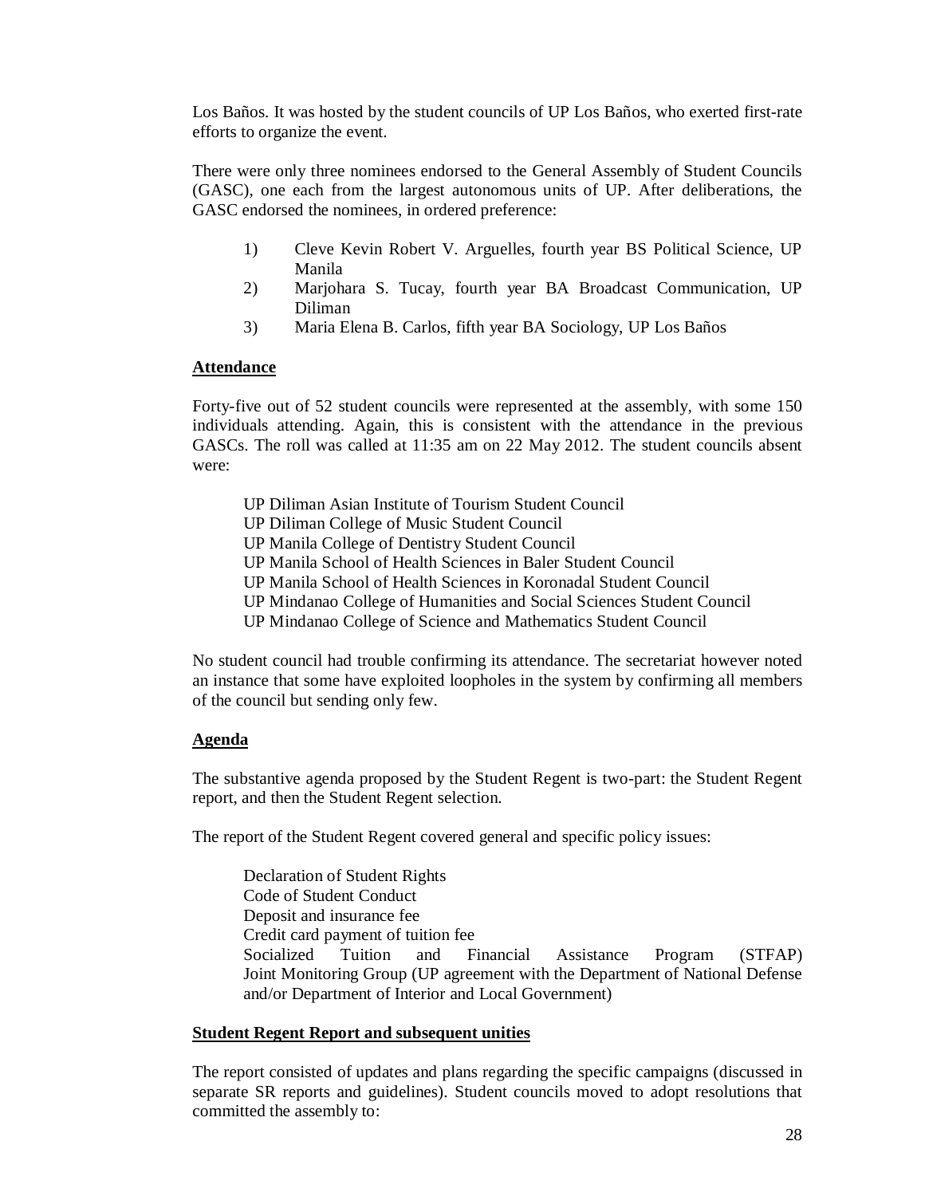Los Baños. It was hosted by the student councils of UP Los Baños, who exerted first-rate efforts to organize the event.

There were only three nominees endorsed to the General Assembly of Student Councils (GASC), one each from the largest autonomous units of UP. After deliberations, the GASC endorsed the nominees, in ordered preference:

1) Cleve Kevin Robert V. Arguelles, fourth year BS Political Science, UP Manila
2) Marjohara S. Tucay, fourth year BA Broadcast Communication, UP Diliman
3) Maria Elena B. Carlos, fifth year BA Sociology, UP Los Baños

**Attendance**

Forty-five out of 52 student councils were represented at the assembly, with some 150 individuals attending. Again, this is consistent with the attendance in the previous GASCs. The roll was called at 11:35 am on 22 May 2012. The student councils absent were:

UP Diliman Asian Institute of Tourism Student Council
UP Diliman College of Music Student Council
UP Manila College of Dentistry Student Council
UP Manila School of Health Sciences in Baler Student Council
UP Manila School of Health Sciences in Koronadal Student Council
UP Mindanao College of Humanities and Social Sciences Student Council
UP Mindanao College of Science and Mathematics Student Council

No student council had trouble confirming its attendance. The secretariat however noted an instance that some have exploited loopholes in the system by confirming all members of the council but sending only few.

**Agenda**

The substantive agenda proposed by the Student Regent is two-part: the Student Regent report, and then the Student Regent selection.

The report of the Student Regent covered general and specific policy issues:

Declaration of Student Rights
Code of Student Conduct
Deposit and insurance fee
Credit card payment of tuition fee
Socialized Tuition and Financial Assistance Program (STFAP)
Joint Monitoring Group (UP agreement with the Department of National Defense and/or Department of Interior and Local Government)

**Student Regent Report and subsequent unities**

The report consisted of updates and plans regarding the specific campaigns (discussed in separate SR reports and guidelines). Student councils moved to adopt resolutions that committed the assembly to: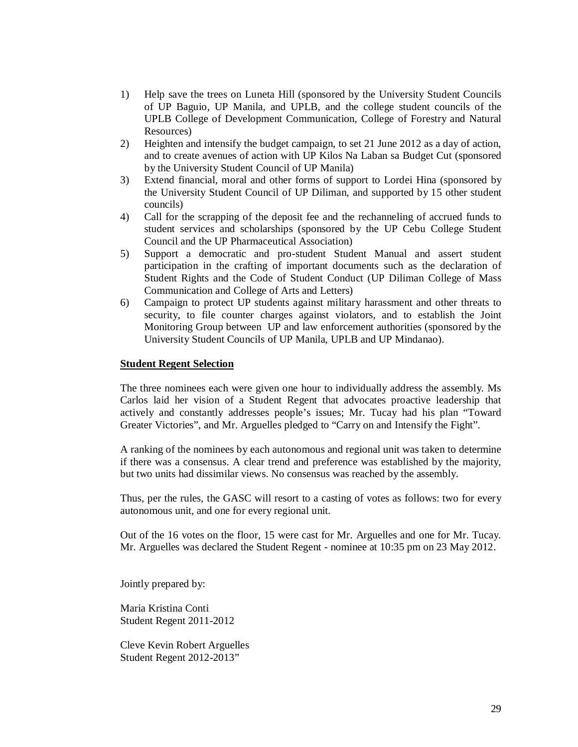1) Help save the trees on Luneta Hill (sponsored by the University Student Councils of UP Baguio, UP Manila, and UPLB, and the college student councils of the UPLB College of Development Communication, College of Forestry and Natural Resources)
2) Heighten and intensify the budget campaign, to set 21 June 2012 as a day of action, and to create avenues of action with UP Kilos Na Laban sa Budget Cut (sponsored by the University Student Council of UP Manila)
3) Extend financial, moral and other forms of support to Lordei Hina (sponsored by the University Student Council of UP Diliman, and supported by 15 other student councils)
4) Call for the scrapping of the deposit fee and the rechanneling of accrued funds to student services and scholarships (sponsored by the UP Cebu College Student Council and the UP Pharmaceutical Association)
5) Support a democratic and pro-student Student Manual and assert student participation in the crafting of important documents such as the declaration of Student Rights and the Code of Student Conduct (UP Diliman College of Mass Communication and College of Arts and Letters)
6) Campaign to protect UP students against military harassment and other threats to security, to file counter charges against violators, and to establish the Joint Monitoring Group between UP and law enforcement authorities (sponsored by the University Student Councils of UP Manila, UPLB and UP Mindanao).

**Student Regent Selection**

The three nominees each were given one hour to individually address the assembly. Ms Carlos laid her vision of a Student Regent that advocates proactive leadership that actively and constantly addresses people's issues; Mr. Tucay had his plan "Toward Greater Victories", and Mr. Arguelles pledged to "Carry on and Intensify the Fight".

A ranking of the nominees by each autonomous and regional unit was taken to determine if there was a consensus. A clear trend and preference was established by the majority, but two units had dissimilar views. No consensus was reached by the assembly.

Thus, per the rules, the GASC will resort to a casting of votes as follows: two for every autonomous unit, and one for every regional unit.

Out of the 16 votes on the floor, 15 were cast for Mr. Arguelles and one for Mr. Tucay. Mr. Arguelles was declared the Student Regent - nominee at 10:35 pm on 23 May 2012.

Jointly prepared by:

Maria Kristina Conti
Student Regent 2011-2012

Cleve Kevin Robert Arguelles
Student Regent 2012-2013"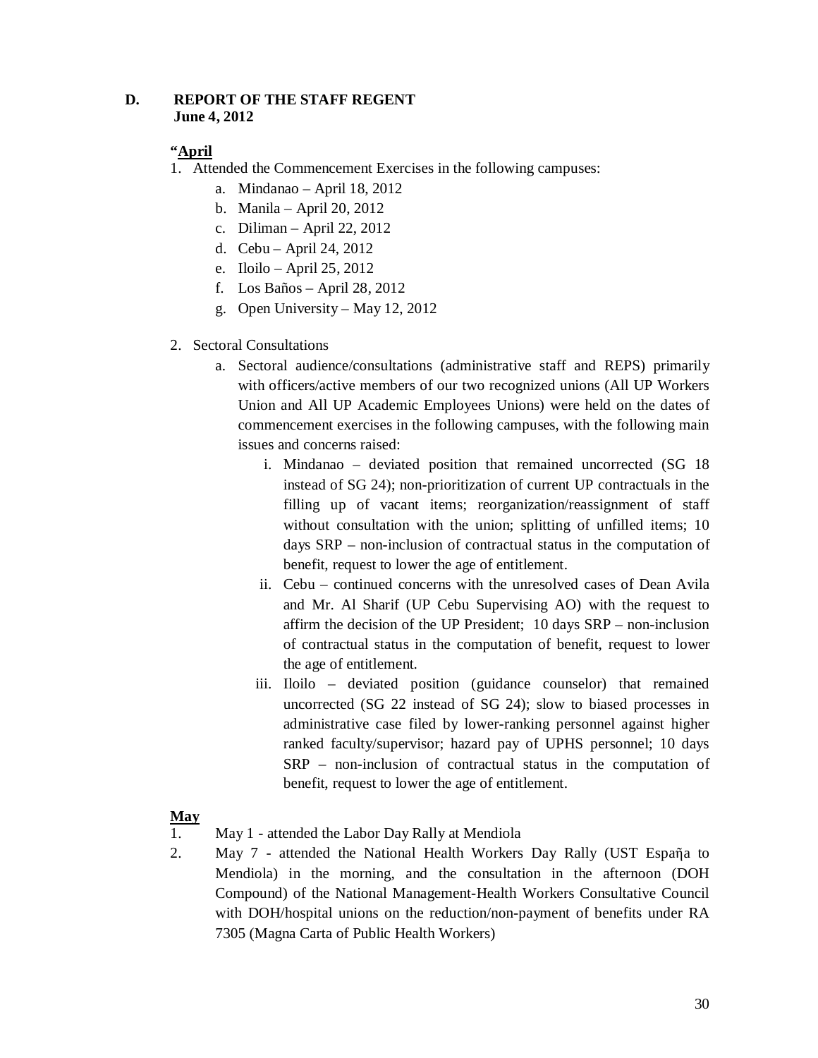## D. REPORT OF THE STAFF REGENT
**June 4, 2012**

**"<u>April</u>**

1. Attended the Commencement Exercises in the following campuses:
    a. Mindanao – April 18, 2012
    b. Manila – April 20, 2012
    c. Diliman – April 22, 2012
    d. Cebu – April 24, 2012
    e. Iloilo – April 25, 2012
    f. Los Baños – April 28, 2012
    g. Open University – May 12, 2012

2. Sectoral Consultations
    a. Sectoral audience/consultations (administrative staff and REPS) primarily with officers/active members of our two recognized unions (All UP Workers Union and All UP Academic Employees Unions) were held on the dates of commencement exercises in the following campuses, with the following main issues and concerns raised:
        i. Mindanao – deviated position that remained uncorrected (SG 18 instead of SG 24); non-prioritization of current UP contractuals in the filling up of vacant items; reorganization/reassignment of staff without consultation with the union; splitting of unfilled items; 10 days SRP – non-inclusion of contractual status in the computation of benefit, request to lower the age of entitlement.
        ii. Cebu – continued concerns with the unresolved cases of Dean Avila and Mr. Al Sharif (UP Cebu Supervising AO) with the request to affirm the decision of the UP President; 10 days SRP – non-inclusion of contractual status in the computation of benefit, request to lower the age of entitlement.
        iii. Iloilo – deviated position (guidance counselor) that remained uncorrected (SG 22 instead of SG 24); slow to biased processes in administrative case filed by lower-ranking personnel against higher ranked faculty/supervisor; hazard pay of UPHS personnel; 10 days SRP – non-inclusion of contractual status in the computation of benefit, request to lower the age of entitlement.

**<u>May</u>**

1. May 1 - attended the Labor Day Rally at Mendiola
2. May 7 - attended the National Health Workers Day Rally (UST Espaῆa to Mendiola) in the morning, and the consultation in the afternoon (DOH Compound) of the National Management-Health Workers Consultative Council with DOH/hospital unions on the reduction/non-payment of benefits under RA 7305 (Magna Carta of Public Health Workers)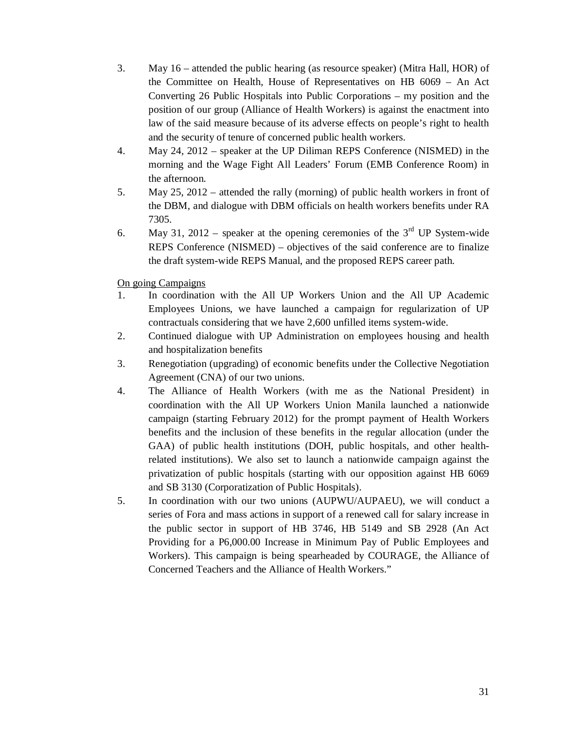3. May 16 – attended the public hearing (as resource speaker) (Mitra Hall, HOR) of the Committee on Health, House of Representatives on HB 6069 – An Act Converting 26 Public Hospitals into Public Corporations – my position and the position of our group (Alliance of Health Workers) is against the enactment into law of the said measure because of its adverse effects on people's right to health and the security of tenure of concerned public health workers.
4. May 24, 2012 – speaker at the UP Diliman REPS Conference (NISMED) in the morning and the Wage Fight All Leaders' Forum (EMB Conference Room) in the afternoon.
5. May 25, 2012 – attended the rally (morning) of public health workers in front of the DBM, and dialogue with DBM officials on health workers benefits under RA 7305.
6. May 31, 2012 – speaker at the opening ceremonies of the 3rd UP System-wide REPS Conference (NISMED) – objectives of the said conference are to finalize the draft system-wide REPS Manual, and the proposed REPS career path.

<u>On going Campaigns</u>

1. In coordination with the All UP Workers Union and the All UP Academic Employees Unions, we have launched a campaign for regularization of UP contractuals considering that we have 2,600 unfilled items system-wide.
2. Continued dialogue with UP Administration on employees housing and health and hospitalization benefits
3. Renegotiation (upgrading) of economic benefits under the Collective Negotiation Agreement (CNA) of our two unions.
4. The Alliance of Health Workers (with me as the National President) in coordination with the All UP Workers Union Manila launched a nationwide campaign (starting February 2012) for the prompt payment of Health Workers benefits and the inclusion of these benefits in the regular allocation (under the GAA) of public health institutions (DOH, public hospitals, and other health-related institutions). We also set to launch a nationwide campaign against the privatization of public hospitals (starting with our opposition against HB 6069 and SB 3130 (Corporatization of Public Hospitals).
5. In coordination with our two unions (AUPWU/AUPAEU), we will conduct a series of Fora and mass actions in support of a renewed call for salary increase in the public sector in support of HB 3746, HB 5149 and SB 2928 (An Act Providing for a P6,000.00 Increase in Minimum Pay of Public Employees and Workers). This campaign is being spearheaded by COURAGE, the Alliance of Concerned Teachers and the Alliance of Health Workers."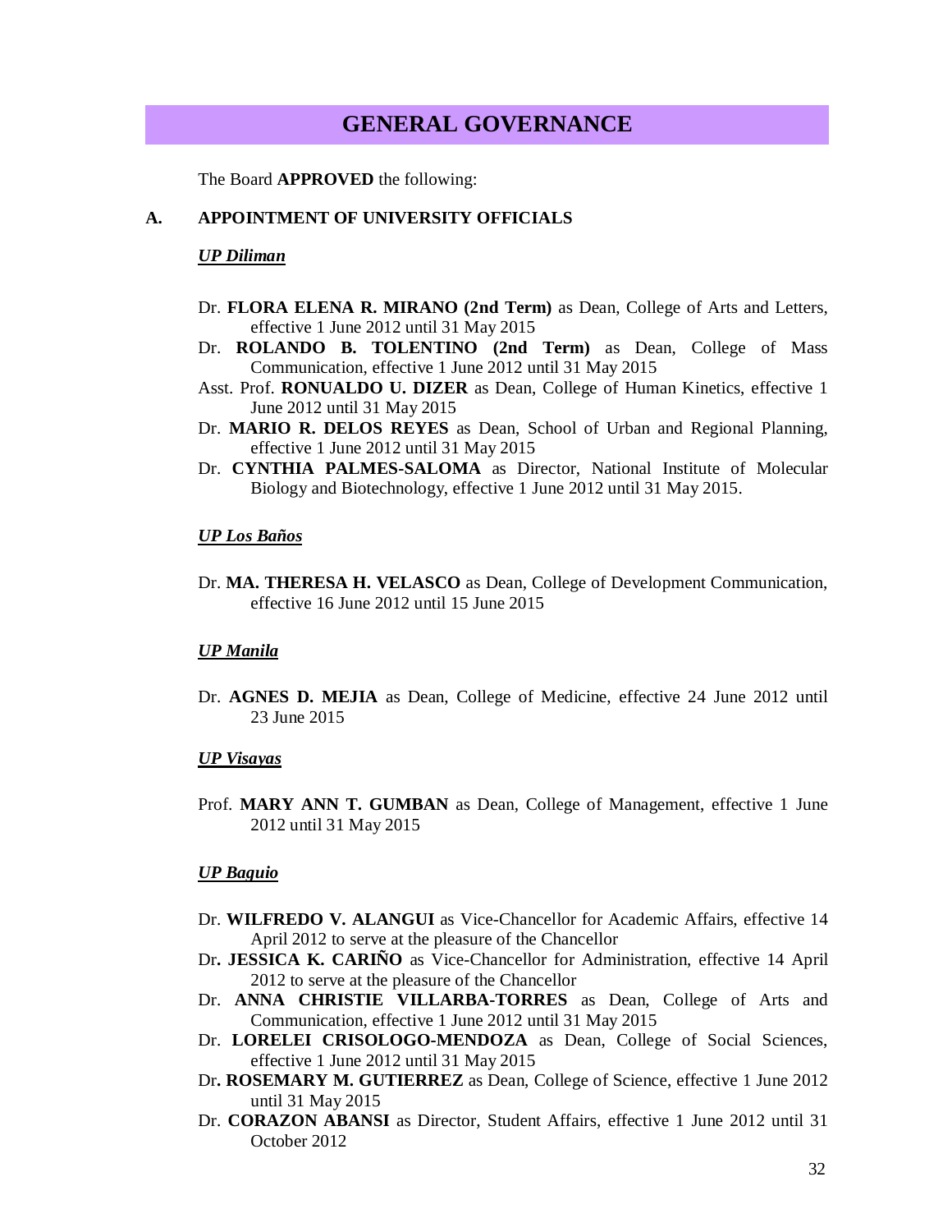# GENERAL GOVERNANCE

The Board **APPROVED** the following:

## A. APPOINTMENT OF UNIVERSITY OFFICIALS

***UP Diliman***

Dr. **FLORA ELENA R. MIRANO (2nd Term)** as Dean, College of Arts and Letters, effective 1 June 2012 until 31 May 2015

Dr. **ROLANDO B. TOLENTINO (2nd Term)** as Dean, College of Mass Communication, effective 1 June 2012 until 31 May 2015

Asst. Prof. **RONUALDO U. DIZER** as Dean, College of Human Kinetics, effective 1 June 2012 until 31 May 2015

Dr. **MARIO R. DELOS REYES** as Dean, School of Urban and Regional Planning, effective 1 June 2012 until 31 May 2015

Dr. **CYNTHIA PALMES-SALOMA** as Director, National Institute of Molecular Biology and Biotechnology, effective 1 June 2012 until 31 May 2015.

***UP Los Baños***

Dr. **MA. THERESA H. VELASCO** as Dean, College of Development Communication, effective 16 June 2012 until 15 June 2015

***UP Manila***

Dr. **AGNES D. MEJIA** as Dean, College of Medicine, effective 24 June 2012 until 23 June 2015

***UP Visayas***

Prof. **MARY ANN T. GUMBAN** as Dean, College of Management, effective 1 June 2012 until 31 May 2015

***UP Baguio***

Dr. **WILFREDO V. ALANGUI** as Vice-Chancellor for Academic Affairs, effective 14 April 2012 to serve at the pleasure of the Chancellor

Dr**. JESSICA K. CARIÑO** as Vice-Chancellor for Administration, effective 14 April 2012 to serve at the pleasure of the Chancellor

Dr. **ANNA CHRISTIE VILLARBA-TORRES** as Dean, College of Arts and Communication, effective 1 June 2012 until 31 May 2015

Dr. **LORELEI CRISOLOGO-MENDOZA** as Dean, College of Social Sciences, effective 1 June 2012 until 31 May 2015

Dr**. ROSEMARY M. GUTIERREZ** as Dean, College of Science, effective 1 June 2012 until 31 May 2015

Dr. **CORAZON ABANSI** as Director, Student Affairs, effective 1 June 2012 until 31 October 2012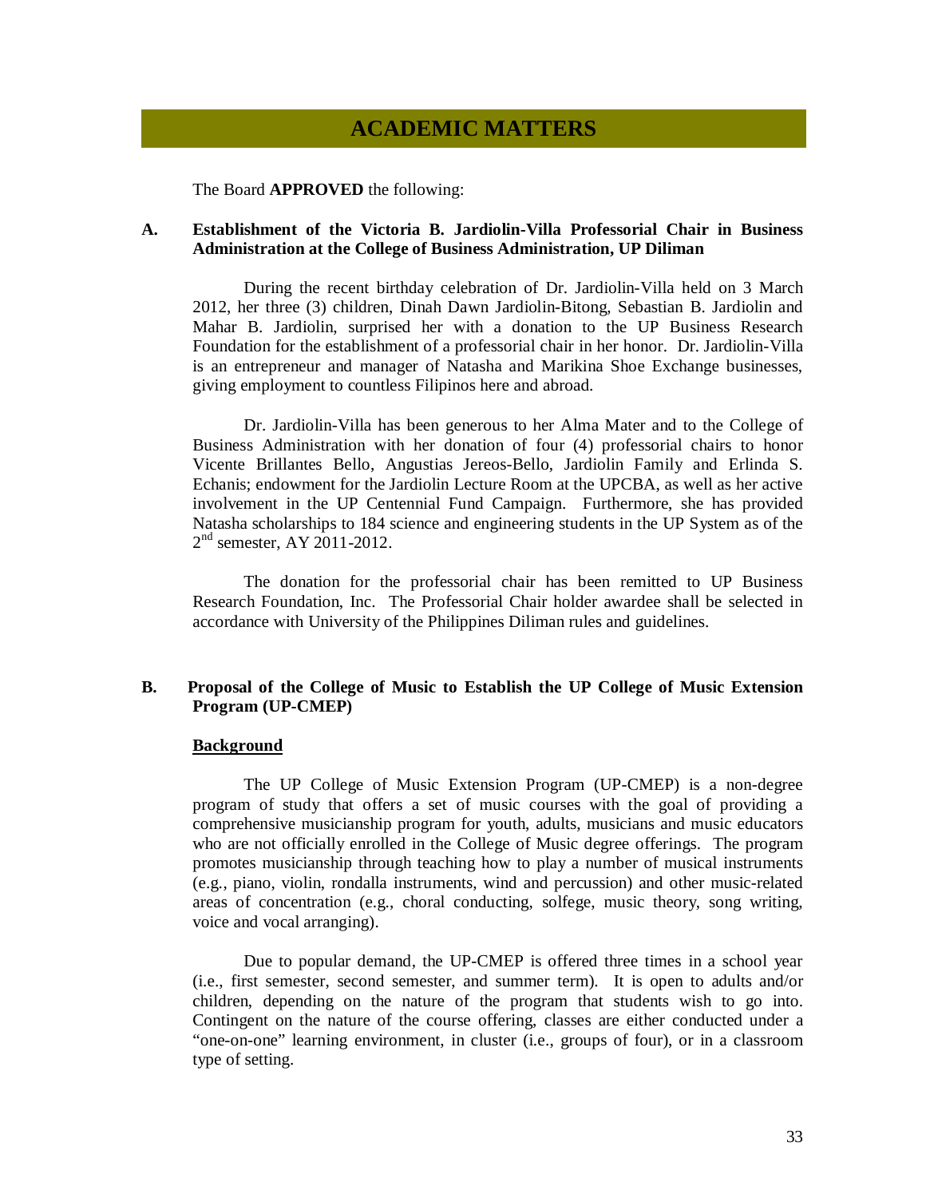# ACADEMIC MATTERS

The Board **APPROVED** the following:

**A. Establishment of the Victoria B. Jardiolin-Villa Professorial Chair in Business Administration at the College of Business Administration, UP Diliman**

During the recent birthday celebration of Dr. Jardiolin-Villa held on 3 March 2012, her three (3) children, Dinah Dawn Jardiolin-Bitong, Sebastian B. Jardiolin and Mahar B. Jardiolin, surprised her with a donation to the UP Business Research Foundation for the establishment of a professorial chair in her honor. Dr. Jardiolin-Villa is an entrepreneur and manager of Natasha and Marikina Shoe Exchange businesses, giving employment to countless Filipinos here and abroad.

Dr. Jardiolin-Villa has been generous to her Alma Mater and to the College of Business Administration with her donation of four (4) professorial chairs to honor Vicente Brillantes Bello, Angustias Jereos-Bello, Jardiolin Family and Erlinda S. Echanis; endowment for the Jardiolin Lecture Room at the UPCBA, as well as her active involvement in the UP Centennial Fund Campaign. Furthermore, she has provided Natasha scholarships to 184 science and engineering students in the UP System as of the 2nd semester, AY 2011-2012.

The donation for the professorial chair has been remitted to UP Business Research Foundation, Inc. The Professorial Chair holder awardee shall be selected in accordance with University of the Philippines Diliman rules and guidelines.

**B. Proposal of the College of Music to Establish the UP College of Music Extension Program (UP-CMEP)**

**Background**

The UP College of Music Extension Program (UP-CMEP) is a non-degree program of study that offers a set of music courses with the goal of providing a comprehensive musicianship program for youth, adults, musicians and music educators who are not officially enrolled in the College of Music degree offerings. The program promotes musicianship through teaching how to play a number of musical instruments (e.g., piano, violin, rondalla instruments, wind and percussion) and other music-related areas of concentration (e.g., choral conducting, solfege, music theory, song writing, voice and vocal arranging).

Due to popular demand, the UP-CMEP is offered three times in a school year (i.e., first semester, second semester, and summer term). It is open to adults and/or children, depending on the nature of the program that students wish to go into. Contingent on the nature of the course offering, classes are either conducted under a "one-on-one" learning environment, in cluster (i.e., groups of four), or in a classroom type of setting.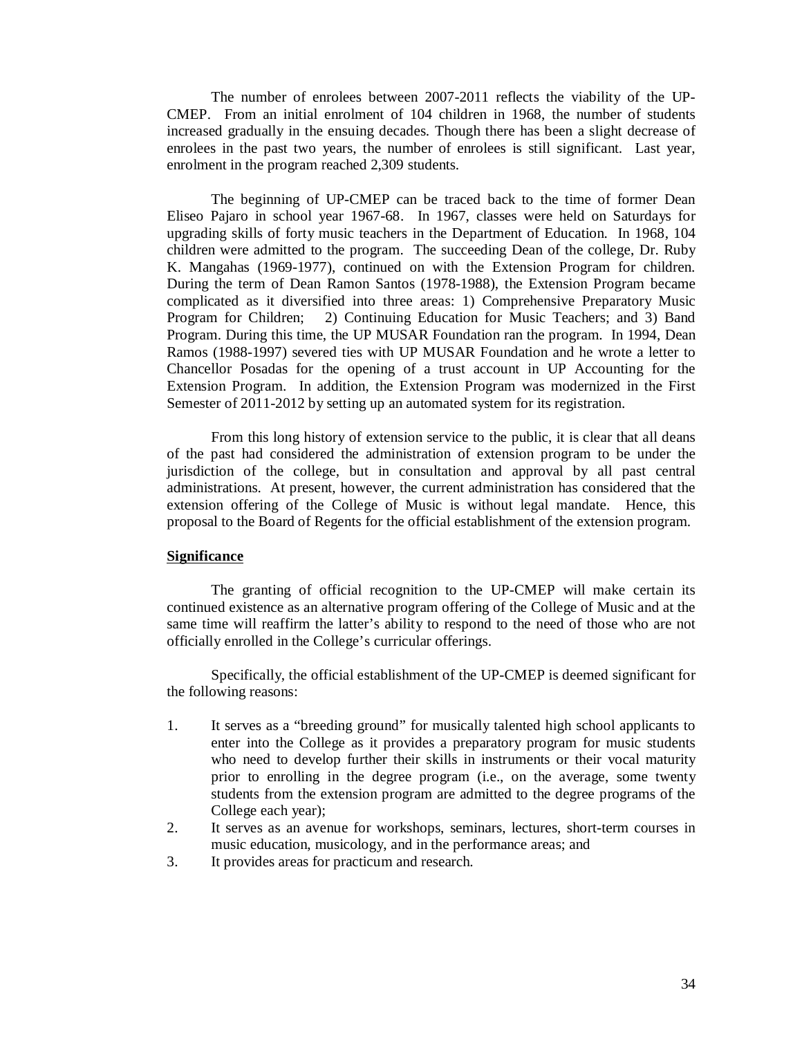The number of enrolees between 2007-2011 reflects the viability of the UP-CMEP. From an initial enrolment of 104 children in 1968, the number of students increased gradually in the ensuing decades. Though there has been a slight decrease of enrolees in the past two years, the number of enrolees is still significant. Last year, enrolment in the program reached 2,309 students.

The beginning of UP-CMEP can be traced back to the time of former Dean Eliseo Pajaro in school year 1967-68. In 1967, classes were held on Saturdays for upgrading skills of forty music teachers in the Department of Education. In 1968, 104 children were admitted to the program. The succeeding Dean of the college, Dr. Ruby K. Mangahas (1969-1977), continued on with the Extension Program for children. During the term of Dean Ramon Santos (1978-1988), the Extension Program became complicated as it diversified into three areas: 1) Comprehensive Preparatory Music Program for Children; 2) Continuing Education for Music Teachers; and 3) Band Program. During this time, the UP MUSAR Foundation ran the program. In 1994, Dean Ramos (1988-1997) severed ties with UP MUSAR Foundation and he wrote a letter to Chancellor Posadas for the opening of a trust account in UP Accounting for the Extension Program. In addition, the Extension Program was modernized in the First Semester of 2011-2012 by setting up an automated system for its registration.

From this long history of extension service to the public, it is clear that all deans of the past had considered the administration of extension program to be under the jurisdiction of the college, but in consultation and approval by all past central administrations. At present, however, the current administration has considered that the extension offering of the College of Music is without legal mandate. Hence, this proposal to the Board of Regents for the official establishment of the extension program.

**Significance**

The granting of official recognition to the UP-CMEP will make certain its continued existence as an alternative program offering of the College of Music and at the same time will reaffirm the latter's ability to respond to the need of those who are not officially enrolled in the College's curricular offerings.

Specifically, the official establishment of the UP-CMEP is deemed significant for the following reasons:

1. It serves as a "breeding ground" for musically talented high school applicants to enter into the College as it provides a preparatory program for music students who need to develop further their skills in instruments or their vocal maturity prior to enrolling in the degree program (i.e., on the average, some twenty students from the extension program are admitted to the degree programs of the College each year);
2. It serves as an avenue for workshops, seminars, lectures, short-term courses in music education, musicology, and in the performance areas; and
3. It provides areas for practicum and research.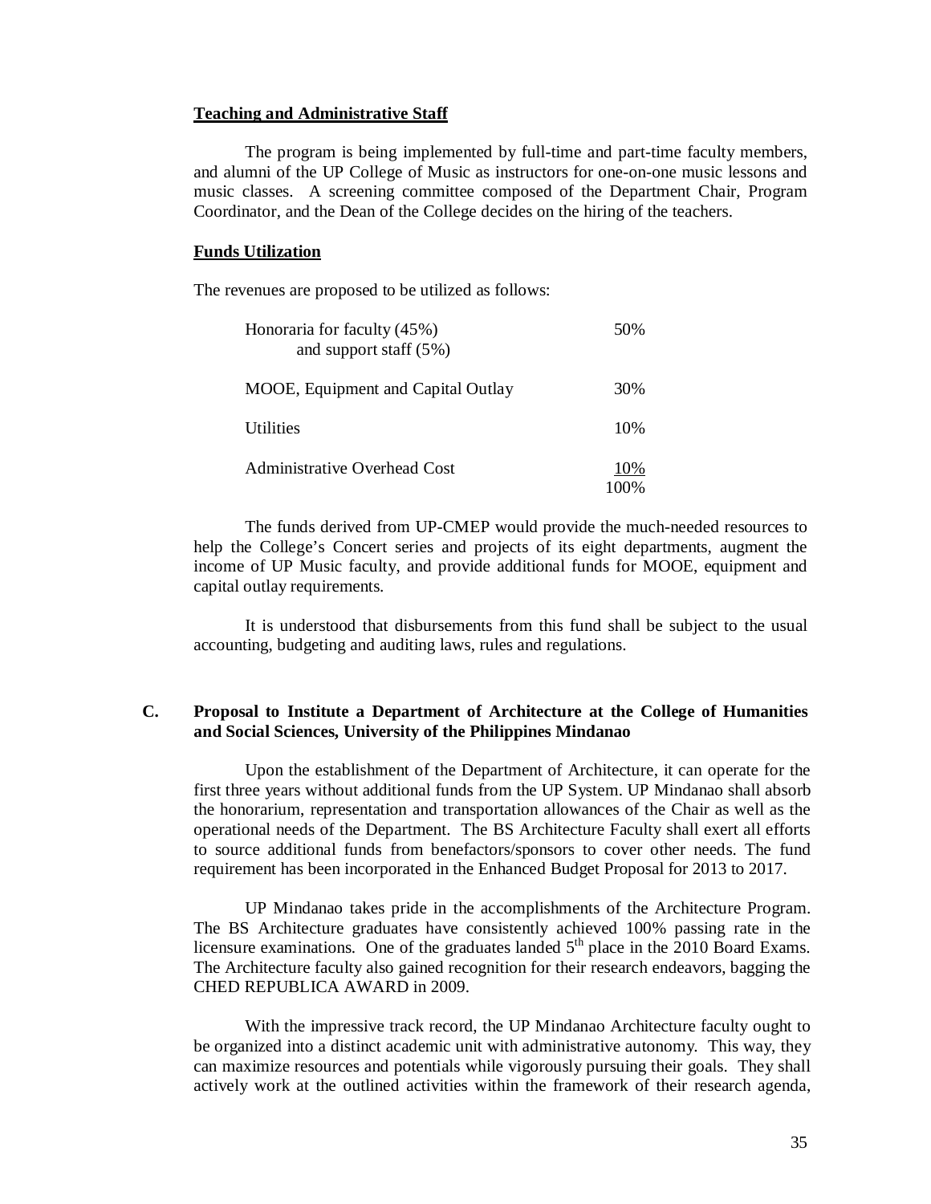**Teaching and Administrative Staff**

The program is being implemented by full-time and part-time faculty members, and alumni of the UP College of Music as instructors for one-on-one music lessons and music classes. A screening committee composed of the Department Chair, Program Coordinator, and the Dean of the College decides on the hiring of the teachers.

**Funds Utilization**

The revenues are proposed to be utilized as follows:

| | |
|---|---|
| Honoraria for faculty (45%) and support staff (5%) | 50% |
| MOOE, Equipment and Capital Outlay | 30% |
| Utilities | 10% |
| Administrative Overhead Cost | 10% |
| | 100% |

The funds derived from UP-CMEP would provide the much-needed resources to help the College's Concert series and projects of its eight departments, augment the income of UP Music faculty, and provide additional funds for MOOE, equipment and capital outlay requirements.

It is understood that disbursements from this fund shall be subject to the usual accounting, budgeting and auditing laws, rules and regulations.

## C. Proposal to Institute a Department of Architecture at the College of Humanities and Social Sciences, University of the Philippines Mindanao

Upon the establishment of the Department of Architecture, it can operate for the first three years without additional funds from the UP System. UP Mindanao shall absorb the honorarium, representation and transportation allowances of the Chair as well as the operational needs of the Department. The BS Architecture Faculty shall exert all efforts to source additional funds from benefactors/sponsors to cover other needs. The fund requirement has been incorporated in the Enhanced Budget Proposal for 2013 to 2017.

UP Mindanao takes pride in the accomplishments of the Architecture Program. The BS Architecture graduates have consistently achieved 100% passing rate in the licensure examinations. One of the graduates landed 5th place in the 2010 Board Exams. The Architecture faculty also gained recognition for their research endeavors, bagging the CHED REPUBLICA AWARD in 2009.

With the impressive track record, the UP Mindanao Architecture faculty ought to be organized into a distinct academic unit with administrative autonomy. This way, they can maximize resources and potentials while vigorously pursuing their goals. They shall actively work at the outlined activities within the framework of their research agenda,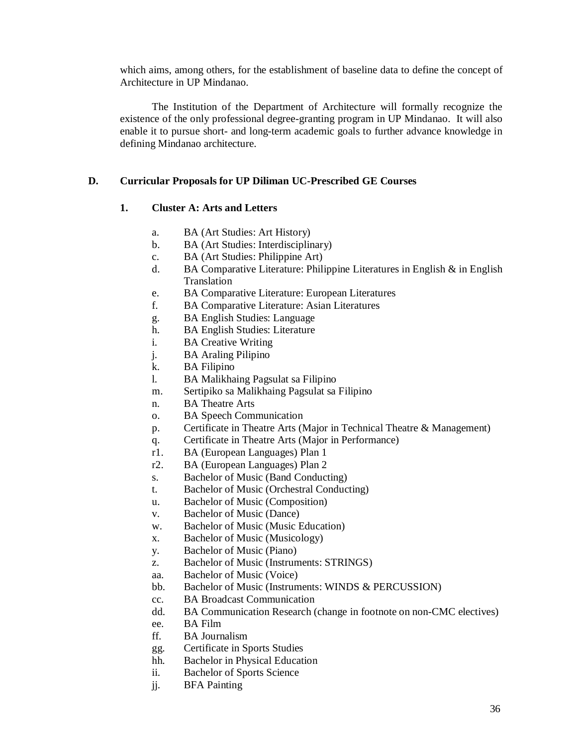which aims, among others, for the establishment of baseline data to define the concept of Architecture in UP Mindanao.

The Institution of the Department of Architecture will formally recognize the existence of the only professional degree-granting program in UP Mindanao. It will also enable it to pursue short- and long-term academic goals to further advance knowledge in defining Mindanao architecture.

## D. Curricular Proposals for UP Diliman UC-Prescribed GE Courses

### 1. Cluster A: Arts and Letters

a. BA (Art Studies: Art History)
b. BA (Art Studies: Interdisciplinary)
c. BA (Art Studies: Philippine Art)
d. BA Comparative Literature: Philippine Literatures in English & in English Translation
e. BA Comparative Literature: European Literatures
f. BA Comparative Literature: Asian Literatures
g. BA English Studies: Language
h. BA English Studies: Literature
i. BA Creative Writing
j. BA Araling Pilipino
k. BA Filipino
l. BA Malikhaing Pagsulat sa Filipino
m. Sertipiko sa Malikhaing Pagsulat sa Filipino
n. BA Theatre Arts
o. BA Speech Communication
p. Certificate in Theatre Arts (Major in Technical Theatre & Management)
q. Certificate in Theatre Arts (Major in Performance)
r1. BA (European Languages) Plan 1
r2. BA (European Languages) Plan 2
s. Bachelor of Music (Band Conducting)
t. Bachelor of Music (Orchestral Conducting)
u. Bachelor of Music (Composition)
v. Bachelor of Music (Dance)
w. Bachelor of Music (Music Education)
x. Bachelor of Music (Musicology)
y. Bachelor of Music (Piano)
z. Bachelor of Music (Instruments: STRINGS)
aa. Bachelor of Music (Voice)
bb. Bachelor of Music (Instruments: WINDS & PERCUSSION)
cc. BA Broadcast Communication
dd. BA Communication Research (change in footnote on non-CMC electives)
ee. BA Film
ff. BA Journalism
gg. Certificate in Sports Studies
hh. Bachelor in Physical Education
ii. Bachelor of Sports Science
jj. BFA Painting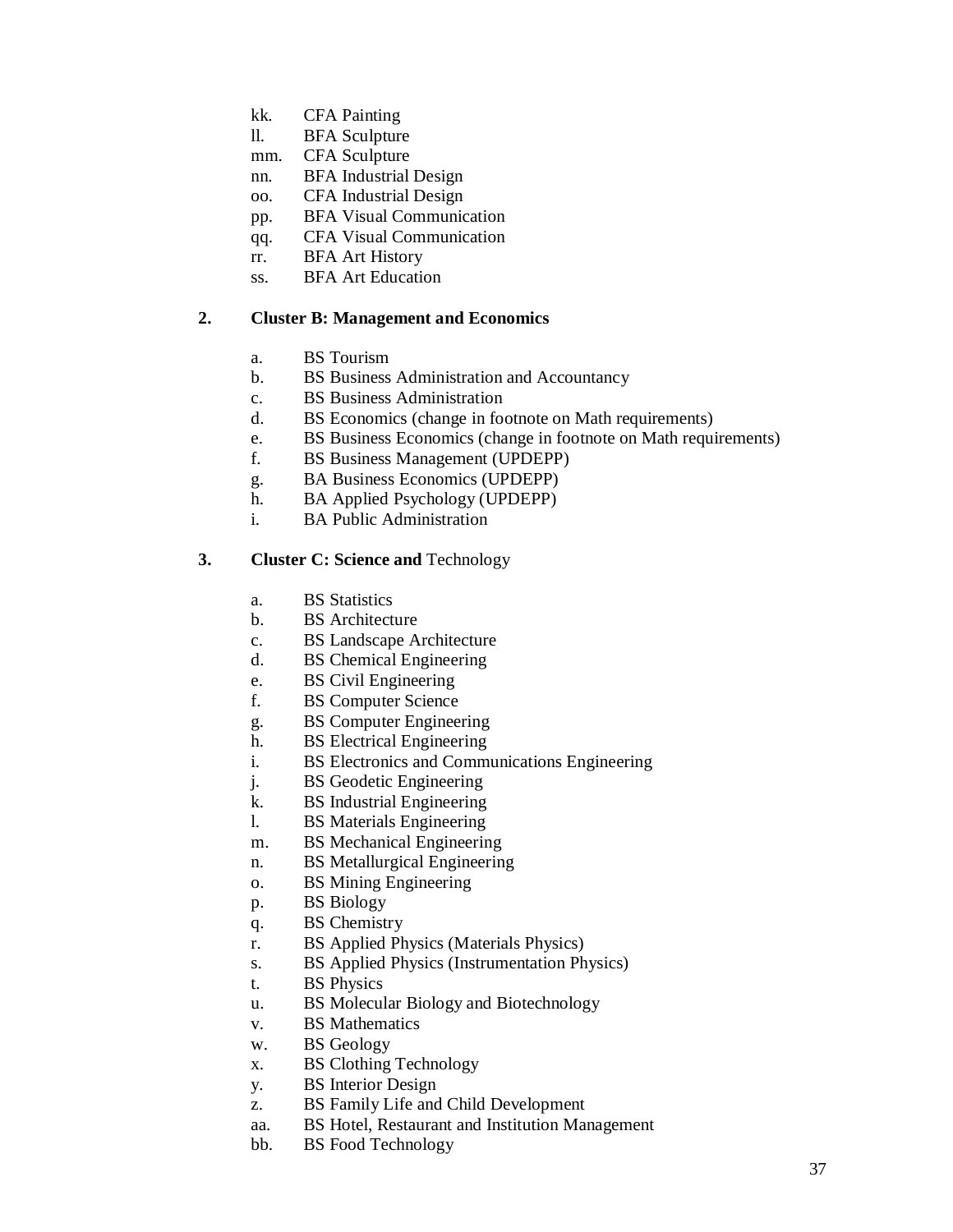kk. CFA Painting
ll. BFA Sculpture
mm. CFA Sculpture
nn. BFA Industrial Design
oo. CFA Industrial Design
pp. BFA Visual Communication
qq. CFA Visual Communication
rr. BFA Art History
ss. BFA Art Education

**2. Cluster B: Management and Economics**

a. BS Tourism
b. BS Business Administration and Accountancy
c. BS Business Administration
d. BS Economics (change in footnote on Math requirements)
e. BS Business Economics (change in footnote on Math requirements)
f. BS Business Management (UPDEPP)
g. BA Business Economics (UPDEPP)
h. BA Applied Psychology (UPDEPP)
i. BA Public Administration

**3. Cluster C: Science and** Technology

a. BS Statistics
b. BS Architecture
c. BS Landscape Architecture
d. BS Chemical Engineering
e. BS Civil Engineering
f. BS Computer Science
g. BS Computer Engineering
h. BS Electrical Engineering
i. BS Electronics and Communications Engineering
j. BS Geodetic Engineering
k. BS Industrial Engineering
l. BS Materials Engineering
m. BS Mechanical Engineering
n. BS Metallurgical Engineering
o. BS Mining Engineering
p. BS Biology
q. BS Chemistry
r. BS Applied Physics (Materials Physics)
s. BS Applied Physics (Instrumentation Physics)
t. BS Physics
u. BS Molecular Biology and Biotechnology
v. BS Mathematics
w. BS Geology
x. BS Clothing Technology
y. BS Interior Design
z. BS Family Life and Child Development
aa. BS Hotel, Restaurant and Institution Management
bb. BS Food Technology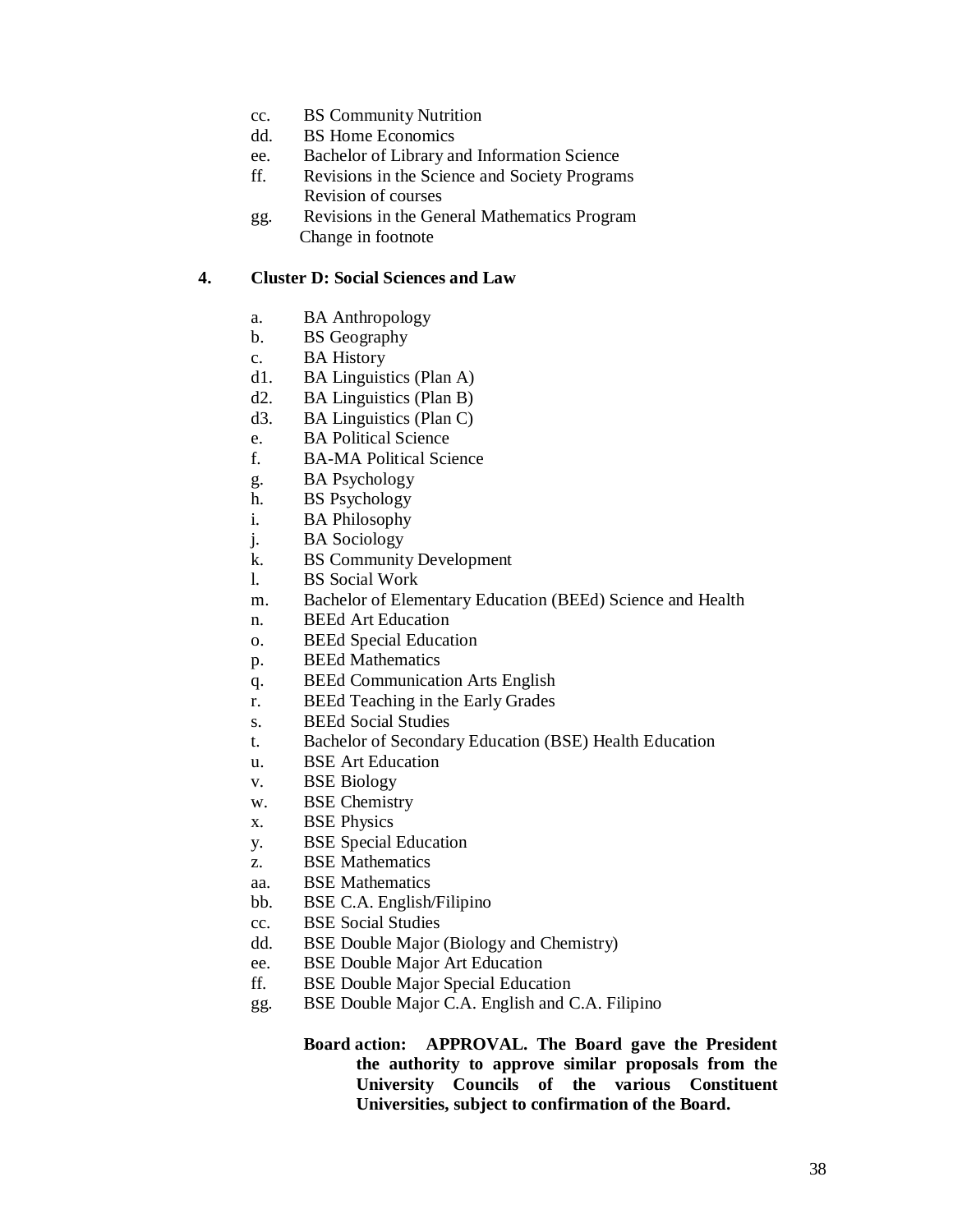cc. BS Community Nutrition
dd. BS Home Economics
ee. Bachelor of Library and Information Science
ff. Revisions in the Science and Society Programs
 Revision of courses
gg. Revisions in the General Mathematics Program
 Change in footnote

**4. Cluster D: Social Sciences and Law**

a. BA Anthropology
b. BS Geography
c. BA History
d1. BA Linguistics (Plan A)
d2. BA Linguistics (Plan B)
d3. BA Linguistics (Plan C)
e. BA Political Science
f. BA-MA Political Science
g. BA Psychology
h. BS Psychology
i. BA Philosophy
j. BA Sociology
k. BS Community Development
l. BS Social Work
m. Bachelor of Elementary Education (BEEd) Science and Health
n. BEEd Art Education
o. BEEd Special Education
p. BEEd Mathematics
q. BEEd Communication Arts English
r. BEEd Teaching in the Early Grades
s. BEEd Social Studies
t. Bachelor of Secondary Education (BSE) Health Education
u. BSE Art Education
v. BSE Biology
w. BSE Chemistry
x. BSE Physics
y. BSE Special Education
z. BSE Mathematics
aa. BSE Mathematics
bb. BSE C.A. English/Filipino
cc. BSE Social Studies
dd. BSE Double Major (Biology and Chemistry)
ee. BSE Double Major Art Education
ff. BSE Double Major Special Education
gg. BSE Double Major C.A. English and C.A. Filipino

**Board action: APPROVAL. The Board gave the President the authority to approve similar proposals from the University Councils of the various Constituent Universities, subject to confirmation of the Board.**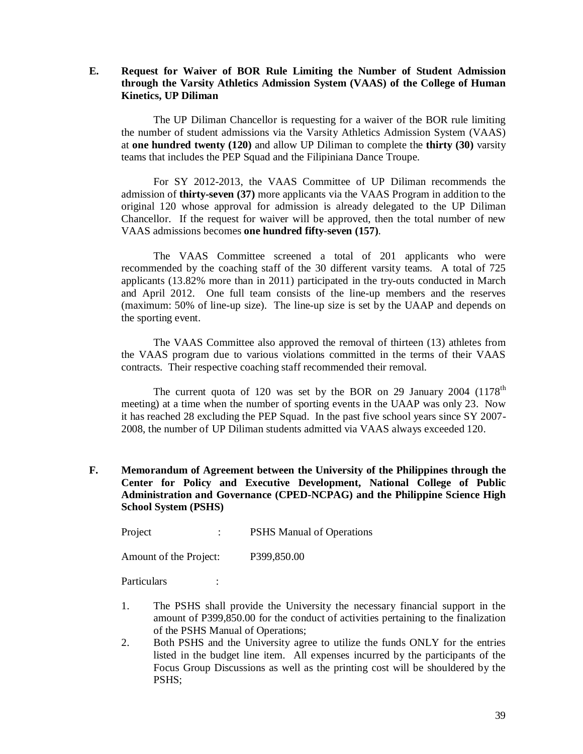**E. Request for Waiver of BOR Rule Limiting the Number of Student Admission through the Varsity Athletics Admission System (VAAS) of the College of Human Kinetics, UP Diliman**

The UP Diliman Chancellor is requesting for a waiver of the BOR rule limiting the number of student admissions via the Varsity Athletics Admission System (VAAS) at **one hundred twenty (120)** and allow UP Diliman to complete the **thirty (30)** varsity teams that includes the PEP Squad and the Filipiniana Dance Troupe.

For SY 2012-2013, the VAAS Committee of UP Diliman recommends the admission of **thirty-seven (37)** more applicants via the VAAS Program in addition to the original 120 whose approval for admission is already delegated to the UP Diliman Chancellor. If the request for waiver will be approved, then the total number of new VAAS admissions becomes **one hundred fifty-seven (157)**.

The VAAS Committee screened a total of 201 applicants who were recommended by the coaching staff of the 30 different varsity teams. A total of 725 applicants (13.82% more than in 2011) participated in the try-outs conducted in March and April 2012. One full team consists of the line-up members and the reserves (maximum: 50% of line-up size). The line-up size is set by the UAAP and depends on the sporting event.

The VAAS Committee also approved the removal of thirteen (13) athletes from the VAAS program due to various violations committed in the terms of their VAAS contracts. Their respective coaching staff recommended their removal.

The current quota of 120 was set by the BOR on 29 January 2004 (1178th meeting) at a time when the number of sporting events in the UAAP was only 23. Now it has reached 28 excluding the PEP Squad. In the past five school years since SY 2007-2008, the number of UP Diliman students admitted via VAAS always exceeded 120.

**F. Memorandum of Agreement between the University of the Philippines through the Center for Policy and Executive Development, National College of Public Administration and Governance (CPED-NCPAG) and the Philippine Science High School System (PSHS)**

Project : PSHS Manual of Operations

Amount of the Project: P399,850.00

Particulars :

1. The PSHS shall provide the University the necessary financial support in the amount of P399,850.00 for the conduct of activities pertaining to the finalization of the PSHS Manual of Operations;
2. Both PSHS and the University agree to utilize the funds ONLY for the entries listed in the budget line item. All expenses incurred by the participants of the Focus Group Discussions as well as the printing cost will be shouldered by the PSHS;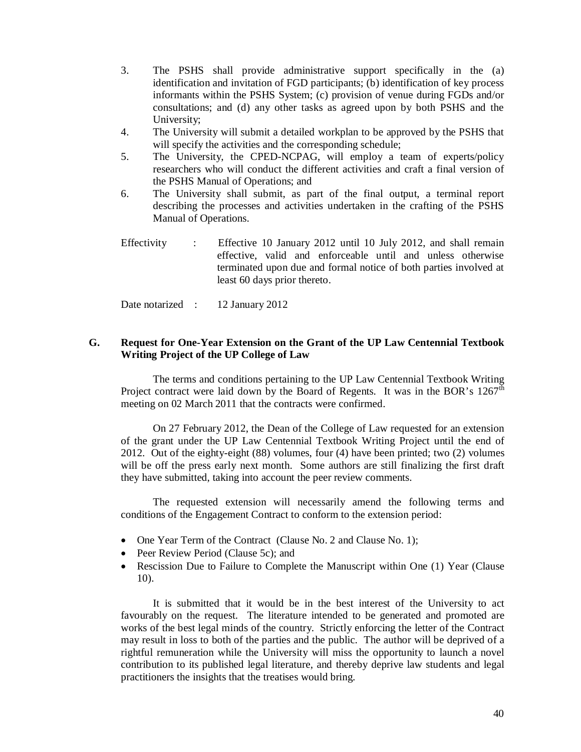3. The PSHS shall provide administrative support specifically in the (a) identification and invitation of FGD participants; (b) identification of key process informants within the PSHS System; (c) provision of venue during FGDs and/or consultations; and (d) any other tasks as agreed upon by both PSHS and the University;
4. The University will submit a detailed workplan to be approved by the PSHS that will specify the activities and the corresponding schedule;
5. The University, the CPED-NCPAG, will employ a team of experts/policy researchers who will conduct the different activities and craft a final version of the PSHS Manual of Operations; and
6. The University shall submit, as part of the final output, a terminal report describing the processes and activities undertaken in the crafting of the PSHS Manual of Operations.

Effectivity : Effective 10 January 2012 until 10 July 2012, and shall remain effective, valid and enforceable until and unless otherwise terminated upon due and formal notice of both parties involved at least 60 days prior thereto.

Date notarized : 12 January 2012

### G. Request for One-Year Extension on the Grant of the UP Law Centennial Textbook Writing Project of the UP College of Law

The terms and conditions pertaining to the UP Law Centennial Textbook Writing Project contract were laid down by the Board of Regents. It was in the BOR's 1267th meeting on 02 March 2011 that the contracts were confirmed.

On 27 February 2012, the Dean of the College of Law requested for an extension of the grant under the UP Law Centennial Textbook Writing Project until the end of 2012. Out of the eighty-eight (88) volumes, four (4) have been printed; two (2) volumes will be off the press early next month. Some authors are still finalizing the first draft they have submitted, taking into account the peer review comments.

The requested extension will necessarily amend the following terms and conditions of the Engagement Contract to conform to the extension period:

- One Year Term of the Contract (Clause No. 2 and Clause No. 1);
- Peer Review Period (Clause 5c); and
- Rescission Due to Failure to Complete the Manuscript within One (1) Year (Clause 10).

It is submitted that it would be in the best interest of the University to act favourably on the request. The literature intended to be generated and promoted are works of the best legal minds of the country. Strictly enforcing the letter of the Contract may result in loss to both of the parties and the public. The author will be deprived of a rightful remuneration while the University will miss the opportunity to launch a novel contribution to its published legal literature, and thereby deprive law students and legal practitioners the insights that the treatises would bring.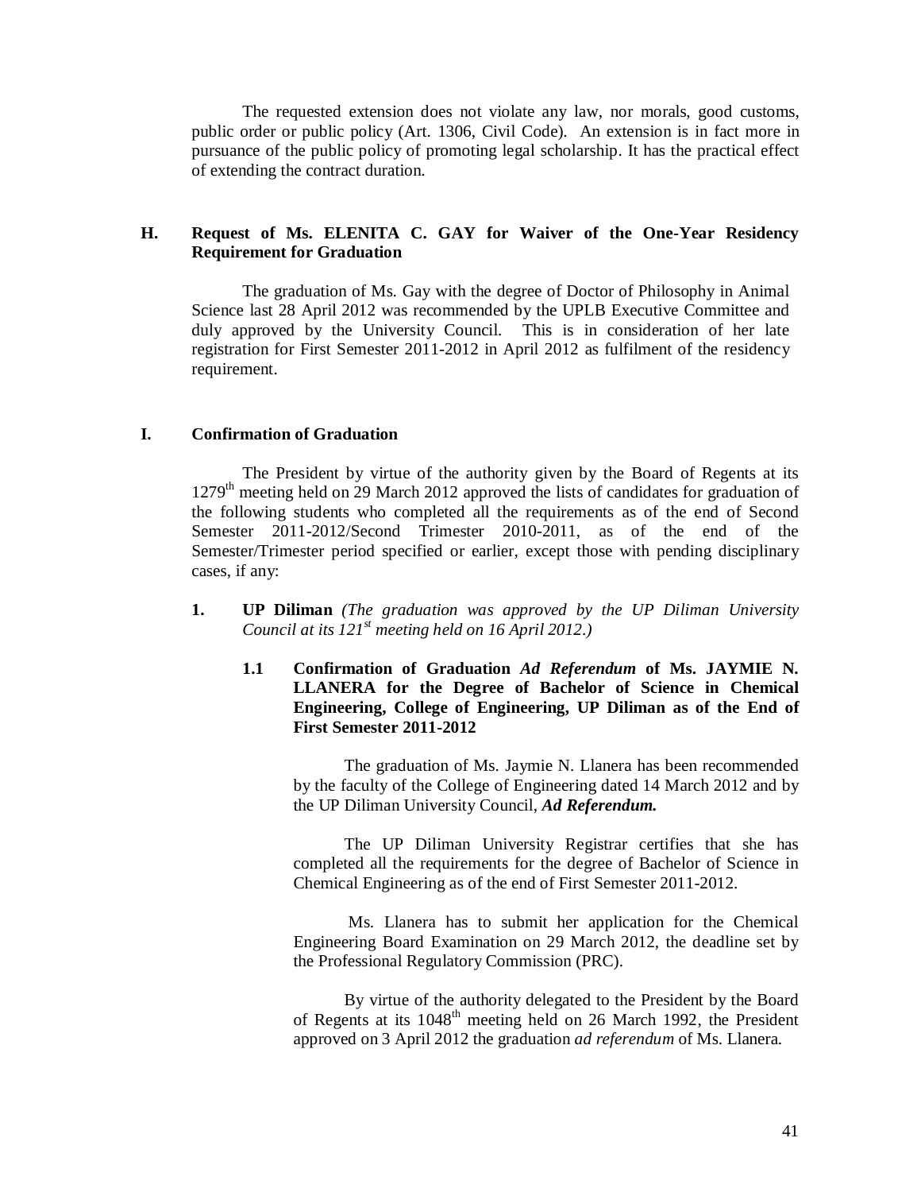The requested extension does not violate any law, nor morals, good customs, public order or public policy (Art. 1306, Civil Code). An extension is in fact more in pursuance of the public policy of promoting legal scholarship. It has the practical effect of extending the contract duration.

### H. Request of Ms. ELENITA C. GAY for Waiver of the One-Year Residency Requirement for Graduation

The graduation of Ms. Gay with the degree of Doctor of Philosophy in Animal Science last 28 April 2012 was recommended by the UPLB Executive Committee and duly approved by the University Council. This is in consideration of her late registration for First Semester 2011-2012 in April 2012 as fulfilment of the residency requirement.

### I. Confirmation of Graduation

The President by virtue of the authority given by the Board of Regents at its 1279th meeting held on 29 March 2012 approved the lists of candidates for graduation of the following students who completed all the requirements as of the end of Second Semester 2011-2012/Second Trimester 2010-2011, as of the end of the Semester/Trimester period specified or earlier, except those with pending disciplinary cases, if any:

**1. UP Diliman** *(The graduation was approved by the UP Diliman University Council at its 121st meeting held on 16 April 2012.)*

**1.1 Confirmation of Graduation *Ad Referendum* of Ms. JAYMIE N. LLANERA for the Degree of Bachelor of Science in Chemical Engineering, College of Engineering, UP Diliman as of the End of First Semester 2011-2012**

The graduation of Ms. Jaymie N. Llanera has been recommended by the faculty of the College of Engineering dated 14 March 2012 and by the UP Diliman University Council, ***Ad Referendum.***

The UP Diliman University Registrar certifies that she has completed all the requirements for the degree of Bachelor of Science in Chemical Engineering as of the end of First Semester 2011-2012.

Ms. Llanera has to submit her application for the Chemical Engineering Board Examination on 29 March 2012, the deadline set by the Professional Regulatory Commission (PRC).

By virtue of the authority delegated to the President by the Board of Regents at its 1048th meeting held on 26 March 1992, the President approved on 3 April 2012 the graduation *ad referendum* of Ms. Llanera.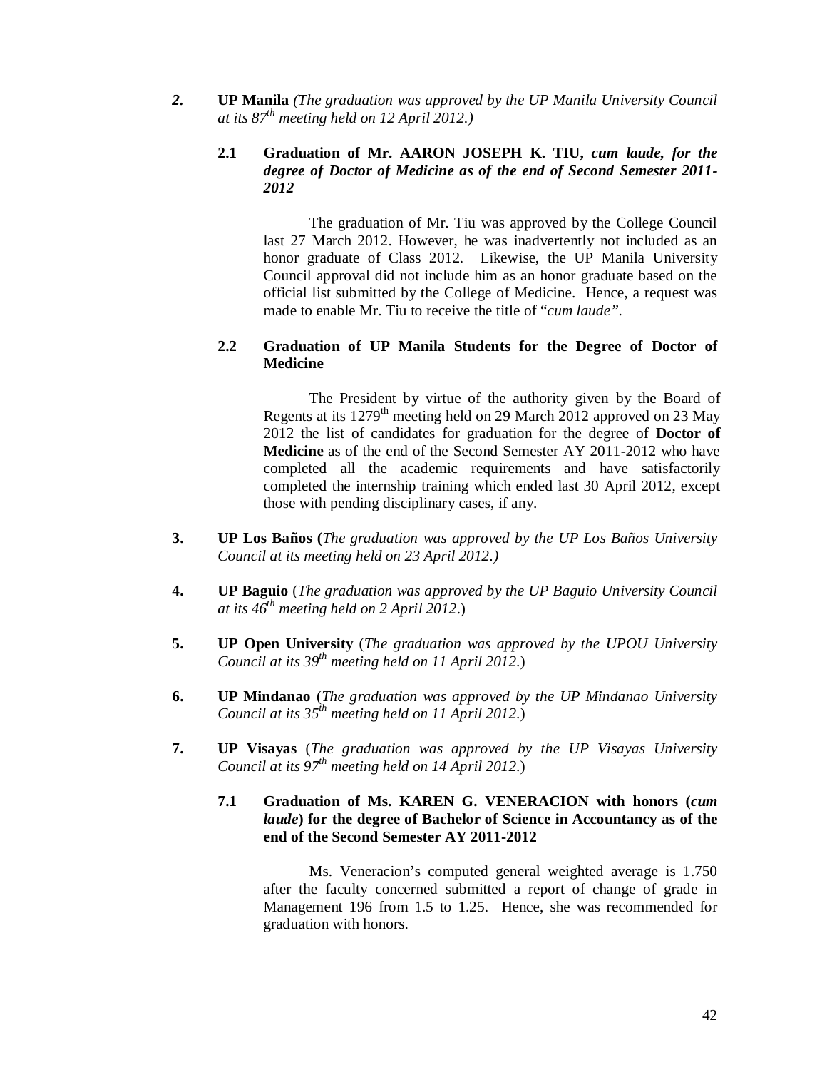***2.*** **UP Manila** *(The graduation was approved by the UP Manila University Council at its 87th meeting held on 12 April 2012.)*

**2.1 Graduation of Mr. AARON JOSEPH K. TIU,** ***cum laude, for the degree of Doctor of Medicine as of the end of Second Semester 2011-2012***

The graduation of Mr. Tiu was approved by the College Council last 27 March 2012. However, he was inadvertently not included as an honor graduate of Class 2012. Likewise, the UP Manila University Council approval did not include him as an honor graduate based on the official list submitted by the College of Medicine. Hence, a request was made to enable Mr. Tiu to receive the title of "*cum laude"*.

**2.2 Graduation of UP Manila Students for the Degree of Doctor of Medicine**

The President by virtue of the authority given by the Board of Regents at its 1279th meeting held on 29 March 2012 approved on 23 May 2012 the list of candidates for graduation for the degree of **Doctor of Medicine** as of the end of the Second Semester AY 2011-2012 who have completed all the academic requirements and have satisfactorily completed the internship training which ended last 30 April 2012, except those with pending disciplinary cases, if any.

**3. UP Los Baños (***The graduation was approved by the UP Los Baños University Council at its meeting held on 23 April 2012.)*

**4. UP Baguio** (*The graduation was approved by the UP Baguio University Council at its 46th meeting held on 2 April 2012*.)

**5. UP Open University** (*The graduation was approved by the UPOU University Council at its 39th meeting held on 11 April 2012*.)

**6. UP Mindanao** (*The graduation was approved by the UP Mindanao University Council at its 35th meeting held on 11 April 2012.*)

**7. UP Visayas** (*The graduation was approved by the UP Visayas University Council at its 97th meeting held on 14 April 2012*.)

**7.1 Graduation of Ms. KAREN G. VENERACION with honors (*****cum laude*****) for the degree of Bachelor of Science in Accountancy as of the end of the Second Semester AY 2011-2012**

Ms. Veneracion's computed general weighted average is 1.750 after the faculty concerned submitted a report of change of grade in Management 196 from 1.5 to 1.25. Hence, she was recommended for graduation with honors.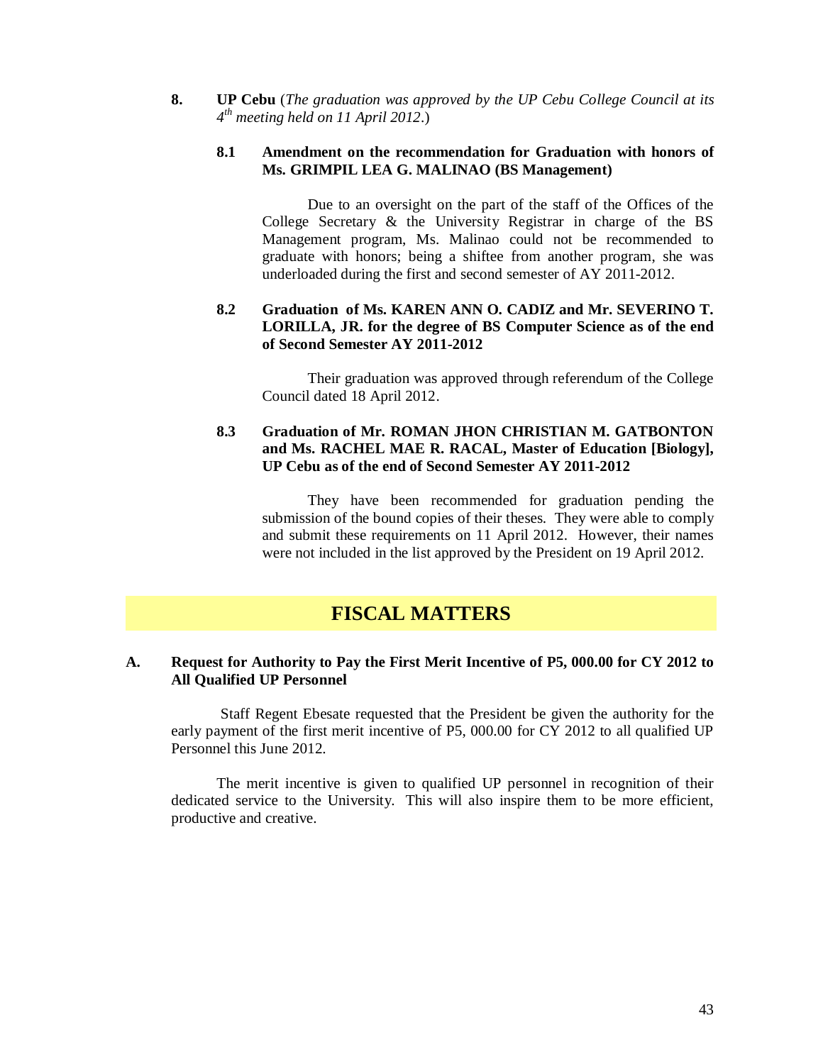**8. UP Cebu** (*The graduation was approved by the UP Cebu College Council at its 4th meeting held on 11 April 2012.*)

**8.1 Amendment on the recommendation for Graduation with honors of Ms. GRIMPIL LEA G. MALINAO (BS Management)**

Due to an oversight on the part of the staff of the Offices of the College Secretary & the University Registrar in charge of the BS Management program, Ms. Malinao could not be recommended to graduate with honors; being a shiftee from another program, she was underloaded during the first and second semester of AY 2011-2012.

**8.2 Graduation of Ms. KAREN ANN O. CADIZ and Mr. SEVERINO T. LORILLA, JR. for the degree of BS Computer Science as of the end of Second Semester AY 2011-2012**

Their graduation was approved through referendum of the College Council dated 18 April 2012.

**8.3 Graduation of Mr. ROMAN JHON CHRISTIAN M. GATBONTON and Ms. RACHEL MAE R. RACAL, Master of Education [Biology], UP Cebu as of the end of Second Semester AY 2011-2012**

They have been recommended for graduation pending the submission of the bound copies of their theses. They were able to comply and submit these requirements on 11 April 2012. However, their names were not included in the list approved by the President on 19 April 2012.

# FISCAL MATTERS

**A. Request for Authority to Pay the First Merit Incentive of P5, 000.00 for CY 2012 to All Qualified UP Personnel**

Staff Regent Ebesate requested that the President be given the authority for the early payment of the first merit incentive of P5, 000.00 for CY 2012 to all qualified UP Personnel this June 2012.

The merit incentive is given to qualified UP personnel in recognition of their dedicated service to the University. This will also inspire them to be more efficient, productive and creative.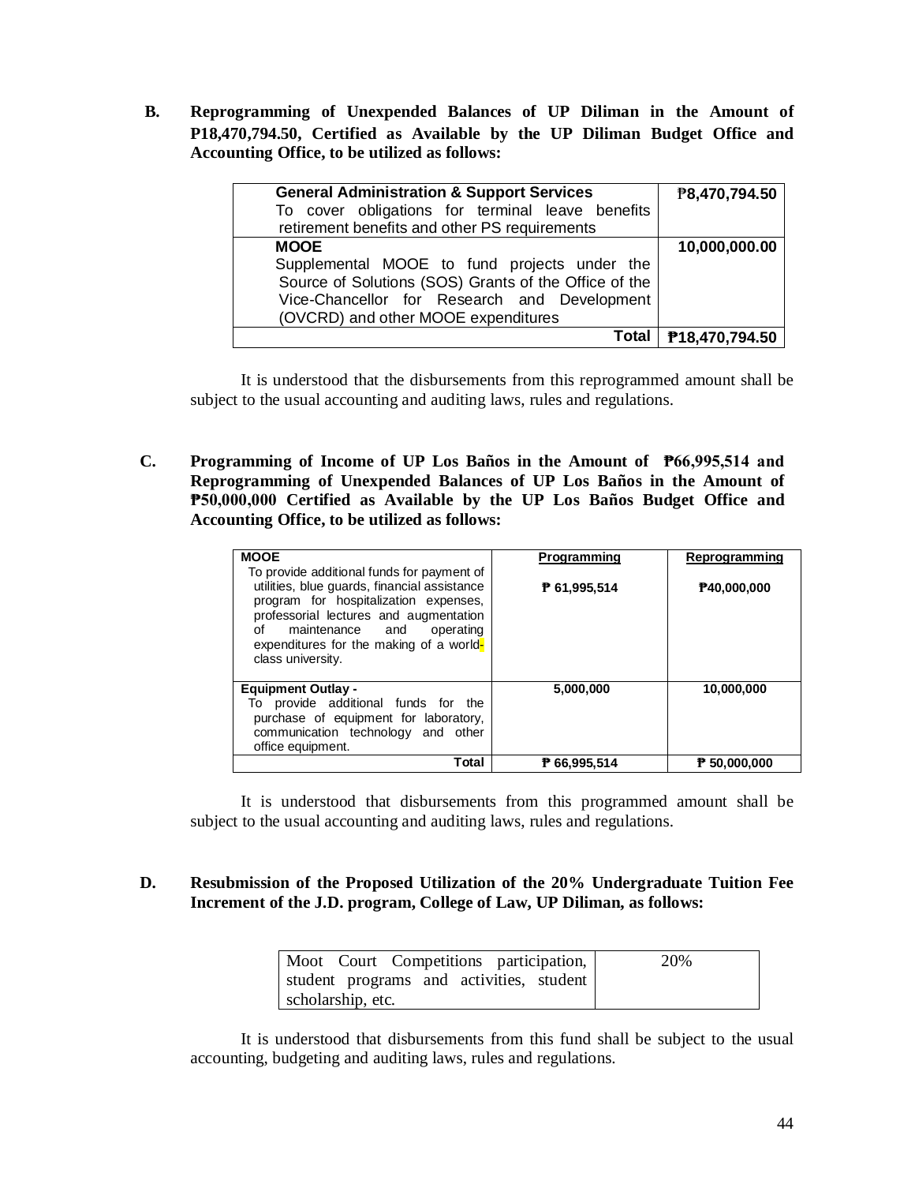**B. Reprogramming of Unexpended Balances of UP Diliman in the Amount of P18,470,794.50, Certified as Available by the UP Diliman Budget Office and Accounting Office, to be utilized as follows:**

| | |
|---|---|
| **General Administration & Support Services**<br>To cover obligations for terminal leave benefits retirement benefits and other PS requirements | **₱8,470,794.50** |
| **MOOE**<br>Supplemental MOOE to fund projects under the Source of Solutions (SOS) Grants of the Office of the Vice-Chancellor for Research and Development (OVCRD) and other MOOE expenditures | **10,000,000.00** |
| **Total** | **₱18,470,794.50** |

It is understood that the disbursements from this reprogrammed amount shall be subject to the usual accounting and auditing laws, rules and regulations.

**C. Programming of Income of UP Los Baños in the Amount of ₱66,995,514 and Reprogramming of Unexpended Balances of UP Los Baños in the Amount of ₱50,000,000 Certified as Available by the UP Los Baños Budget Office and Accounting Office, to be utilized as follows:**

| **MOOE** | **Programming** | **Reprogramming** |
|---|---|---|
| To provide additional funds for payment of utilities, blue guards, financial assistance program for hospitalization expenses, professorial lectures and augmentation of maintenance and operating expenditures for the making of a world-class university. | ₱ 61,995,514 | ₱40,000,000 |
| **Equipment Outlay -**<br>To provide additional funds for the purchase of equipment for laboratory, communication technology and other office equipment. | 5,000,000 | 10,000,000 |
| **Total** | **₱ 66,995,514** | **₱ 50,000,000** |

It is understood that disbursements from this programmed amount shall be subject to the usual accounting and auditing laws, rules and regulations.

**D. Resubmission of the Proposed Utilization of the 20% Undergraduate Tuition Fee Increment of the J.D. program, College of Law, UP Diliman, as follows:**

| | |
|---|---|
| Moot Court Competitions participation, student programs and activities, student scholarship, etc. | 20% |

It is understood that disbursements from this fund shall be subject to the usual accounting, budgeting and auditing laws, rules and regulations.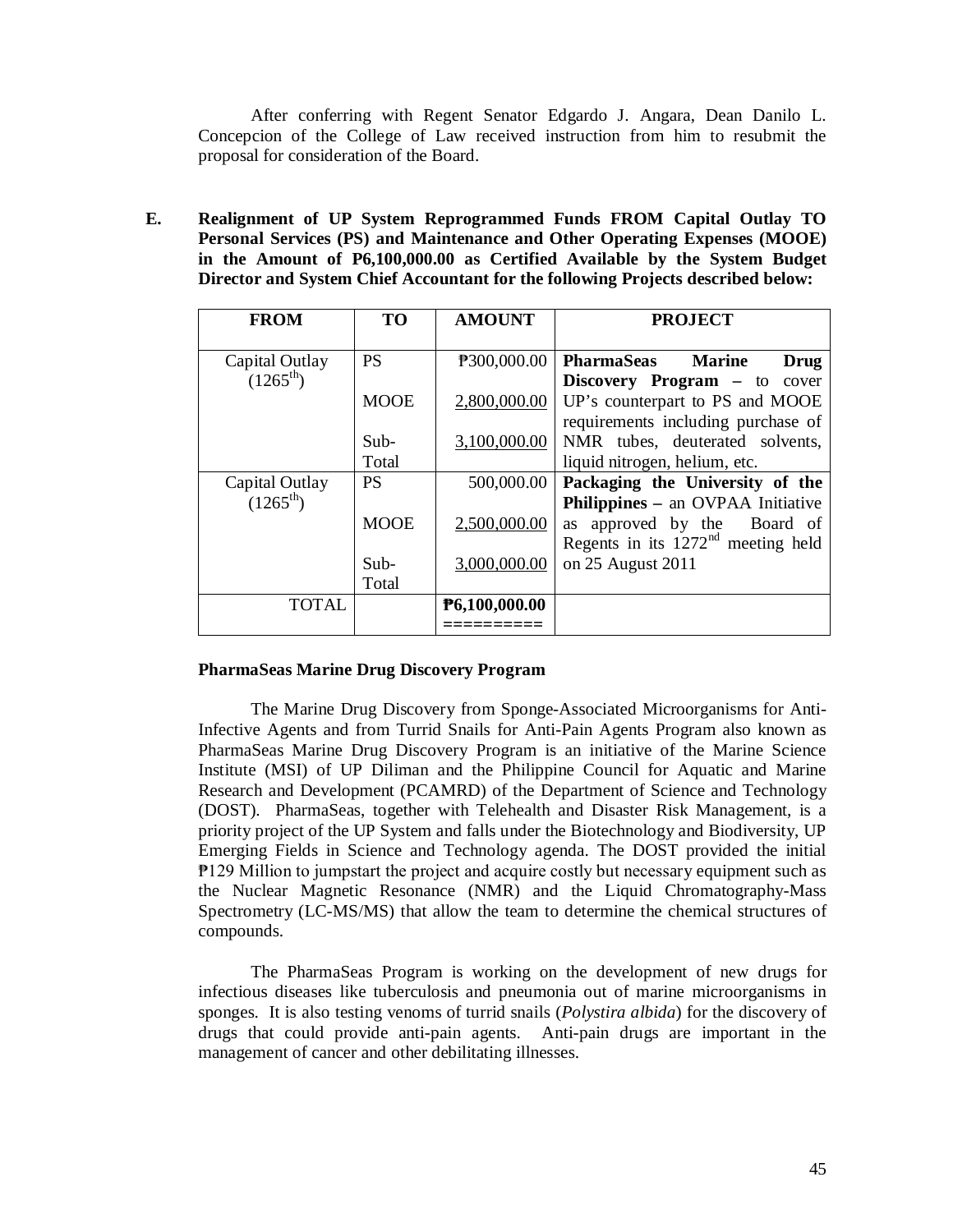After conferring with Regent Senator Edgardo J. Angara, Dean Danilo L. Concepcion of the College of Law received instruction from him to resubmit the proposal for consideration of the Board.

**E. Realignment of UP System Reprogrammed Funds FROM Capital Outlay TO Personal Services (PS) and Maintenance and Other Operating Expenses (MOOE) in the Amount of P6,100,000.00 as Certified Available by the System Budget Director and System Chief Accountant for the following Projects described below:**

| FROM | TO | AMOUNT | PROJECT |
|---|---|---|---|
| Capital Outlay (1265th) | PS | ₱300,000.00 | **PharmaSeas Marine Drug Discovery Program –** to cover UP's counterpart to PS and MOOE requirements including purchase of NMR tubes, deuterated solvents, liquid nitrogen, helium, etc. |
| | MOOE | 2,800,000.00 | |
| | Sub-Total | 3,100,000.00 | |
| Capital Outlay (1265th) | PS | 500,000.00 | **Packaging the University of the Philippines –** an OVPAA Initiative as approved by the Board of Regents in its 1272nd meeting held on 25 August 2011 |
| | MOOE | 2,500,000.00 | |
| | Sub-Total | 3,000,000.00 | |
| TOTAL | | **₱6,100,000.00** | |

**PharmaSeas Marine Drug Discovery Program**

The Marine Drug Discovery from Sponge-Associated Microorganisms for Anti-Infective Agents and from Turrid Snails for Anti-Pain Agents Program also known as PharmaSeas Marine Drug Discovery Program is an initiative of the Marine Science Institute (MSI) of UP Diliman and the Philippine Council for Aquatic and Marine Research and Development (PCAMRD) of the Department of Science and Technology (DOST). PharmaSeas, together with Telehealth and Disaster Risk Management, is a priority project of the UP System and falls under the Biotechnology and Biodiversity, UP Emerging Fields in Science and Technology agenda. The DOST provided the initial ₱129 Million to jumpstart the project and acquire costly but necessary equipment such as the Nuclear Magnetic Resonance (NMR) and the Liquid Chromatography-Mass Spectrometry (LC-MS/MS) that allow the team to determine the chemical structures of compounds.

The PharmaSeas Program is working on the development of new drugs for infectious diseases like tuberculosis and pneumonia out of marine microorganisms in sponges. It is also testing venoms of turrid snails (*Polystira albida*) for the discovery of drugs that could provide anti-pain agents. Anti-pain drugs are important in the management of cancer and other debilitating illnesses.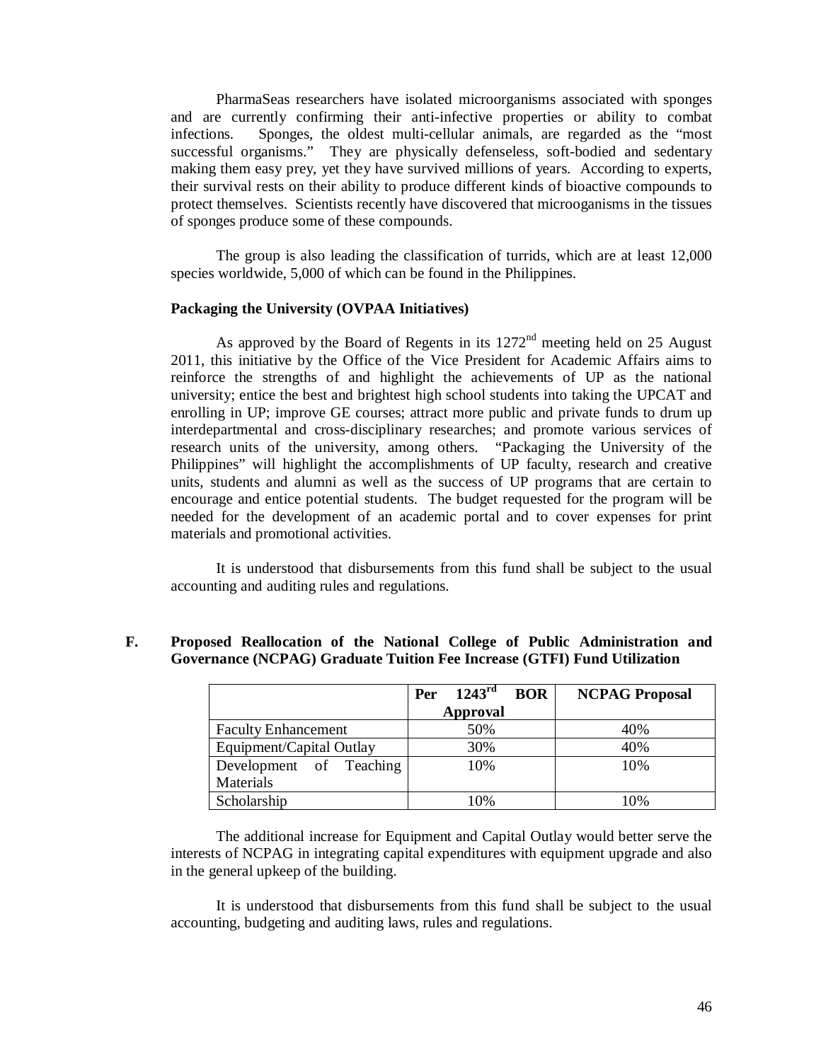PharmaSeas researchers have isolated microorganisms associated with sponges and are currently confirming their anti-infective properties or ability to combat infections. Sponges, the oldest multi-cellular animals, are regarded as the "most successful organisms." They are physically defenseless, soft-bodied and sedentary making them easy prey, yet they have survived millions of years. According to experts, their survival rests on their ability to produce different kinds of bioactive compounds to protect themselves. Scientists recently have discovered that microoganisms in the tissues of sponges produce some of these compounds.

The group is also leading the classification of turrids, which are at least 12,000 species worldwide, 5,000 of which can be found in the Philippines.

**Packaging the University (OVPAA Initiatives)**

As approved by the Board of Regents in its 1272nd meeting held on 25 August 2011, this initiative by the Office of the Vice President for Academic Affairs aims to reinforce the strengths of and highlight the achievements of UP as the national university; entice the best and brightest high school students into taking the UPCAT and enrolling in UP; improve GE courses; attract more public and private funds to drum up interdepartmental and cross-disciplinary researches; and promote various services of research units of the university, among others. "Packaging the University of the Philippines" will highlight the accomplishments of UP faculty, research and creative units, students and alumni as well as the success of UP programs that are certain to encourage and entice potential students. The budget requested for the program will be needed for the development of an academic portal and to cover expenses for print materials and promotional activities.

It is understood that disbursements from this fund shall be subject to the usual accounting and auditing rules and regulations.

## F. Proposed Reallocation of the National College of Public Administration and Governance (NCPAG) Graduate Tuition Fee Increase (GTFI) Fund Utilization

| | Per 1243rd BOR Approval | NCPAG Proposal |
|---|---|---|
| Faculty Enhancement | 50% | 40% |
| Equipment/Capital Outlay | 30% | 40% |
| Development of Teaching Materials | 10% | 10% |
| Scholarship | 10% | 10% |

The additional increase for Equipment and Capital Outlay would better serve the interests of NCPAG in integrating capital expenditures with equipment upgrade and also in the general upkeep of the building.

It is understood that disbursements from this fund shall be subject to the usual accounting, budgeting and auditing laws, rules and regulations.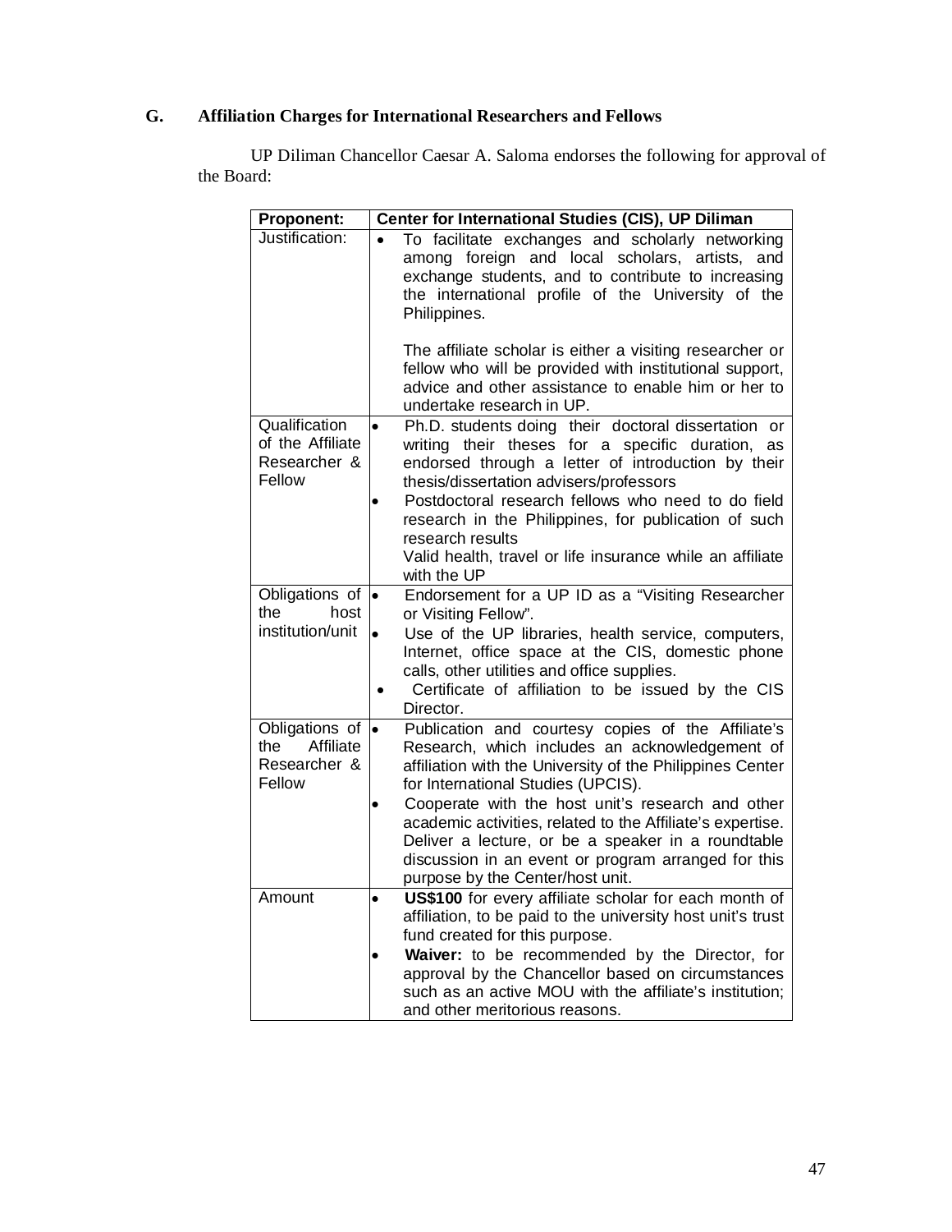### G. Affiliation Charges for International Researchers and Fellows

UP Diliman Chancellor Caesar A. Saloma endorses the following for approval of the Board:

| Proponent: | Center for International Studies (CIS), UP Diliman |
|---|---|
| Justification: | • To facilitate exchanges and scholarly networking among foreign and local scholars, artists, and exchange students, and to contribute to increasing the international profile of the University of the Philippines.<br><br>The affiliate scholar is either a visiting researcher or fellow who will be provided with institutional support, advice and other assistance to enable him or her to undertake research in UP. |
| Qualification of the Affiliate Researcher & Fellow | • Ph.D. students doing their doctoral dissertation or writing their theses for a specific duration, as endorsed through a letter of introduction by their thesis/dissertation advisers/professors<br>• Postdoctoral research fellows who need to do field research in the Philippines, for publication of such research results<br>Valid health, travel or life insurance while an affiliate with the UP |
| Obligations of the host institution/unit | • Endorsement for a UP ID as a "Visiting Researcher or Visiting Fellow".<br>• Use of the UP libraries, health service, computers, Internet, office space at the CIS, domestic phone calls, other utilities and office supplies.<br>• Certificate of affiliation to be issued by the CIS Director. |
| Obligations of the Affiliate Researcher & Fellow | • Publication and courtesy copies of the Affiliate's Research, which includes an acknowledgement of affiliation with the University of the Philippines Center for International Studies (UPCIS).<br>• Cooperate with the host unit's research and other academic activities, related to the Affiliate's expertise. Deliver a lecture, or be a speaker in a roundtable discussion in an event or program arranged for this purpose by the Center/host unit. |
| Amount | • **US$100** for every affiliate scholar for each month of affiliation, to be paid to the university host unit's trust fund created for this purpose.<br>• **Waiver:** to be recommended by the Director, for approval by the Chancellor based on circumstances such as an active MOU with the affiliate's institution; and other meritorious reasons. |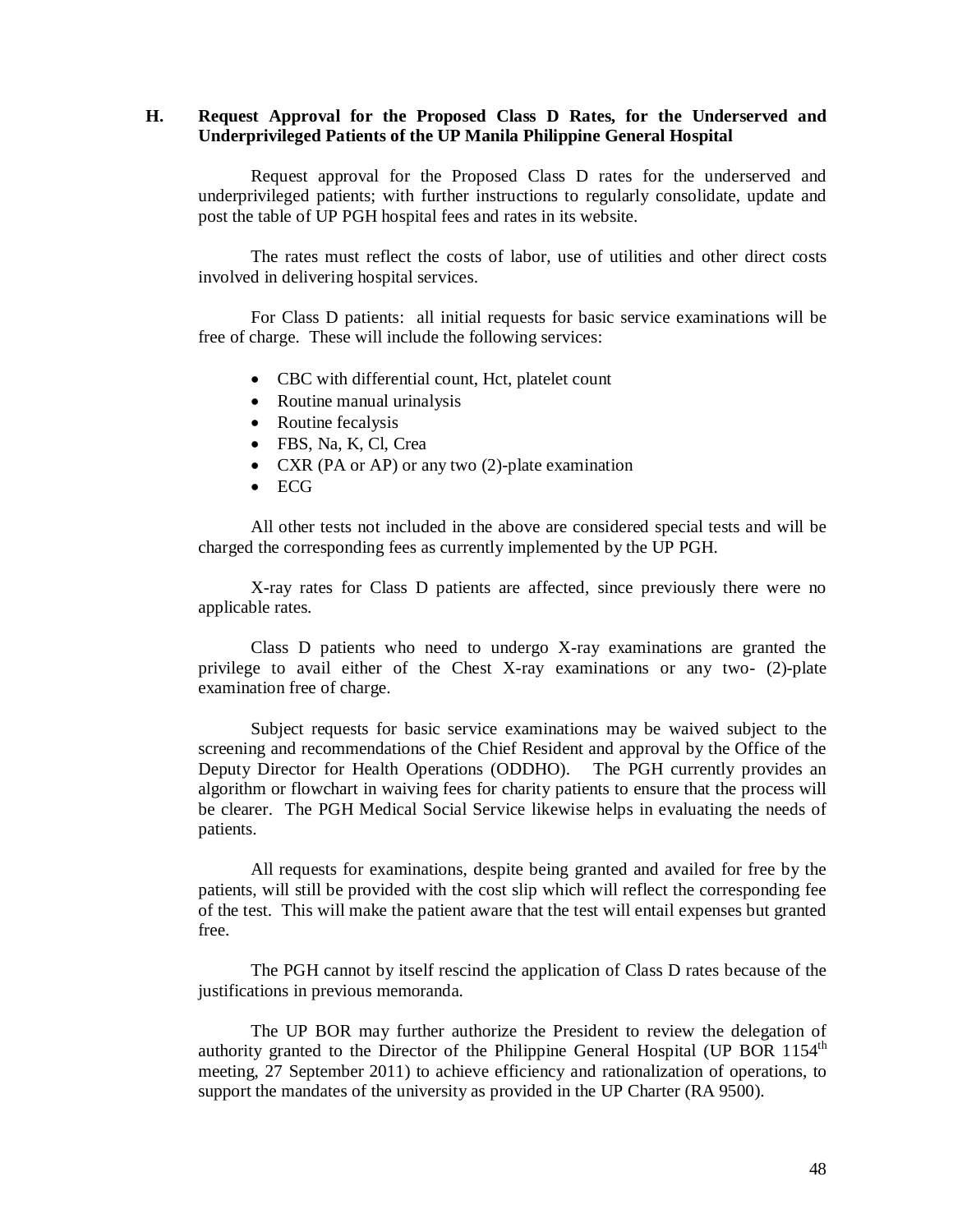## H. Request Approval for the Proposed Class D Rates, for the Underserved and Underprivileged Patients of the UP Manila Philippine General Hospital

Request approval for the Proposed Class D rates for the underserved and underprivileged patients; with further instructions to regularly consolidate, update and post the table of UP PGH hospital fees and rates in its website.

The rates must reflect the costs of labor, use of utilities and other direct costs involved in delivering hospital services.

For Class D patients: all initial requests for basic service examinations will be free of charge. These will include the following services:

- CBC with differential count, Hct, platelet count
- Routine manual urinalysis
- Routine fecalysis
- FBS, Na, K, Cl, Crea
- CXR (PA or AP) or any two (2)-plate examination
- ECG

All other tests not included in the above are considered special tests and will be charged the corresponding fees as currently implemented by the UP PGH.

X-ray rates for Class D patients are affected, since previously there were no applicable rates.

Class D patients who need to undergo X-ray examinations are granted the privilege to avail either of the Chest X-ray examinations or any two- (2)-plate examination free of charge.

Subject requests for basic service examinations may be waived subject to the screening and recommendations of the Chief Resident and approval by the Office of the Deputy Director for Health Operations (ODDHO). The PGH currently provides an algorithm or flowchart in waiving fees for charity patients to ensure that the process will be clearer. The PGH Medical Social Service likewise helps in evaluating the needs of patients.

All requests for examinations, despite being granted and availed for free by the patients, will still be provided with the cost slip which will reflect the corresponding fee of the test. This will make the patient aware that the test will entail expenses but granted free.

The PGH cannot by itself rescind the application of Class D rates because of the justifications in previous memoranda.

The UP BOR may further authorize the President to review the delegation of authority granted to the Director of the Philippine General Hospital (UP BOR 1154th meeting, 27 September 2011) to achieve efficiency and rationalization of operations, to support the mandates of the university as provided in the UP Charter (RA 9500).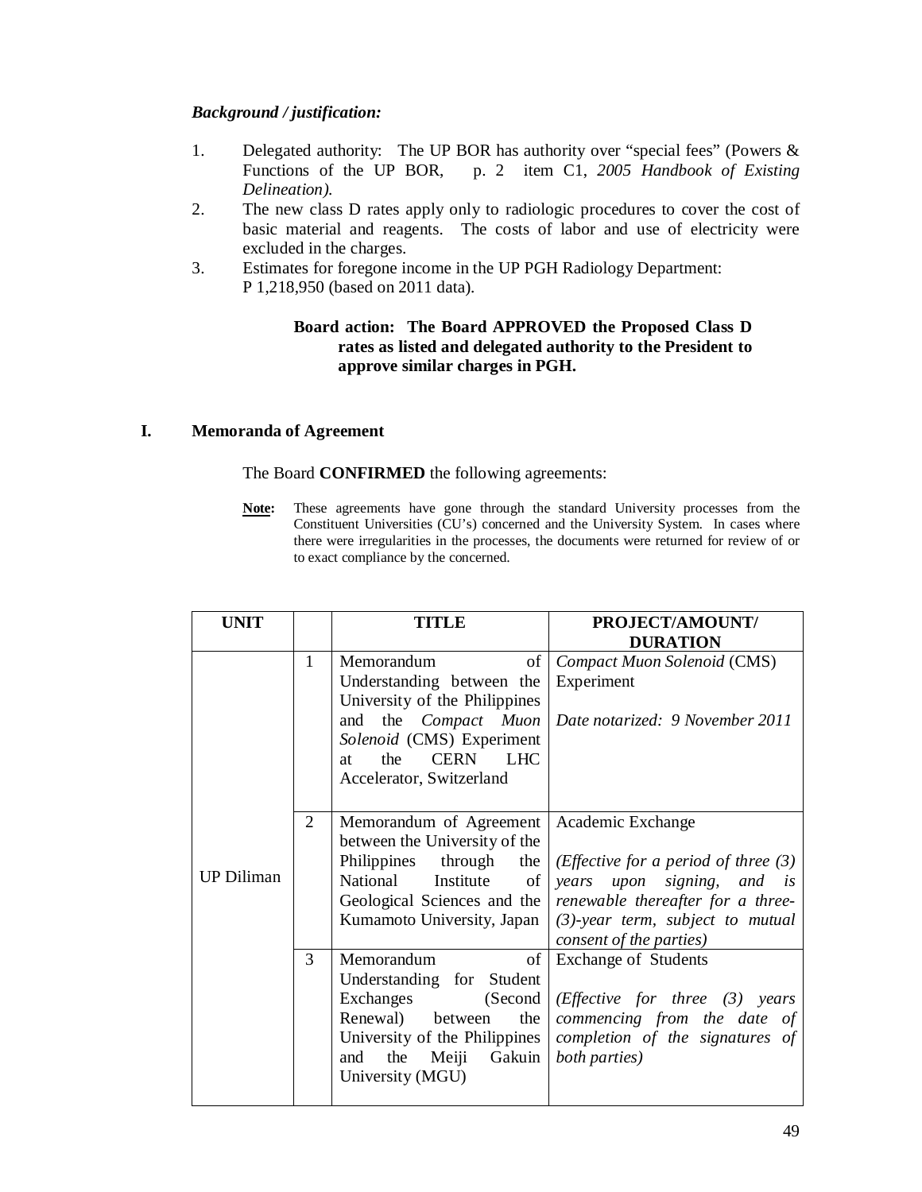***Background / justification:***

1. Delegated authority: The UP BOR has authority over "special fees" (Powers & Functions of the UP BOR, p. 2 item C1, *2005 Handbook of Existing Delineation).*
2. The new class D rates apply only to radiologic procedures to cover the cost of basic material and reagents. The costs of labor and use of electricity were excluded in the charges.
3. Estimates for foregone income in the UP PGH Radiology Department: P 1,218,950 (based on 2011 data).

**Board action: The Board APPROVED the Proposed Class D rates as listed and delegated authority to the President to approve similar charges in PGH.**

## I. Memoranda of Agreement

The Board **CONFIRMED** the following agreements:

**<u>Note</u>:** These agreements have gone through the standard University processes from the Constituent Universities (CU's) concerned and the University System. In cases where there were irregularities in the processes, the documents were returned for review of or to exact compliance by the concerned.

| UNIT | | TITLE | PROJECT/AMOUNT/ DURATION |
|---|---|---|---|
| UP Diliman | 1 | Memorandum of Understanding between the University of the Philippines and the *Compact Muon Solenoid* (CMS) Experiment at the CERN LHC Accelerator, Switzerland | *Compact Muon Solenoid* (CMS) Experiment<br><br>*Date notarized: 9 November 2011* |
| | 2 | Memorandum of Agreement between the University of the Philippines through the National Institute of Geological Sciences and the Kumamoto University, Japan | Academic Exchange<br><br>*(Effective for a period of three (3) years upon signing, and is renewable thereafter for a three-(3)-year term, subject to mutual consent of the parties)* |
| | 3 | Memorandum of Understanding for Student Exchanges (Second Renewal) between the University of the Philippines and the Meiji Gakuin University (MGU) | Exchange of Students<br><br>*(Effective for three (3) years commencing from the date of completion of the signatures of both parties)* |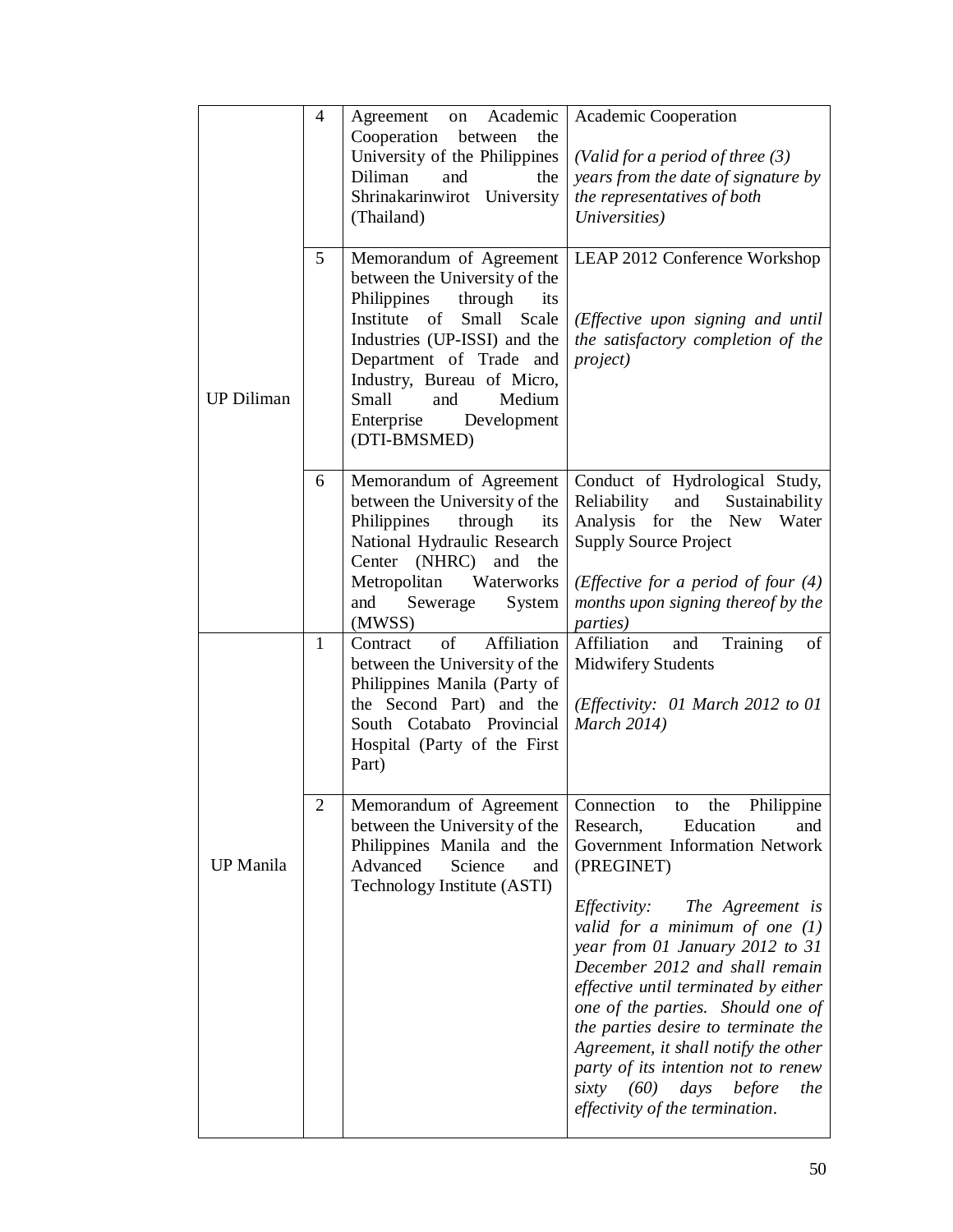| | | | |
|---|---|---|---|
| UP Diliman | 4 | Agreement on Academic Cooperation between the University of the Philippines Diliman and the Shrinakarinwirot University (Thailand) | Academic Cooperation<br><br>*(Valid for a period of three (3) years from the date of signature by the representatives of both Universities)* |
| | 5 | Memorandum of Agreement between the University of the Philippines through its Institute of Small Scale Industries (UP-ISSI) and the Department of Trade and Industry, Bureau of Micro, Small and Medium Enterprise Development (DTI-BMSMED) | LEAP 2012 Conference Workshop<br><br>*(Effective upon signing and until the satisfactory completion of the project)* |
| | 6 | Memorandum of Agreement between the University of the Philippines through its National Hydraulic Research Center (NHRC) and the Metropolitan Waterworks and Sewerage System (MWSS) | Conduct of Hydrological Study, Reliability and Sustainability Analysis for the New Water Supply Source Project<br><br>*(Effective for a period of four (4) months upon signing thereof by the parties)* |
| UP Manila | 1 | Contract of Affiliation between the University of the Philippines Manila (Party of the Second Part) and the South Cotabato Provincial Hospital (Party of the First Part) | Affiliation and Training of Midwifery Students<br><br>*(Effectivity: 01 March 2012 to 01 March 2014)* |
| | 2 | Memorandum of Agreement between the University of the Philippines Manila and the Advanced Science and Technology Institute (ASTI) | Connection to the Philippine Research, Education and Government Information Network (PREGINET)<br><br>*Effectivity: The Agreement is valid for a minimum of one (1) year from 01 January 2012 to 31 December 2012 and shall remain effective until terminated by either one of the parties. Should one of the parties desire to terminate the Agreement, it shall notify the other party of its intention not to renew sixty (60) days before the effectivity of the termination.* |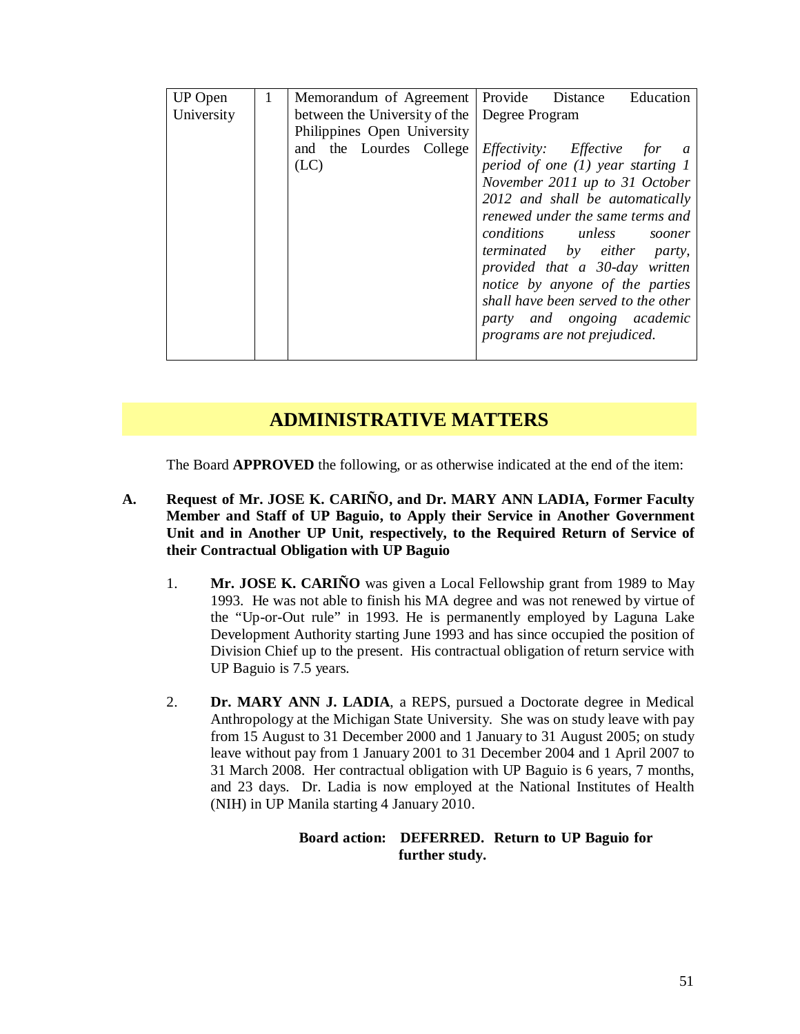| UP Open University | 1 | Memorandum of Agreement between the University of the Philippines Open University and the Lourdes College (LC) | Provide Distance Education Degree Program<br><br>*Effectivity: Effective for a period of one (1) year starting 1 November 2011 up to 31 October 2012 and shall be automatically renewed under the same terms and conditions unless sooner terminated by either party, provided that a 30-day written notice by anyone of the parties shall have been served to the other party and ongoing academic programs are not prejudiced.* |
|---|---|---|---|

## ADMINISTRATIVE MATTERS

The Board **APPROVED** the following, or as otherwise indicated at the end of the item:

**A. Request of Mr. JOSE K. CARIÑO, and Dr. MARY ANN LADIA, Former Faculty Member and Staff of UP Baguio, to Apply their Service in Another Government Unit and in Another UP Unit, respectively, to the Required Return of Service of their Contractual Obligation with UP Baguio**

1. **Mr. JOSE K. CARIÑO** was given a Local Fellowship grant from 1989 to May 1993. He was not able to finish his MA degree and was not renewed by virtue of the "Up-or-Out rule" in 1993. He is permanently employed by Laguna Lake Development Authority starting June 1993 and has since occupied the position of Division Chief up to the present. His contractual obligation of return service with UP Baguio is 7.5 years.

2. **Dr. MARY ANN J. LADIA**, a REPS, pursued a Doctorate degree in Medical Anthropology at the Michigan State University. She was on study leave with pay from 15 August to 31 December 2000 and 1 January to 31 August 2005; on study leave without pay from 1 January 2001 to 31 December 2004 and 1 April 2007 to 31 March 2008. Her contractual obligation with UP Baguio is 6 years, 7 months, and 23 days. Dr. Ladia is now employed at the National Institutes of Health (NIH) in UP Manila starting 4 January 2010.

**Board action: DEFERRED. Return to UP Baguio for further study.**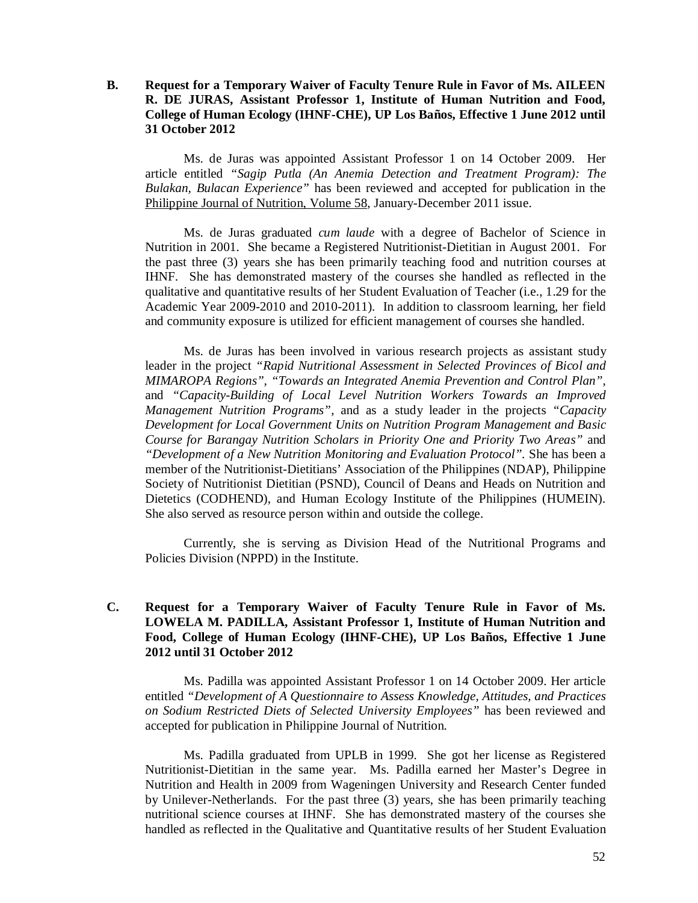**B. Request for a Temporary Waiver of Faculty Tenure Rule in Favor of Ms. AILEEN R. DE JURAS, Assistant Professor 1, Institute of Human Nutrition and Food, College of Human Ecology (IHNF-CHE), UP Los Baños, Effective 1 June 2012 until 31 October 2012**

Ms. de Juras was appointed Assistant Professor 1 on 14 October 2009. Her article entitled *"Sagip Putla (An Anemia Detection and Treatment Program): The Bulakan, Bulacan Experience"* has been reviewed and accepted for publication in the Philippine Journal of Nutrition, Volume 58, January-December 2011 issue.

Ms. de Juras graduated *cum laude* with a degree of Bachelor of Science in Nutrition in 2001. She became a Registered Nutritionist-Dietitian in August 2001. For the past three (3) years she has been primarily teaching food and nutrition courses at IHNF. She has demonstrated mastery of the courses she handled as reflected in the qualitative and quantitative results of her Student Evaluation of Teacher (i.e., 1.29 for the Academic Year 2009-2010 and 2010-2011). In addition to classroom learning, her field and community exposure is utilized for efficient management of courses she handled.

Ms. de Juras has been involved in various research projects as assistant study leader in the project *"Rapid Nutritional Assessment in Selected Provinces of Bicol and MIMAROPA Regions", "Towards an Integrated Anemia Prevention and Control Plan",* and *"Capacity-Building of Local Level Nutrition Workers Towards an Improved Management Nutrition Programs",* and as a study leader in the projects *"Capacity Development for Local Government Units on Nutrition Program Management and Basic Course for Barangay Nutrition Scholars in Priority One and Priority Two Areas"* and *"Development of a New Nutrition Monitoring and Evaluation Protocol".* She has been a member of the Nutritionist-Dietitians' Association of the Philippines (NDAP), Philippine Society of Nutritionist Dietitian (PSND), Council of Deans and Heads on Nutrition and Dietetics (CODHEND), and Human Ecology Institute of the Philippines (HUMEIN). She also served as resource person within and outside the college.

Currently, she is serving as Division Head of the Nutritional Programs and Policies Division (NPPD) in the Institute.

**C. Request for a Temporary Waiver of Faculty Tenure Rule in Favor of Ms. LOWELA M. PADILLA, Assistant Professor 1, Institute of Human Nutrition and Food, College of Human Ecology (IHNF-CHE), UP Los Baños, Effective 1 June 2012 until 31 October 2012**

Ms. Padilla was appointed Assistant Professor 1 on 14 October 2009. Her article entitled *"Development of A Questionnaire to Assess Knowledge, Attitudes, and Practices on Sodium Restricted Diets of Selected University Employees"* has been reviewed and accepted for publication in Philippine Journal of Nutrition.

Ms. Padilla graduated from UPLB in 1999. She got her license as Registered Nutritionist-Dietitian in the same year. Ms. Padilla earned her Master's Degree in Nutrition and Health in 2009 from Wageningen University and Research Center funded by Unilever-Netherlands. For the past three (3) years, she has been primarily teaching nutritional science courses at IHNF. She has demonstrated mastery of the courses she handled as reflected in the Qualitative and Quantitative results of her Student Evaluation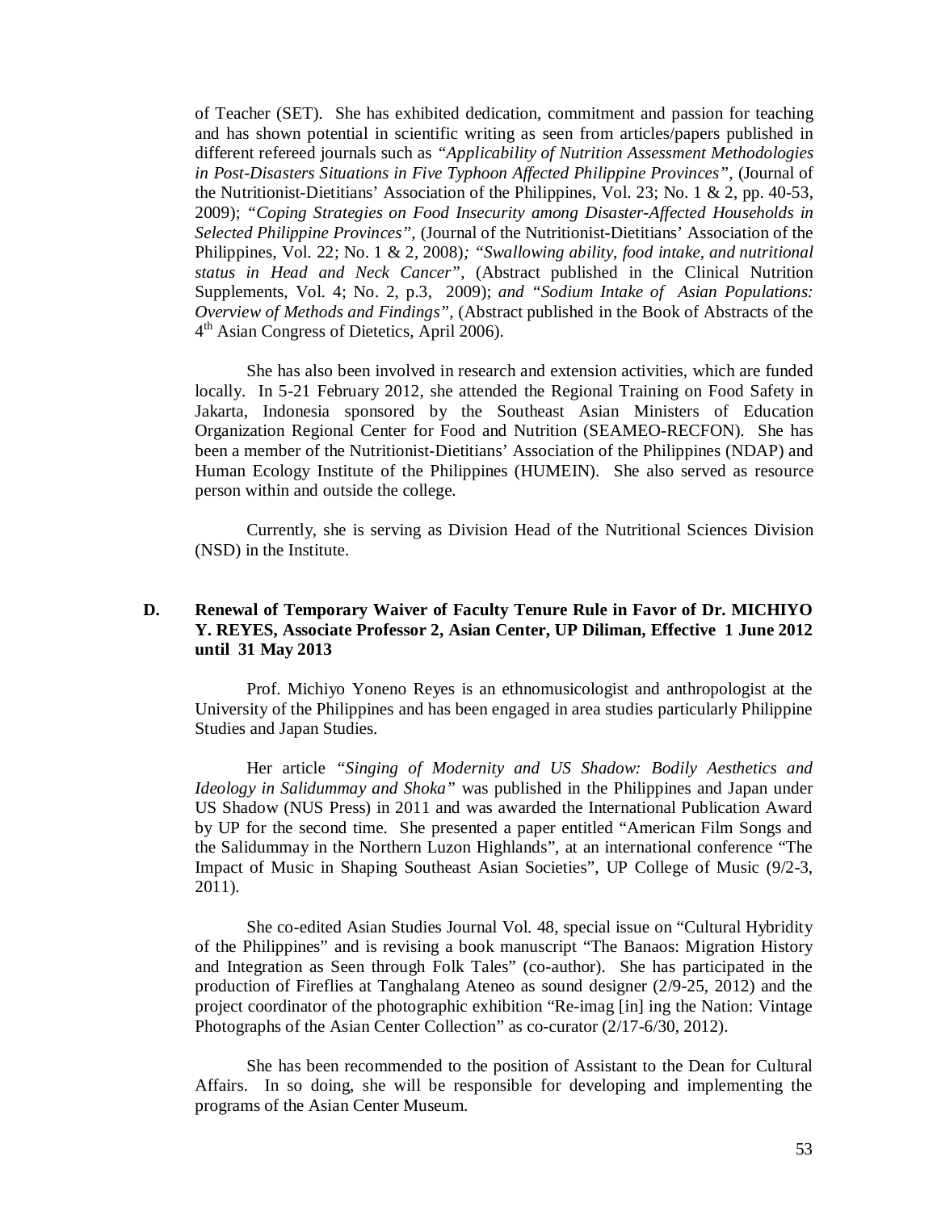of Teacher (SET). She has exhibited dedication, commitment and passion for teaching and has shown potential in scientific writing as seen from articles/papers published in different refereed journals such as *"Applicability of Nutrition Assessment Methodologies in Post-Disasters Situations in Five Typhoon Affected Philippine Provinces"*, (Journal of the Nutritionist-Dietitians' Association of the Philippines, Vol. 23; No. 1 & 2, pp. 40-53, 2009); *"Coping Strategies on Food Insecurity among Disaster-Affected Households in Selected Philippine Provinces"*, (Journal of the Nutritionist-Dietitians' Association of the Philippines, Vol. 22; No. 1 & 2, 2008)*; "Swallowing ability, food intake, and nutritional status in Head and Neck Cancer"*, (Abstract published in the Clinical Nutrition Supplements, Vol. 4; No. 2, p.3, 2009); *and "Sodium Intake of Asian Populations: Overview of Methods and Findings"*, (Abstract published in the Book of Abstracts of the 4th Asian Congress of Dietetics, April 2006).

She has also been involved in research and extension activities, which are funded locally. In 5-21 February 2012, she attended the Regional Training on Food Safety in Jakarta, Indonesia sponsored by the Southeast Asian Ministers of Education Organization Regional Center for Food and Nutrition (SEAMEO-RECFON). She has been a member of the Nutritionist-Dietitians' Association of the Philippines (NDAP) and Human Ecology Institute of the Philippines (HUMEIN). She also served as resource person within and outside the college.

Currently, she is serving as Division Head of the Nutritional Sciences Division (NSD) in the Institute.

**D. Renewal of Temporary Waiver of Faculty Tenure Rule in Favor of Dr. MICHIYO Y. REYES, Associate Professor 2, Asian Center, UP Diliman, Effective 1 June 2012 until 31 May 2013**

Prof. Michiyo Yoneno Reyes is an ethnomusicologist and anthropologist at the University of the Philippines and has been engaged in area studies particularly Philippine Studies and Japan Studies.

Her article *"Singing of Modernity and US Shadow: Bodily Aesthetics and Ideology in Salidummay and Shoka"* was published in the Philippines and Japan under US Shadow (NUS Press) in 2011 and was awarded the International Publication Award by UP for the second time. She presented a paper entitled "American Film Songs and the Salidummay in the Northern Luzon Highlands", at an international conference "The Impact of Music in Shaping Southeast Asian Societies", UP College of Music (9/2-3, 2011).

She co-edited Asian Studies Journal Vol. 48, special issue on "Cultural Hybridity of the Philippines" and is revising a book manuscript "The Banaos: Migration History and Integration as Seen through Folk Tales" (co-author). She has participated in the production of Fireflies at Tanghalang Ateneo as sound designer (2/9-25, 2012) and the project coordinator of the photographic exhibition "Re-imag [in] ing the Nation: Vintage Photographs of the Asian Center Collection" as co-curator (2/17-6/30, 2012).

She has been recommended to the position of Assistant to the Dean for Cultural Affairs. In so doing, she will be responsible for developing and implementing the programs of the Asian Center Museum.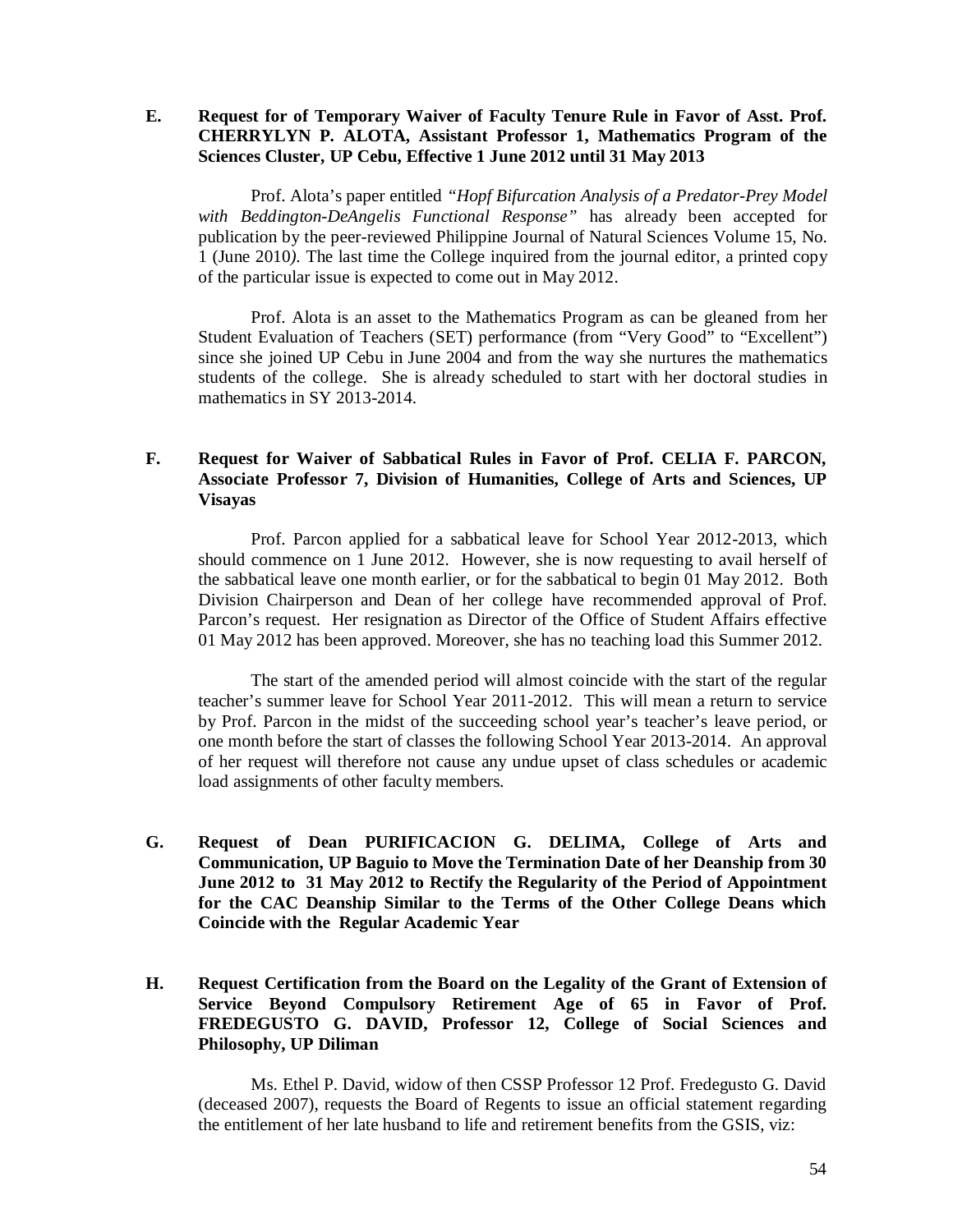**E. Request for of Temporary Waiver of Faculty Tenure Rule in Favor of Asst. Prof. CHERRYLYN P. ALOTA, Assistant Professor 1, Mathematics Program of the Sciences Cluster, UP Cebu, Effective 1 June 2012 until 31 May 2013**

Prof. Alota's paper entitled *"Hopf Bifurcation Analysis of a Predator-Prey Model with Beddington-DeAngelis Functional Response"* has already been accepted for publication by the peer-reviewed Philippine Journal of Natural Sciences Volume 15, No. 1 (June 2010*)*. The last time the College inquired from the journal editor, a printed copy of the particular issue is expected to come out in May 2012.

Prof. Alota is an asset to the Mathematics Program as can be gleaned from her Student Evaluation of Teachers (SET) performance (from "Very Good" to "Excellent") since she joined UP Cebu in June 2004 and from the way she nurtures the mathematics students of the college. She is already scheduled to start with her doctoral studies in mathematics in SY 2013-2014.

**F. Request for Waiver of Sabbatical Rules in Favor of Prof. CELIA F. PARCON, Associate Professor 7, Division of Humanities, College of Arts and Sciences, UP Visayas**

Prof. Parcon applied for a sabbatical leave for School Year 2012-2013, which should commence on 1 June 2012. However, she is now requesting to avail herself of the sabbatical leave one month earlier, or for the sabbatical to begin 01 May 2012. Both Division Chairperson and Dean of her college have recommended approval of Prof. Parcon's request. Her resignation as Director of the Office of Student Affairs effective 01 May 2012 has been approved. Moreover, she has no teaching load this Summer 2012.

The start of the amended period will almost coincide with the start of the regular teacher's summer leave for School Year 2011-2012. This will mean a return to service by Prof. Parcon in the midst of the succeeding school year's teacher's leave period, or one month before the start of classes the following School Year 2013-2014. An approval of her request will therefore not cause any undue upset of class schedules or academic load assignments of other faculty members.

**G. Request of Dean PURIFICACION G. DELIMA, College of Arts and Communication, UP Baguio to Move the Termination Date of her Deanship from 30 June 2012 to 31 May 2012 to Rectify the Regularity of the Period of Appointment for the CAC Deanship Similar to the Terms of the Other College Deans which Coincide with the Regular Academic Year**

**H. Request Certification from the Board on the Legality of the Grant of Extension of Service Beyond Compulsory Retirement Age of 65 in Favor of Prof. FREDEGUSTO G. DAVID, Professor 12, College of Social Sciences and Philosophy, UP Diliman**

Ms. Ethel P. David, widow of then CSSP Professor 12 Prof. Fredegusto G. David (deceased 2007), requests the Board of Regents to issue an official statement regarding the entitlement of her late husband to life and retirement benefits from the GSIS, viz: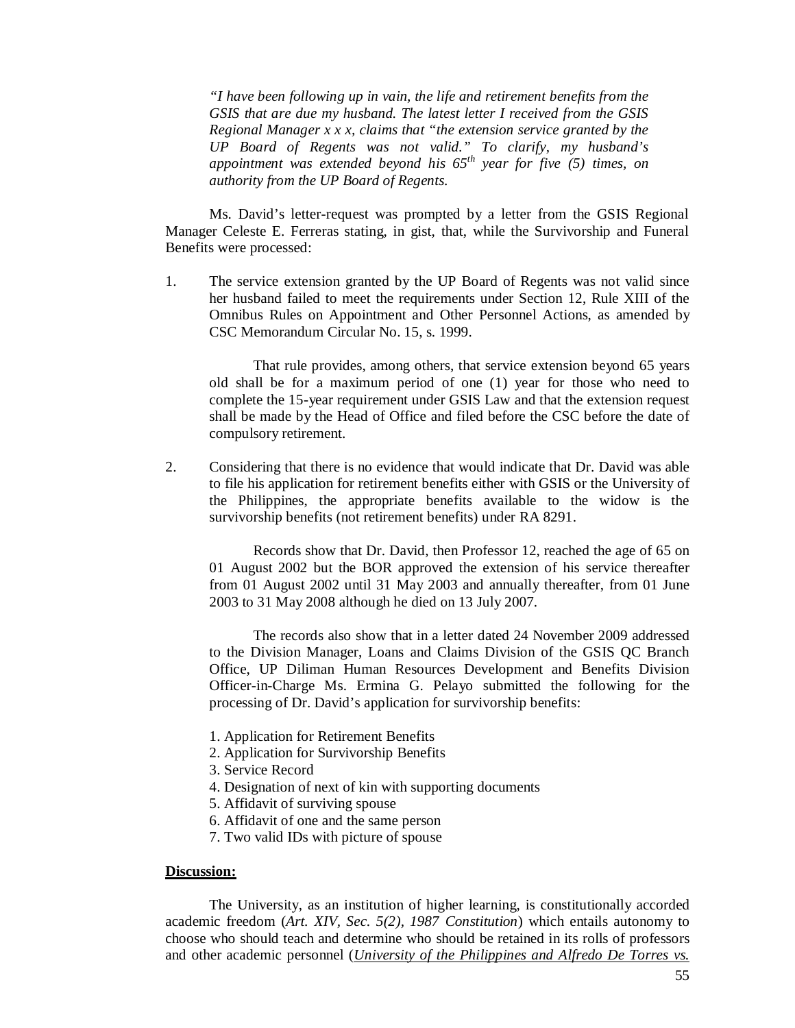> *"I have been following up in vain, the life and retirement benefits from the GSIS that are due my husband. The latest letter I received from the GSIS Regional Manager x x x, claims that "the extension service granted by the UP Board of Regents was not valid." To clarify, my husband's appointment was extended beyond his 65th year for five (5) times, on authority from the UP Board of Regents.*

Ms. David's letter-request was prompted by a letter from the GSIS Regional Manager Celeste E. Ferreras stating, in gist, that, while the Survivorship and Funeral Benefits were processed:

1. The service extension granted by the UP Board of Regents was not valid since her husband failed to meet the requirements under Section 12, Rule XIII of the Omnibus Rules on Appointment and Other Personnel Actions, as amended by CSC Memorandum Circular No. 15, s. 1999.

   That rule provides, among others, that service extension beyond 65 years old shall be for a maximum period of one (1) year for those who need to complete the 15-year requirement under GSIS Law and that the extension request shall be made by the Head of Office and filed before the CSC before the date of compulsory retirement.

2. Considering that there is no evidence that would indicate that Dr. David was able to file his application for retirement benefits either with GSIS or the University of the Philippines, the appropriate benefits available to the widow is the survivorship benefits (not retirement benefits) under RA 8291.

   Records show that Dr. David, then Professor 12, reached the age of 65 on 01 August 2002 but the BOR approved the extension of his service thereafter from 01 August 2002 until 31 May 2003 and annually thereafter, from 01 June 2003 to 31 May 2008 although he died on 13 July 2007.

   The records also show that in a letter dated 24 November 2009 addressed to the Division Manager, Loans and Claims Division of the GSIS QC Branch Office, UP Diliman Human Resources Development and Benefits Division Officer-in-Charge Ms. Ermina G. Pelayo submitted the following for the processing of Dr. David's application for survivorship benefits:

   1. Application for Retirement Benefits
   2. Application for Survivorship Benefits
   3. Service Record
   4. Designation of next of kin with supporting documents
   5. Affidavit of surviving spouse
   6. Affidavit of one and the same person
   7. Two valid IDs with picture of spouse

**Discussion:**

The University, as an institution of higher learning, is constitutionally accorded academic freedom (*Art. XIV, Sec. 5(2), 1987 Constitution*) which entails autonomy to choose who should teach and determine who should be retained in its rolls of professors and other academic personnel (*University of the Philippines and Alfredo De Torres vs.*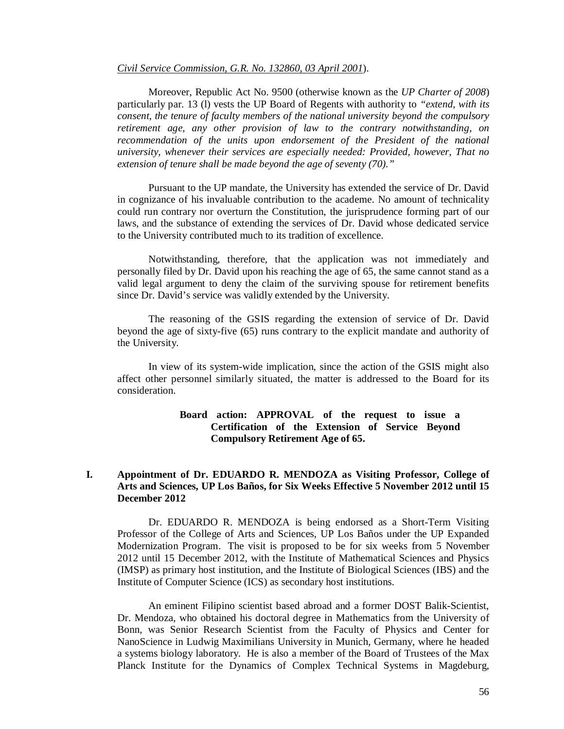*Civil Service Commission, G.R. No. 132860, 03 April 2001*).

Moreover, Republic Act No. 9500 (otherwise known as the *UP Charter of 2008*) particularly par. 13 (l) vests the UP Board of Regents with authority to *"extend, with its consent, the tenure of faculty members of the national university beyond the compulsory retirement age, any other provision of law to the contrary notwithstanding, on recommendation of the units upon endorsement of the President of the national university, whenever their services are especially needed: Provided, however, That no extension of tenure shall be made beyond the age of seventy (70)."*

Pursuant to the UP mandate, the University has extended the service of Dr. David in cognizance of his invaluable contribution to the academe. No amount of technicality could run contrary nor overturn the Constitution, the jurisprudence forming part of our laws, and the substance of extending the services of Dr. David whose dedicated service to the University contributed much to its tradition of excellence.

Notwithstanding, therefore, that the application was not immediately and personally filed by Dr. David upon his reaching the age of 65, the same cannot stand as a valid legal argument to deny the claim of the surviving spouse for retirement benefits since Dr. David's service was validly extended by the University.

The reasoning of the GSIS regarding the extension of service of Dr. David beyond the age of sixty-five (65) runs contrary to the explicit mandate and authority of the University.

In view of its system-wide implication, since the action of the GSIS might also affect other personnel similarly situated, the matter is addressed to the Board for its consideration.

**Board action: APPROVAL of the request to issue a Certification of the Extension of Service Beyond Compulsory Retirement Age of 65.**

**I. Appointment of Dr. EDUARDO R. MENDOZA as Visiting Professor, College of Arts and Sciences, UP Los Baños, for Six Weeks Effective 5 November 2012 until 15 December 2012**

Dr. EDUARDO R. MENDOZA is being endorsed as a Short-Term Visiting Professor of the College of Arts and Sciences, UP Los Baños under the UP Expanded Modernization Program. The visit is proposed to be for six weeks from 5 November 2012 until 15 December 2012, with the Institute of Mathematical Sciences and Physics (IMSP) as primary host institution, and the Institute of Biological Sciences (IBS) and the Institute of Computer Science (ICS) as secondary host institutions.

An eminent Filipino scientist based abroad and a former DOST Balik-Scientist, Dr. Mendoza, who obtained his doctoral degree in Mathematics from the University of Bonn, was Senior Research Scientist from the Faculty of Physics and Center for NanoScience in Ludwig Maximilians University in Munich, Germany, where he headed a systems biology laboratory. He is also a member of the Board of Trustees of the Max Planck Institute for the Dynamics of Complex Technical Systems in Magdeburg,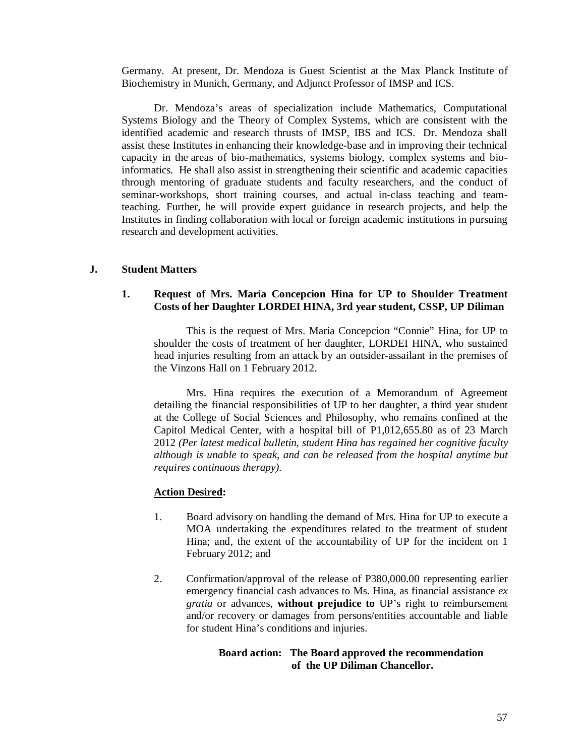Germany. At present, Dr. Mendoza is Guest Scientist at the Max Planck Institute of Biochemistry in Munich, Germany, and Adjunct Professor of IMSP and ICS.

Dr. Mendoza's areas of specialization include Mathematics, Computational Systems Biology and the Theory of Complex Systems, which are consistent with the identified academic and research thrusts of IMSP, IBS and ICS. Dr. Mendoza shall assist these Institutes in enhancing their knowledge-base and in improving their technical capacity in the areas of bio-mathematics, systems biology, complex systems and bio-informatics. He shall also assist in strengthening their scientific and academic capacities through mentoring of graduate students and faculty researchers, and the conduct of seminar-workshops, short training courses, and actual in-class teaching and team-teaching. Further, he will provide expert guidance in research projects, and help the Institutes in finding collaboration with local or foreign academic institutions in pursuing research and development activities.

## J. Student Matters

### 1. Request of Mrs. Maria Concepcion Hina for UP to Shoulder Treatment Costs of her Daughter LORDEI HINA, 3rd year student, CSSP, UP Diliman

This is the request of Mrs. Maria Concepcion "Connie" Hina, for UP to shoulder the costs of treatment of her daughter, LORDEI HINA, who sustained head injuries resulting from an attack by an outsider-assailant in the premises of the Vinzons Hall on 1 February 2012.

Mrs. Hina requires the execution of a Memorandum of Agreement detailing the financial responsibilities of UP to her daughter, a third year student at the College of Social Sciences and Philosophy, who remains confined at the Capitol Medical Center, with a hospital bill of P1,012,655.80 as of 23 March 2012 *(Per latest medical bulletin, student Hina has regained her cognitive faculty although is unable to speak, and can be released from the hospital anytime but requires continuous therapy).*

**<u>Action Desired</u>:**

1. Board advisory on handling the demand of Mrs. Hina for UP to execute a MOA undertaking the expenditures related to the treatment of student Hina; and, the extent of the accountability of UP for the incident on 1 February 2012; and

2. Confirmation/approval of the release of P380,000.00 representing earlier emergency financial cash advances to Ms. Hina, as financial assistance *ex gratia* or advances, **without prejudice to** UP's right to reimbursement and/or recovery or damages from persons/entities accountable and liable for student Hina's conditions and injuries.

**Board action: The Board approved the recommendation of the UP Diliman Chancellor.**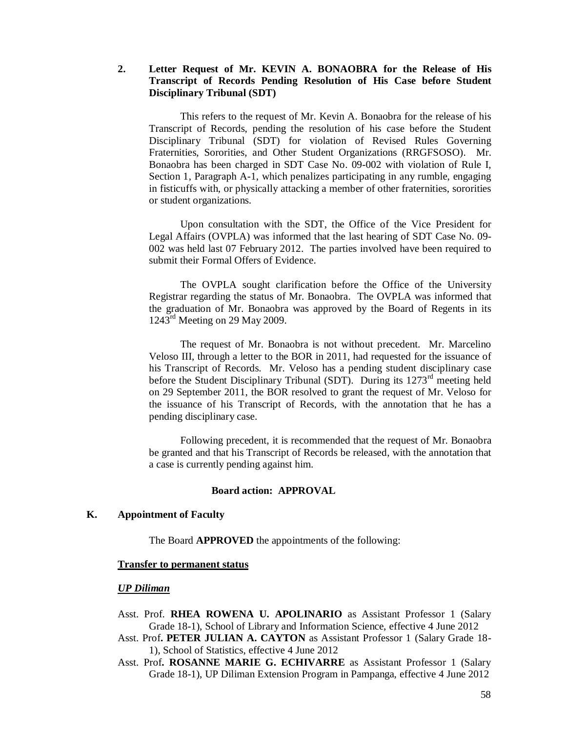### 2. Letter Request of Mr. KEVIN A. BONAOBRA for the Release of His Transcript of Records Pending Resolution of His Case before Student Disciplinary Tribunal (SDT)

This refers to the request of Mr. Kevin A. Bonaobra for the release of his Transcript of Records, pending the resolution of his case before the Student Disciplinary Tribunal (SDT) for violation of Revised Rules Governing Fraternities, Sororities, and Other Student Organizations (RRGFSOSO). Mr. Bonaobra has been charged in SDT Case No. 09-002 with violation of Rule I, Section 1, Paragraph A-1, which penalizes participating in any rumble, engaging in fisticuffs with, or physically attacking a member of other fraternities, sororities or student organizations.

Upon consultation with the SDT, the Office of the Vice President for Legal Affairs (OVPLA) was informed that the last hearing of SDT Case No. 09-002 was held last 07 February 2012. The parties involved have been required to submit their Formal Offers of Evidence.

The OVPLA sought clarification before the Office of the University Registrar regarding the status of Mr. Bonaobra. The OVPLA was informed that the graduation of Mr. Bonaobra was approved by the Board of Regents in its 1243rd Meeting on 29 May 2009.

The request of Mr. Bonaobra is not without precedent. Mr. Marcelino Veloso III, through a letter to the BOR in 2011, had requested for the issuance of his Transcript of Records. Mr. Veloso has a pending student disciplinary case before the Student Disciplinary Tribunal (SDT). During its 1273rd meeting held on 29 September 2011, the BOR resolved to grant the request of Mr. Veloso for the issuance of his Transcript of Records, with the annotation that he has a pending disciplinary case.

Following precedent, it is recommended that the request of Mr. Bonaobra be granted and that his Transcript of Records be released, with the annotation that a case is currently pending against him.

**Board action: APPROVAL**

## K. Appointment of Faculty

The Board **APPROVED** the appointments of the following:

**Transfer to permanent status**

***UP Diliman***

Asst. Prof. **RHEA ROWENA U. APOLINARIO** as Assistant Professor 1 (Salary Grade 18-1), School of Library and Information Science, effective 4 June 2012

Asst. Prof**. PETER JULIAN A. CAYTON** as Assistant Professor 1 (Salary Grade 18-1), School of Statistics, effective 4 June 2012

Asst. Prof**. ROSANNE MARIE G. ECHIVARRE** as Assistant Professor 1 (Salary Grade 18-1), UP Diliman Extension Program in Pampanga, effective 4 June 2012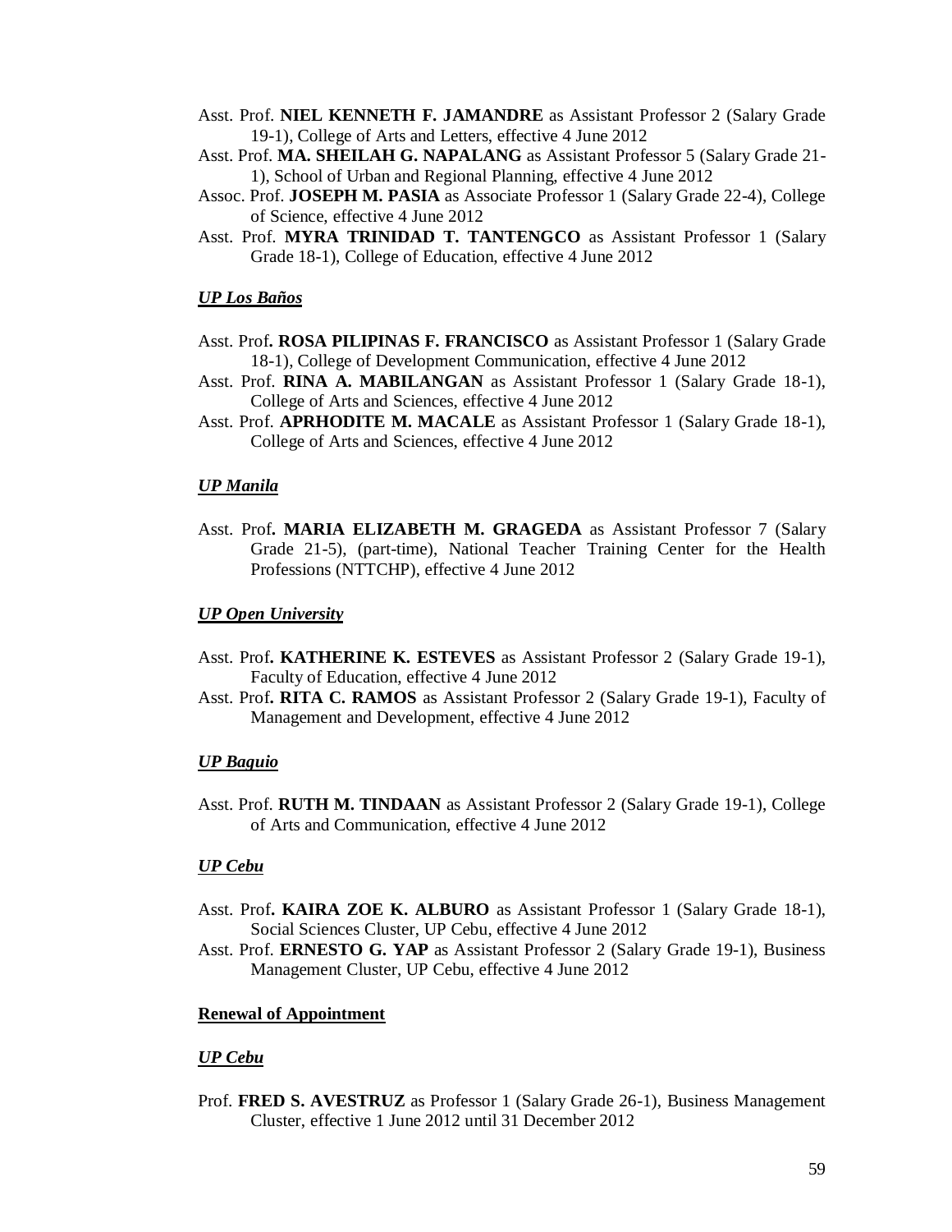Asst. Prof. **NIEL KENNETH F. JAMANDRE** as Assistant Professor 2 (Salary Grade 19-1), College of Arts and Letters, effective 4 June 2012

Asst. Prof. **MA. SHEILAH G. NAPALANG** as Assistant Professor 5 (Salary Grade 21-1), School of Urban and Regional Planning, effective 4 June 2012

Assoc. Prof. **JOSEPH M. PASIA** as Associate Professor 1 (Salary Grade 22-4), College of Science, effective 4 June 2012

Asst. Prof. **MYRA TRINIDAD T. TANTENGCO** as Assistant Professor 1 (Salary Grade 18-1), College of Education, effective 4 June 2012

***UP Los Baños***

Asst. Prof**. ROSA PILIPINAS F. FRANCISCO** as Assistant Professor 1 (Salary Grade 18-1), College of Development Communication, effective 4 June 2012

Asst. Prof. **RINA A. MABILANGAN** as Assistant Professor 1 (Salary Grade 18-1), College of Arts and Sciences, effective 4 June 2012

Asst. Prof. **APRHODITE M. MACALE** as Assistant Professor 1 (Salary Grade 18-1), College of Arts and Sciences, effective 4 June 2012

***UP Manila***

Asst. Prof**. MARIA ELIZABETH M. GRAGEDA** as Assistant Professor 7 (Salary Grade 21-5), (part-time), National Teacher Training Center for the Health Professions (NTTCHP), effective 4 June 2012

***UP Open University***

Asst. Prof**. KATHERINE K. ESTEVES** as Assistant Professor 2 (Salary Grade 19-1), Faculty of Education, effective 4 June 2012

Asst. Prof**. RITA C. RAMOS** as Assistant Professor 2 (Salary Grade 19-1), Faculty of Management and Development, effective 4 June 2012

***UP Baguio***

Asst. Prof. **RUTH M. TINDAAN** as Assistant Professor 2 (Salary Grade 19-1), College of Arts and Communication, effective 4 June 2012

***UP Cebu***

Asst. Prof**. KAIRA ZOE K. ALBURO** as Assistant Professor 1 (Salary Grade 18-1), Social Sciences Cluster, UP Cebu, effective 4 June 2012

Asst. Prof. **ERNESTO G. YAP** as Assistant Professor 2 (Salary Grade 19-1), Business Management Cluster, UP Cebu, effective 4 June 2012

**Renewal of Appointment**

***UP Cebu***

Prof. **FRED S. AVESTRUZ** as Professor 1 (Salary Grade 26-1), Business Management Cluster, effective 1 June 2012 until 31 December 2012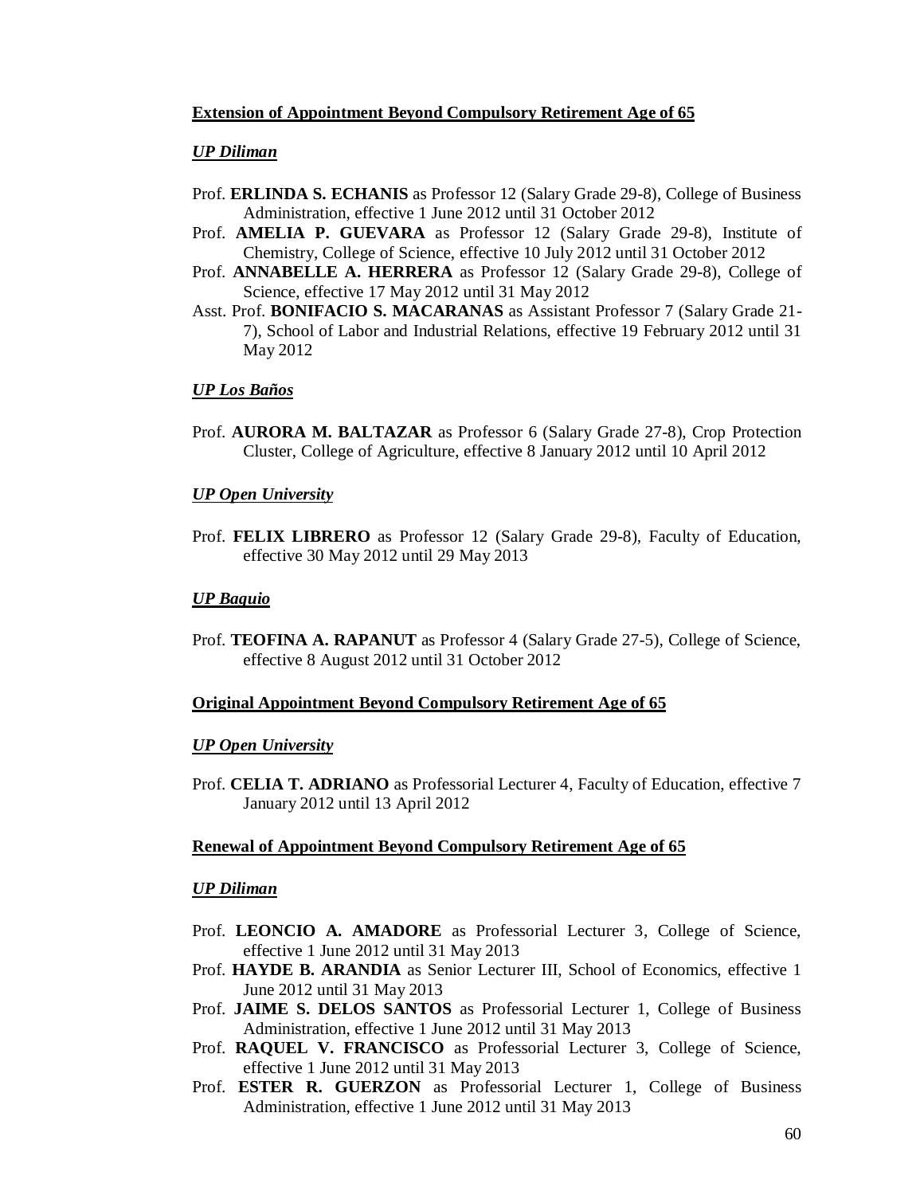**Extension of Appointment Beyond Compulsory Retirement Age of 65**

***UP Diliman***

Prof. **ERLINDA S. ECHANIS** as Professor 12 (Salary Grade 29-8), College of Business Administration, effective 1 June 2012 until 31 October 2012

Prof. **AMELIA P. GUEVARA** as Professor 12 (Salary Grade 29-8), Institute of Chemistry, College of Science, effective 10 July 2012 until 31 October 2012

Prof. **ANNABELLE A. HERRERA** as Professor 12 (Salary Grade 29-8), College of Science, effective 17 May 2012 until 31 May 2012

Asst. Prof. **BONIFACIO S. MACARANAS** as Assistant Professor 7 (Salary Grade 21-7), School of Labor and Industrial Relations, effective 19 February 2012 until 31 May 2012

***UP Los Baños***

Prof. **AURORA M. BALTAZAR** as Professor 6 (Salary Grade 27-8), Crop Protection Cluster, College of Agriculture, effective 8 January 2012 until 10 April 2012

***UP Open University***

Prof. **FELIX LIBRERO** as Professor 12 (Salary Grade 29-8), Faculty of Education, effective 30 May 2012 until 29 May 2013

***UP Baguio***

Prof. **TEOFINA A. RAPANUT** as Professor 4 (Salary Grade 27-5), College of Science, effective 8 August 2012 until 31 October 2012

**Original Appointment Beyond Compulsory Retirement Age of 65**

***UP Open University***

Prof. **CELIA T. ADRIANO** as Professorial Lecturer 4, Faculty of Education, effective 7 January 2012 until 13 April 2012

**Renewal of Appointment Beyond Compulsory Retirement Age of 65**

***UP Diliman***

Prof. **LEONCIO A. AMADORE** as Professorial Lecturer 3, College of Science, effective 1 June 2012 until 31 May 2013

Prof. **HAYDE B. ARANDIA** as Senior Lecturer III, School of Economics, effective 1 June 2012 until 31 May 2013

Prof. **JAIME S. DELOS SANTOS** as Professorial Lecturer 1, College of Business Administration, effective 1 June 2012 until 31 May 2013

Prof. **RAQUEL V. FRANCISCO** as Professorial Lecturer 3, College of Science, effective 1 June 2012 until 31 May 2013

Prof. **ESTER R. GUERZON** as Professorial Lecturer 1, College of Business Administration, effective 1 June 2012 until 31 May 2013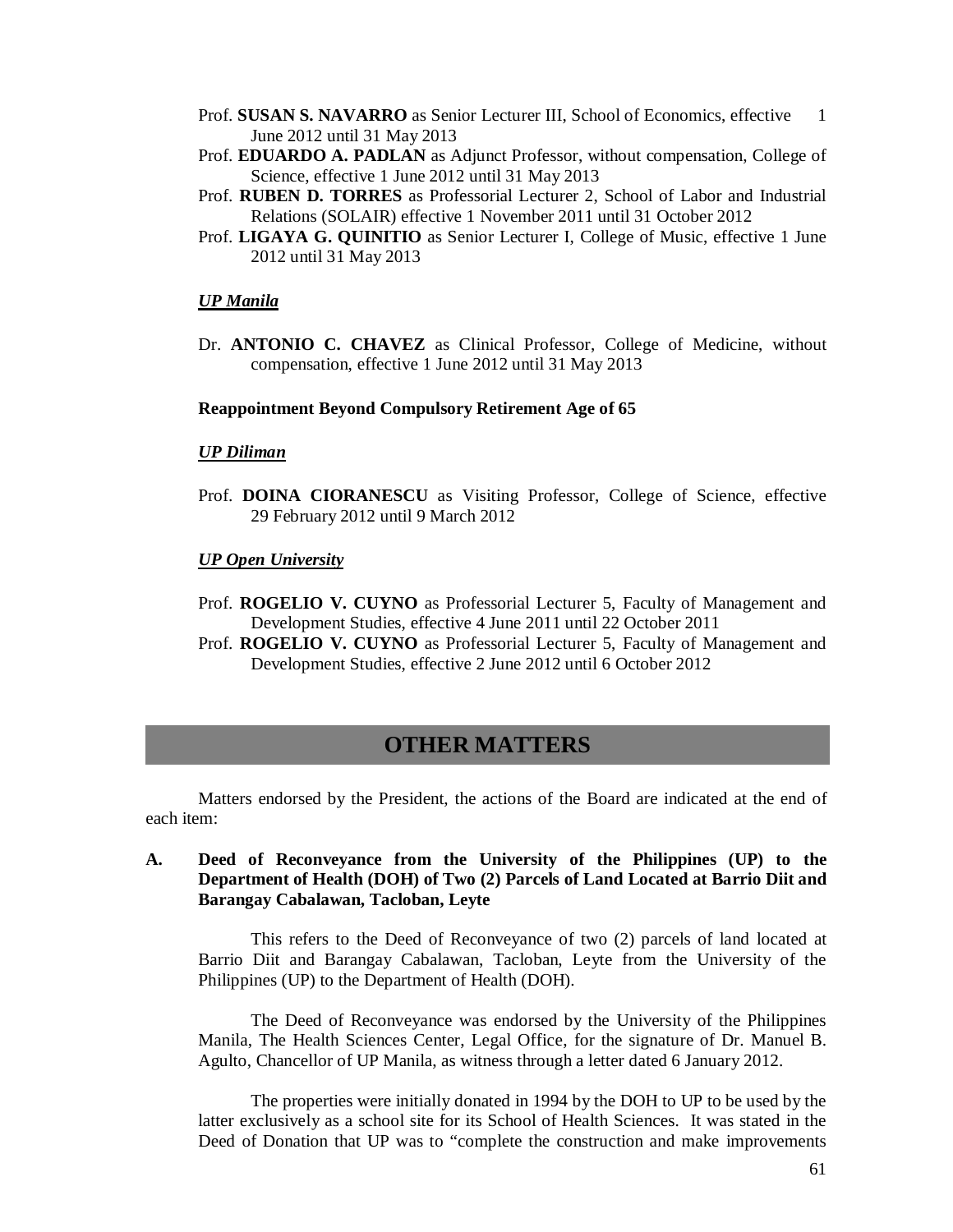Prof. **SUSAN S. NAVARRO** as Senior Lecturer III, School of Economics, effective 1 June 2012 until 31 May 2013

Prof. **EDUARDO A. PADLAN** as Adjunct Professor, without compensation, College of Science, effective 1 June 2012 until 31 May 2013

Prof. **RUBEN D. TORRES** as Professorial Lecturer 2, School of Labor and Industrial Relations (SOLAIR) effective 1 November 2011 until 31 October 2012

Prof. **LIGAYA G. QUINITIO** as Senior Lecturer I, College of Music, effective 1 June 2012 until 31 May 2013

***UP Manila***

Dr. **ANTONIO C. CHAVEZ** as Clinical Professor, College of Medicine, without compensation, effective 1 June 2012 until 31 May 2013

**Reappointment Beyond Compulsory Retirement Age of 65**

***UP Diliman***

Prof. **DOINA CIORANESCU** as Visiting Professor, College of Science, effective 29 February 2012 until 9 March 2012

***UP Open University***

Prof. **ROGELIO V. CUYNO** as Professorial Lecturer 5, Faculty of Management and Development Studies, effective 4 June 2011 until 22 October 2011

Prof. **ROGELIO V. CUYNO** as Professorial Lecturer 5, Faculty of Management and Development Studies, effective 2 June 2012 until 6 October 2012

## OTHER MATTERS

Matters endorsed by the President, the actions of the Board are indicated at the end of each item:

**A. Deed of Reconveyance from the University of the Philippines (UP) to the Department of Health (DOH) of Two (2) Parcels of Land Located at Barrio Diit and Barangay Cabalawan, Tacloban, Leyte**

This refers to the Deed of Reconveyance of two (2) parcels of land located at Barrio Diit and Barangay Cabalawan, Tacloban, Leyte from the University of the Philippines (UP) to the Department of Health (DOH).

The Deed of Reconveyance was endorsed by the University of the Philippines Manila, The Health Sciences Center, Legal Office, for the signature of Dr. Manuel B. Agulto, Chancellor of UP Manila, as witness through a letter dated 6 January 2012.

The properties were initially donated in 1994 by the DOH to UP to be used by the latter exclusively as a school site for its School of Health Sciences. It was stated in the Deed of Donation that UP was to "complete the construction and make improvements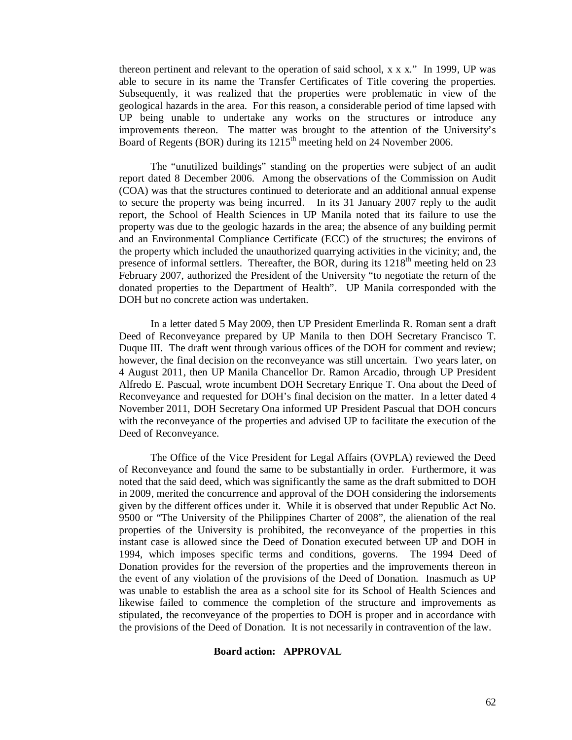thereon pertinent and relevant to the operation of said school, x x x." In 1999, UP was able to secure in its name the Transfer Certificates of Title covering the properties. Subsequently, it was realized that the properties were problematic in view of the geological hazards in the area. For this reason, a considerable period of time lapsed with UP being unable to undertake any works on the structures or introduce any improvements thereon. The matter was brought to the attention of the University's Board of Regents (BOR) during its 1215th meeting held on 24 November 2006.

The "unutilized buildings" standing on the properties were subject of an audit report dated 8 December 2006. Among the observations of the Commission on Audit (COA) was that the structures continued to deteriorate and an additional annual expense to secure the property was being incurred. In its 31 January 2007 reply to the audit report, the School of Health Sciences in UP Manila noted that its failure to use the property was due to the geologic hazards in the area; the absence of any building permit and an Environmental Compliance Certificate (ECC) of the structures; the environs of the property which included the unauthorized quarrying activities in the vicinity; and, the presence of informal settlers. Thereafter, the BOR, during its 1218th meeting held on 23 February 2007, authorized the President of the University "to negotiate the return of the donated properties to the Department of Health". UP Manila corresponded with the DOH but no concrete action was undertaken.

In a letter dated 5 May 2009, then UP President Emerlinda R. Roman sent a draft Deed of Reconveyance prepared by UP Manila to then DOH Secretary Francisco T. Duque III. The draft went through various offices of the DOH for comment and review; however, the final decision on the reconveyance was still uncertain. Two years later, on 4 August 2011, then UP Manila Chancellor Dr. Ramon Arcadio, through UP President Alfredo E. Pascual, wrote incumbent DOH Secretary Enrique T. Ona about the Deed of Reconveyance and requested for DOH's final decision on the matter. In a letter dated 4 November 2011, DOH Secretary Ona informed UP President Pascual that DOH concurs with the reconveyance of the properties and advised UP to facilitate the execution of the Deed of Reconveyance.

The Office of the Vice President for Legal Affairs (OVPLA) reviewed the Deed of Reconveyance and found the same to be substantially in order. Furthermore, it was noted that the said deed, which was significantly the same as the draft submitted to DOH in 2009, merited the concurrence and approval of the DOH considering the indorsements given by the different offices under it. While it is observed that under Republic Act No. 9500 or "The University of the Philippines Charter of 2008", the alienation of the real properties of the University is prohibited, the reconveyance of the properties in this instant case is allowed since the Deed of Donation executed between UP and DOH in 1994, which imposes specific terms and conditions, governs. The 1994 Deed of Donation provides for the reversion of the properties and the improvements thereon in the event of any violation of the provisions of the Deed of Donation. Inasmuch as UP was unable to establish the area as a school site for its School of Health Sciences and likewise failed to commence the completion of the structure and improvements as stipulated, the reconveyance of the properties to DOH is proper and in accordance with the provisions of the Deed of Donation. It is not necessarily in contravention of the law.

**Board action: APPROVAL**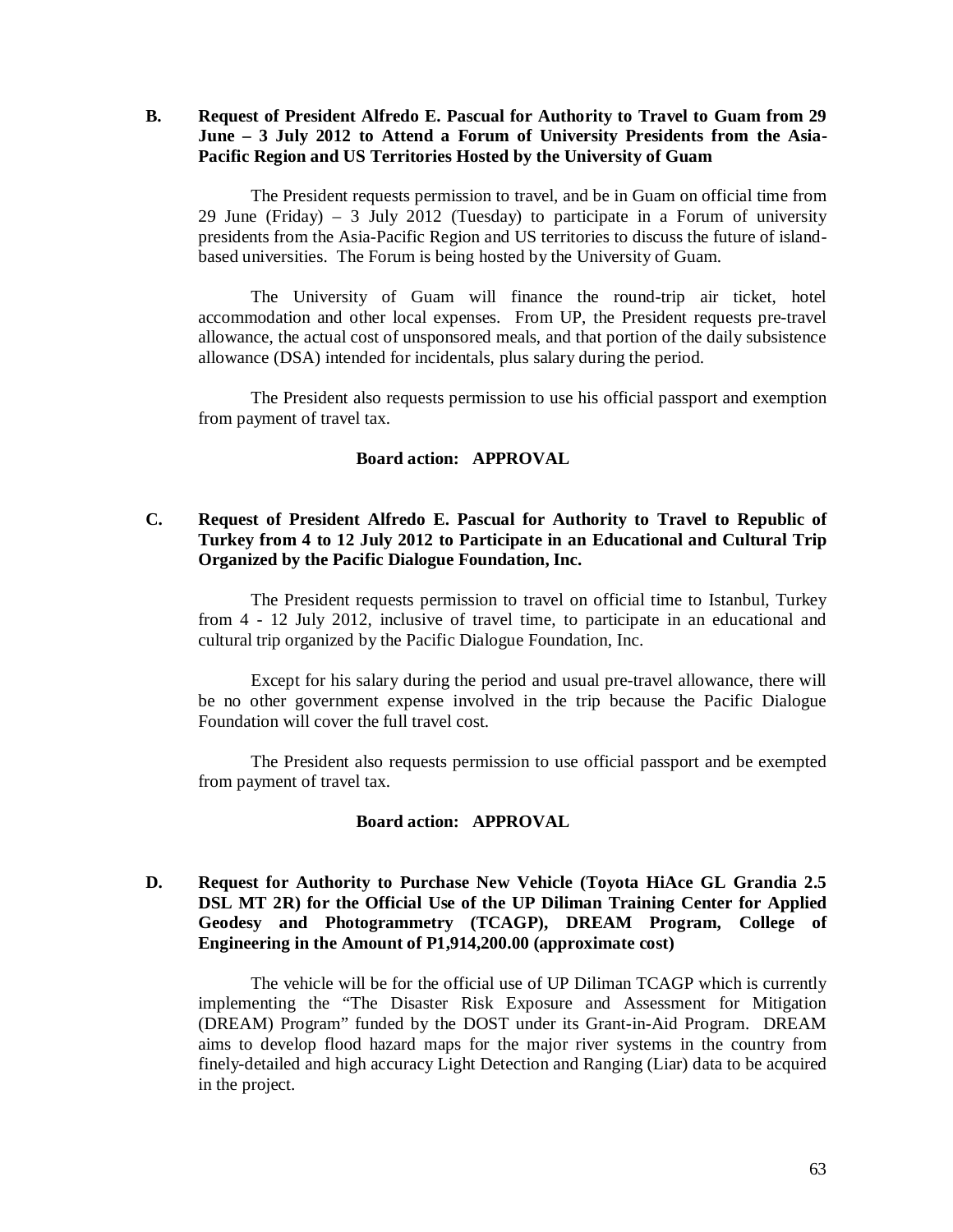**B. Request of President Alfredo E. Pascual for Authority to Travel to Guam from 29 June – 3 July 2012 to Attend a Forum of University Presidents from the Asia-Pacific Region and US Territories Hosted by the University of Guam**

The President requests permission to travel, and be in Guam on official time from 29 June (Friday) – 3 July 2012 (Tuesday) to participate in a Forum of university presidents from the Asia-Pacific Region and US territories to discuss the future of island-based universities. The Forum is being hosted by the University of Guam.

The University of Guam will finance the round-trip air ticket, hotel accommodation and other local expenses. From UP, the President requests pre-travel allowance, the actual cost of unsponsored meals, and that portion of the daily subsistence allowance (DSA) intended for incidentals, plus salary during the period.

The President also requests permission to use his official passport and exemption from payment of travel tax.

**Board action: APPROVAL**

**C. Request of President Alfredo E. Pascual for Authority to Travel to Republic of Turkey from 4 to 12 July 2012 to Participate in an Educational and Cultural Trip Organized by the Pacific Dialogue Foundation, Inc.**

The President requests permission to travel on official time to Istanbul, Turkey from 4 - 12 July 2012, inclusive of travel time, to participate in an educational and cultural trip organized by the Pacific Dialogue Foundation, Inc.

Except for his salary during the period and usual pre-travel allowance, there will be no other government expense involved in the trip because the Pacific Dialogue Foundation will cover the full travel cost.

The President also requests permission to use official passport and be exempted from payment of travel tax.

**Board action: APPROVAL**

**D. Request for Authority to Purchase New Vehicle (Toyota HiAce GL Grandia 2.5 DSL MT 2R) for the Official Use of the UP Diliman Training Center for Applied Geodesy and Photogrammetry (TCAGP), DREAM Program, College of Engineering in the Amount of P1,914,200.00 (approximate cost)**

The vehicle will be for the official use of UP Diliman TCAGP which is currently implementing the "The Disaster Risk Exposure and Assessment for Mitigation (DREAM) Program" funded by the DOST under its Grant-in-Aid Program. DREAM aims to develop flood hazard maps for the major river systems in the country from finely-detailed and high accuracy Light Detection and Ranging (Liar) data to be acquired in the project.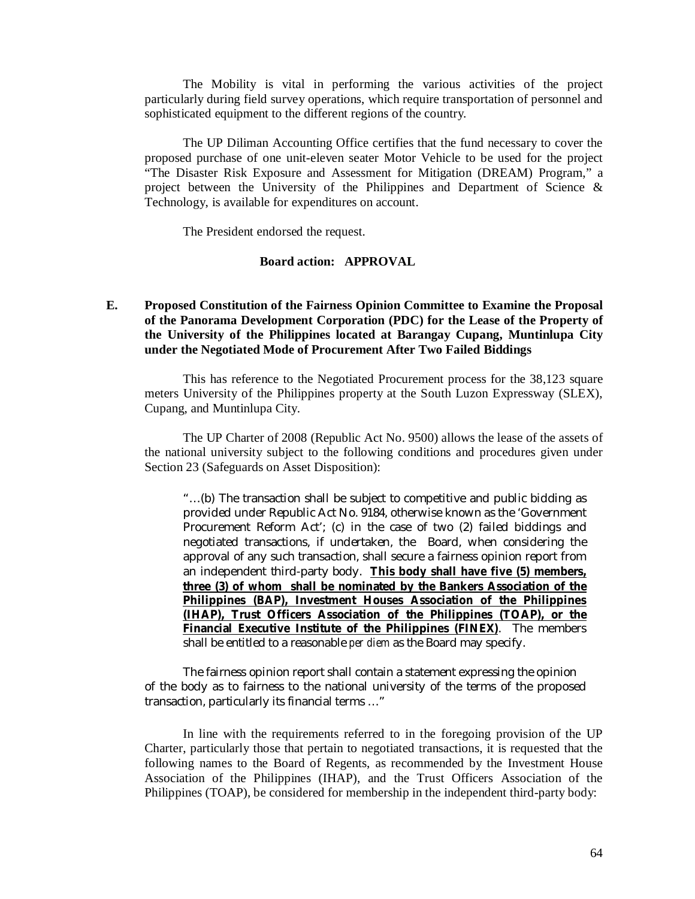The Mobility is vital in performing the various activities of the project particularly during field survey operations, which require transportation of personnel and sophisticated equipment to the different regions of the country.

The UP Diliman Accounting Office certifies that the fund necessary to cover the proposed purchase of one unit-eleven seater Motor Vehicle to be used for the project "The Disaster Risk Exposure and Assessment for Mitigation (DREAM) Program," a project between the University of the Philippines and Department of Science & Technology, is available for expenditures on account.

The President endorsed the request.

**Board action: APPROVAL**

**E. Proposed Constitution of the Fairness Opinion Committee to Examine the Proposal of the Panorama Development Corporation (PDC) for the Lease of the Property of the University of the Philippines located at Barangay Cupang, Muntinlupa City under the Negotiated Mode of Procurement After Two Failed Biddings**

This has reference to the Negotiated Procurement process for the 38,123 square meters University of the Philippines property at the South Luzon Expressway (SLEX), Cupang, and Muntinlupa City.

The UP Charter of 2008 (Republic Act No. 9500) allows the lease of the assets of the national university subject to the following conditions and procedures given under Section 23 (Safeguards on Asset Disposition):

> "…(b) The transaction shall be subject to competitive and public bidding as provided under Republic Act No. 9184, otherwise known as the 'Government Procurement Reform Act'; (c) in the case of two (2) failed biddings and negotiated transactions, if undertaken, the Board, when considering the approval of any such transaction, shall secure a fairness opinion report from an independent third-party body. **This body shall have five (5) members, three (3) of whom shall be nominated by the Bankers Association of the Philippines (BAP), Investment Houses Association of the Philippines (IHAP), Trust Officers Association of the Philippines (TOAP), or the Financial Executive Institute of the Philippines (FINEX)**. The members shall be entitled to a reasonable *per diem* as the Board may specify.
>
> The fairness opinion report shall contain a statement expressing the opinion of the body as to fairness to the national university of the terms of the proposed transaction, particularly its financial terms …"

In line with the requirements referred to in the foregoing provision of the UP Charter, particularly those that pertain to negotiated transactions, it is requested that the following names to the Board of Regents, as recommended by the Investment House Association of the Philippines (IHAP), and the Trust Officers Association of the Philippines (TOAP), be considered for membership in the independent third-party body: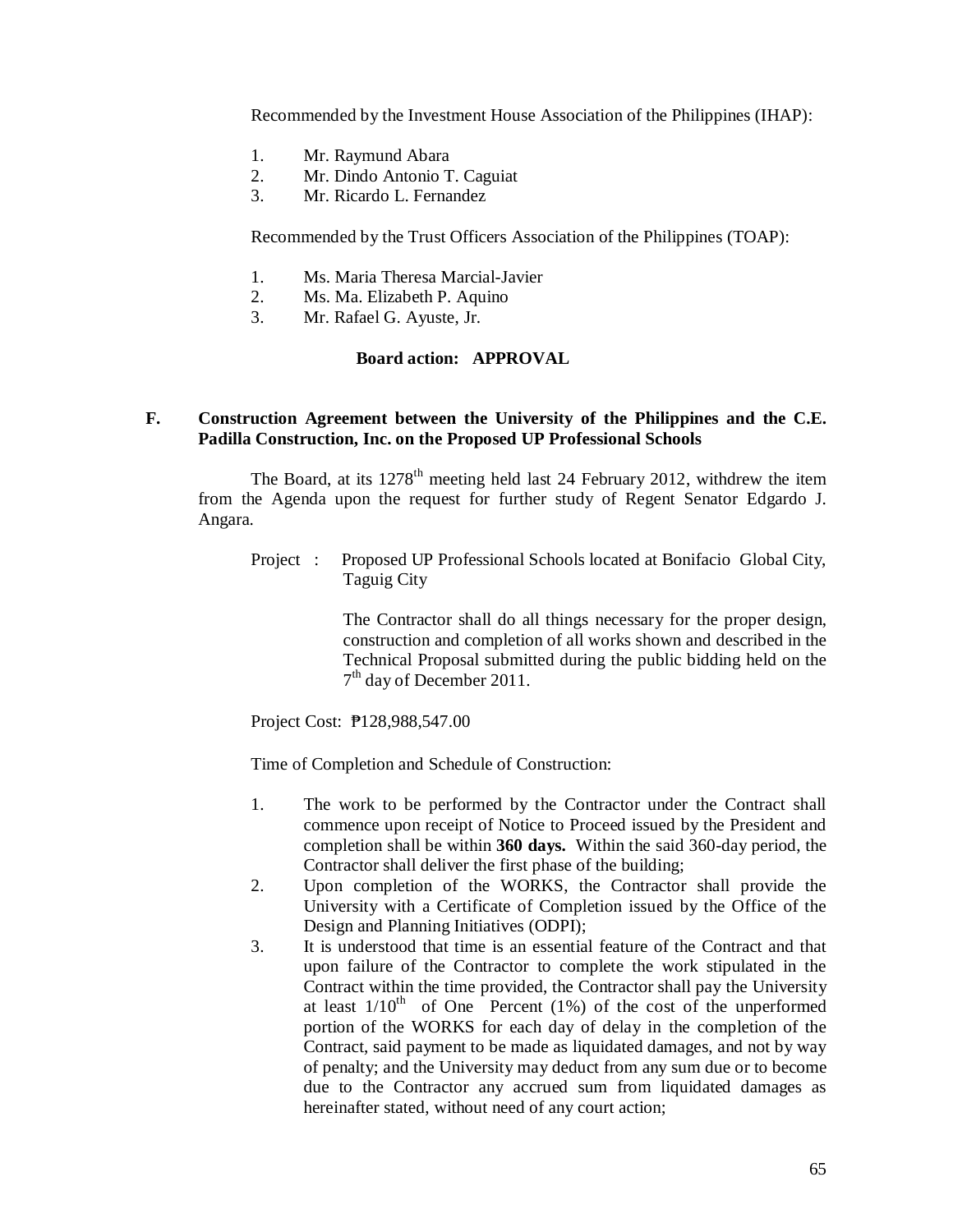Recommended by the Investment House Association of the Philippines (IHAP):

1. Mr. Raymund Abara
2. Mr. Dindo Antonio T. Caguiat
3. Mr. Ricardo L. Fernandez

Recommended by the Trust Officers Association of the Philippines (TOAP):

1. Ms. Maria Theresa Marcial-Javier
2. Ms. Ma. Elizabeth P. Aquino
3. Mr. Rafael G. Ayuste, Jr.

**Board action: APPROVAL**

### F. Construction Agreement between the University of the Philippines and the C.E. Padilla Construction, Inc. on the Proposed UP Professional Schools

The Board, at its 1278th meeting held last 24 February 2012, withdrew the item from the Agenda upon the request for further study of Regent Senator Edgardo J. Angara.

Project : Proposed UP Professional Schools located at Bonifacio Global City, Taguig City

The Contractor shall do all things necessary for the proper design, construction and completion of all works shown and described in the Technical Proposal submitted during the public bidding held on the 7th day of December 2011.

Project Cost: ₱128,988,547.00

Time of Completion and Schedule of Construction:

1. The work to be performed by the Contractor under the Contract shall commence upon receipt of Notice to Proceed issued by the President and completion shall be within **360 days.** Within the said 360-day period, the Contractor shall deliver the first phase of the building;
2. Upon completion of the WORKS, the Contractor shall provide the University with a Certificate of Completion issued by the Office of the Design and Planning Initiatives (ODPI);
3. It is understood that time is an essential feature of the Contract and that upon failure of the Contractor to complete the work stipulated in the Contract within the time provided, the Contractor shall pay the University at least 1/10th of One Percent (1%) of the cost of the unperformed portion of the WORKS for each day of delay in the completion of the Contract, said payment to be made as liquidated damages, and not by way of penalty; and the University may deduct from any sum due or to become due to the Contractor any accrued sum from liquidated damages as hereinafter stated, without need of any court action;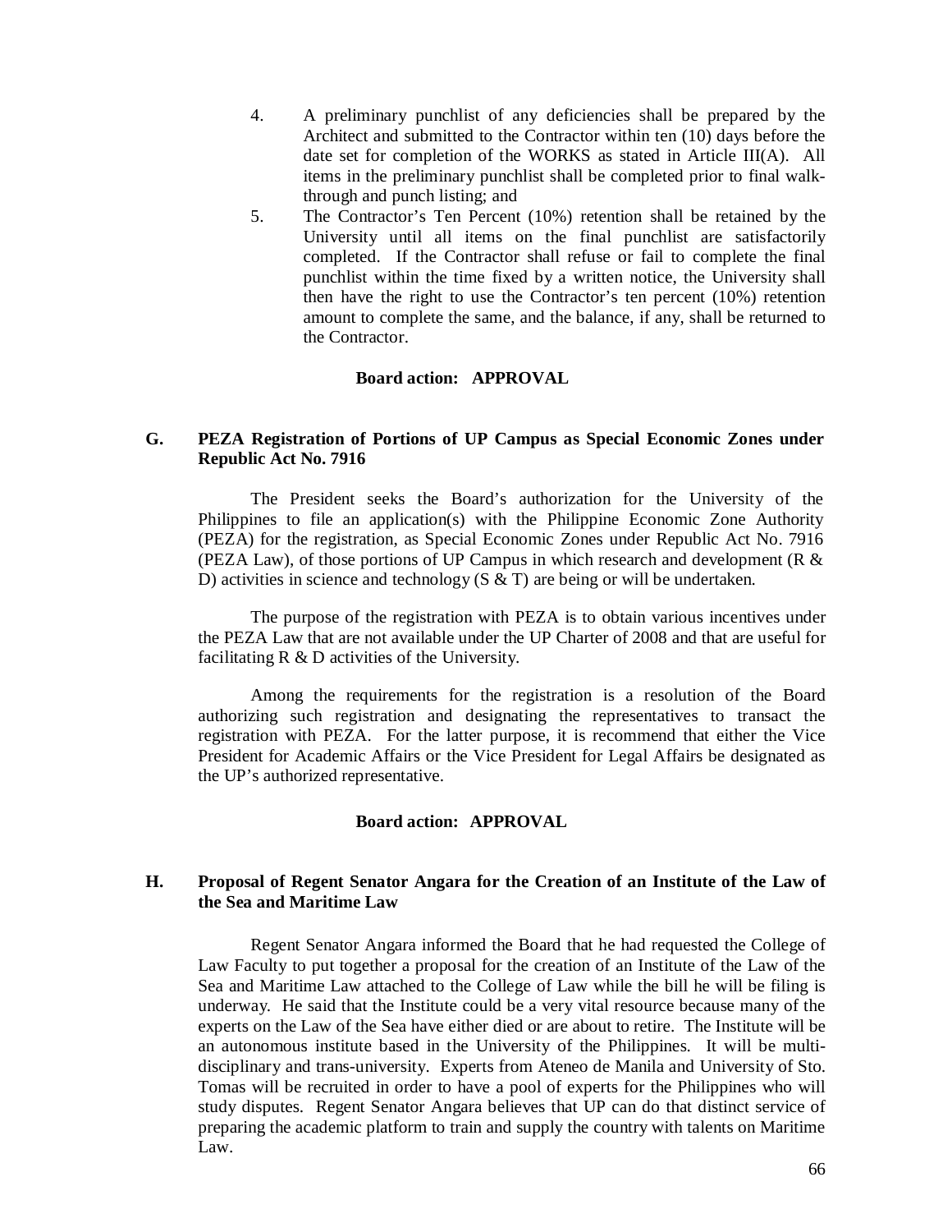4. A preliminary punchlist of any deficiencies shall be prepared by the Architect and submitted to the Contractor within ten (10) days before the date set for completion of the WORKS as stated in Article III(A). All items in the preliminary punchlist shall be completed prior to final walk-through and punch listing; and
5. The Contractor's Ten Percent (10%) retention shall be retained by the University until all items on the final punchlist are satisfactorily completed. If the Contractor shall refuse or fail to complete the final punchlist within the time fixed by a written notice, the University shall then have the right to use the Contractor's ten percent (10%) retention amount to complete the same, and the balance, if any, shall be returned to the Contractor.

**Board action: APPROVAL**

### G. PEZA Registration of Portions of UP Campus as Special Economic Zones under Republic Act No. 7916

The President seeks the Board's authorization for the University of the Philippines to file an application(s) with the Philippine Economic Zone Authority (PEZA) for the registration, as Special Economic Zones under Republic Act No. 7916 (PEZA Law), of those portions of UP Campus in which research and development (R & D) activities in science and technology (S & T) are being or will be undertaken.

The purpose of the registration with PEZA is to obtain various incentives under the PEZA Law that are not available under the UP Charter of 2008 and that are useful for facilitating R & D activities of the University.

Among the requirements for the registration is a resolution of the Board authorizing such registration and designating the representatives to transact the registration with PEZA. For the latter purpose, it is recommend that either the Vice President for Academic Affairs or the Vice President for Legal Affairs be designated as the UP's authorized representative.

**Board action: APPROVAL**

### H. Proposal of Regent Senator Angara for the Creation of an Institute of the Law of the Sea and Maritime Law

Regent Senator Angara informed the Board that he had requested the College of Law Faculty to put together a proposal for the creation of an Institute of the Law of the Sea and Maritime Law attached to the College of Law while the bill he will be filing is underway. He said that the Institute could be a very vital resource because many of the experts on the Law of the Sea have either died or are about to retire. The Institute will be an autonomous institute based in the University of the Philippines. It will be multi-disciplinary and trans-university. Experts from Ateneo de Manila and University of Sto. Tomas will be recruited in order to have a pool of experts for the Philippines who will study disputes. Regent Senator Angara believes that UP can do that distinct service of preparing the academic platform to train and supply the country with talents on Maritime Law.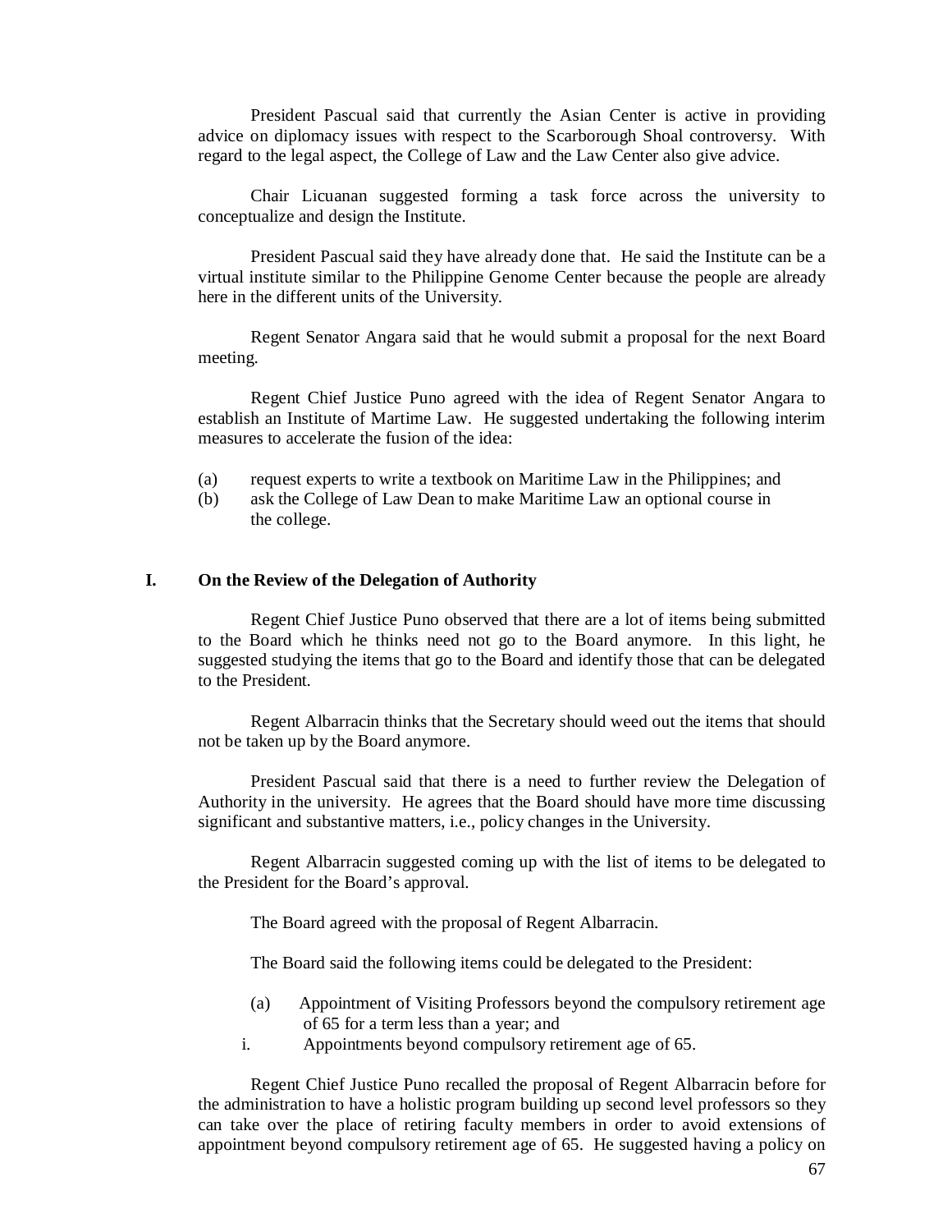President Pascual said that currently the Asian Center is active in providing advice on diplomacy issues with respect to the Scarborough Shoal controversy. With regard to the legal aspect, the College of Law and the Law Center also give advice.

Chair Licuanan suggested forming a task force across the university to conceptualize and design the Institute.

President Pascual said they have already done that. He said the Institute can be a virtual institute similar to the Philippine Genome Center because the people are already here in the different units of the University.

Regent Senator Angara said that he would submit a proposal for the next Board meeting.

Regent Chief Justice Puno agreed with the idea of Regent Senator Angara to establish an Institute of Martime Law. He suggested undertaking the following interim measures to accelerate the fusion of the idea:

(a) request experts to write a textbook on Maritime Law in the Philippines; and
(b) ask the College of Law Dean to make Maritime Law an optional course in the college.

## I. On the Review of the Delegation of Authority

Regent Chief Justice Puno observed that there are a lot of items being submitted to the Board which he thinks need not go to the Board anymore. In this light, he suggested studying the items that go to the Board and identify those that can be delegated to the President.

Regent Albarracin thinks that the Secretary should weed out the items that should not be taken up by the Board anymore.

President Pascual said that there is a need to further review the Delegation of Authority in the university. He agrees that the Board should have more time discussing significant and substantive matters, i.e., policy changes in the University.

Regent Albarracin suggested coming up with the list of items to be delegated to the President for the Board's approval.

The Board agreed with the proposal of Regent Albarracin.

The Board said the following items could be delegated to the President:

(a) Appointment of Visiting Professors beyond the compulsory retirement age of 65 for a term less than a year; and
i. Appointments beyond compulsory retirement age of 65.

Regent Chief Justice Puno recalled the proposal of Regent Albarracin before for the administration to have a holistic program building up second level professors so they can take over the place of retiring faculty members in order to avoid extensions of appointment beyond compulsory retirement age of 65. He suggested having a policy on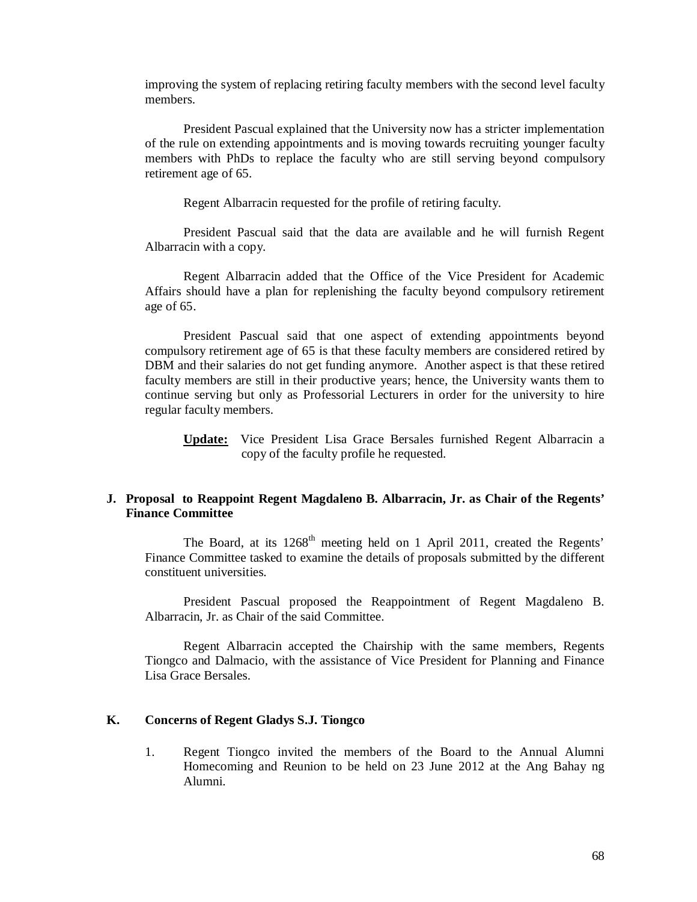improving the system of replacing retiring faculty members with the second level faculty members.

President Pascual explained that the University now has a stricter implementation of the rule on extending appointments and is moving towards recruiting younger faculty members with PhDs to replace the faculty who are still serving beyond compulsory retirement age of 65.

Regent Albarracin requested for the profile of retiring faculty.

President Pascual said that the data are available and he will furnish Regent Albarracin with a copy.

Regent Albarracin added that the Office of the Vice President for Academic Affairs should have a plan for replenishing the faculty beyond compulsory retirement age of 65.

President Pascual said that one aspect of extending appointments beyond compulsory retirement age of 65 is that these faculty members are considered retired by DBM and their salaries do not get funding anymore. Another aspect is that these retired faculty members are still in their productive years; hence, the University wants them to continue serving but only as Professorial Lecturers in order for the university to hire regular faculty members.

> **Update:** Vice President Lisa Grace Bersales furnished Regent Albarracin a copy of the faculty profile he requested.

### J. Proposal to Reappoint Regent Magdaleno B. Albarracin, Jr. as Chair of the Regents' Finance Committee

The Board, at its 1268th meeting held on 1 April 2011, created the Regents' Finance Committee tasked to examine the details of proposals submitted by the different constituent universities.

President Pascual proposed the Reappointment of Regent Magdaleno B. Albarracin, Jr. as Chair of the said Committee.

Regent Albarracin accepted the Chairship with the same members, Regents Tiongco and Dalmacio, with the assistance of Vice President for Planning and Finance Lisa Grace Bersales.

### K. Concerns of Regent Gladys S.J. Tiongco

1. Regent Tiongco invited the members of the Board to the Annual Alumni Homecoming and Reunion to be held on 23 June 2012 at the Ang Bahay ng Alumni.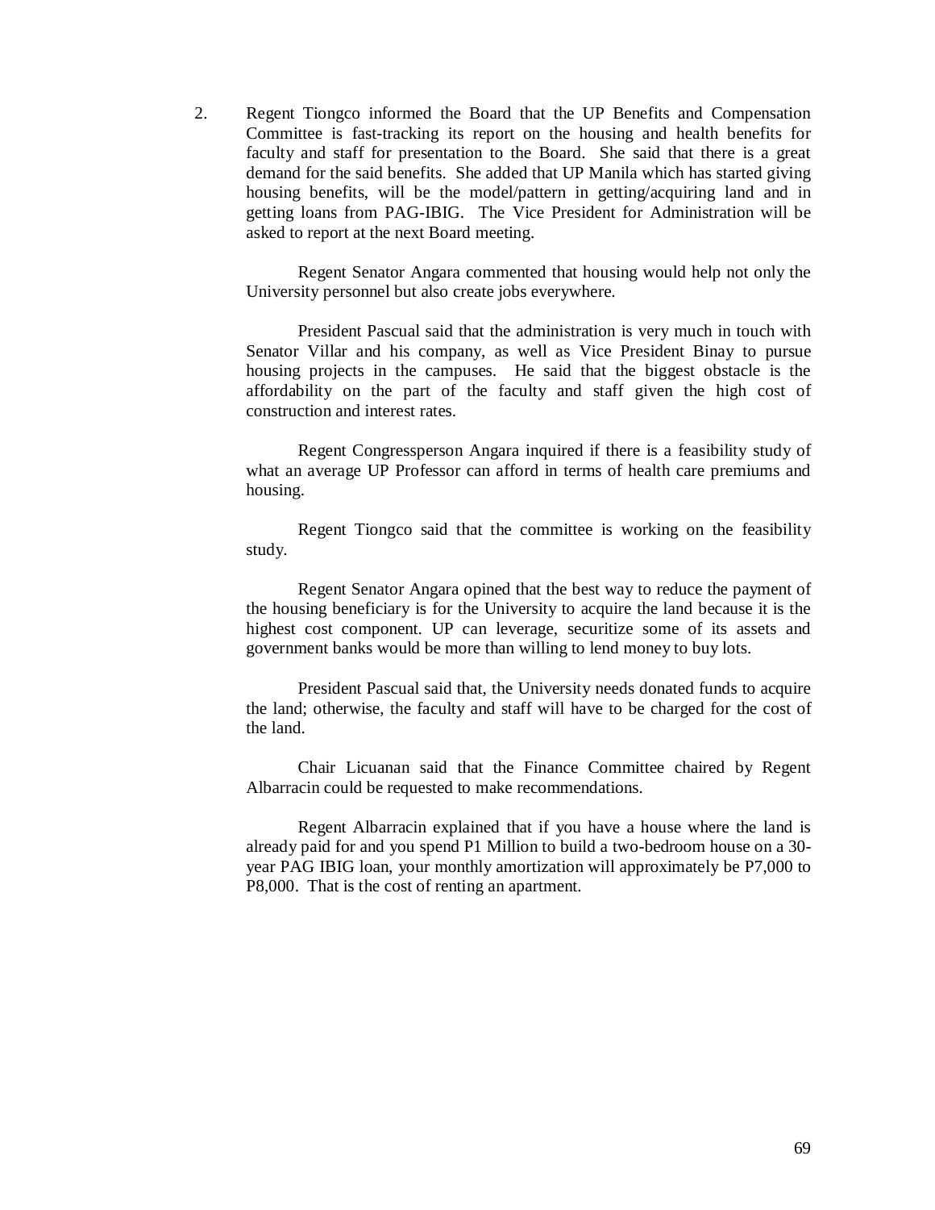2. Regent Tiongco informed the Board that the UP Benefits and Compensation Committee is fast-tracking its report on the housing and health benefits for faculty and staff for presentation to the Board. She said that there is a great demand for the said benefits. She added that UP Manila which has started giving housing benefits, will be the model/pattern in getting/acquiring land and in getting loans from PAG-IBIG. The Vice President for Administration will be asked to report at the next Board meeting.

   Regent Senator Angara commented that housing would help not only the University personnel but also create jobs everywhere.

   President Pascual said that the administration is very much in touch with Senator Villar and his company, as well as Vice President Binay to pursue housing projects in the campuses. He said that the biggest obstacle is the affordability on the part of the faculty and staff given the high cost of construction and interest rates.

   Regent Congressperson Angara inquired if there is a feasibility study of what an average UP Professor can afford in terms of health care premiums and housing.

   Regent Tiongco said that the committee is working on the feasibility study.

   Regent Senator Angara opined that the best way to reduce the payment of the housing beneficiary is for the University to acquire the land because it is the highest cost component. UP can leverage, securitize some of its assets and government banks would be more than willing to lend money to buy lots.

   President Pascual said that, the University needs donated funds to acquire the land; otherwise, the faculty and staff will have to be charged for the cost of the land.

   Chair Licuanan said that the Finance Committee chaired by Regent Albarracin could be requested to make recommendations.

   Regent Albarracin explained that if you have a house where the land is already paid for and you spend P1 Million to build a two-bedroom house on a 30-year PAG IBIG loan, your monthly amortization will approximately be P7,000 to P8,000. That is the cost of renting an apartment.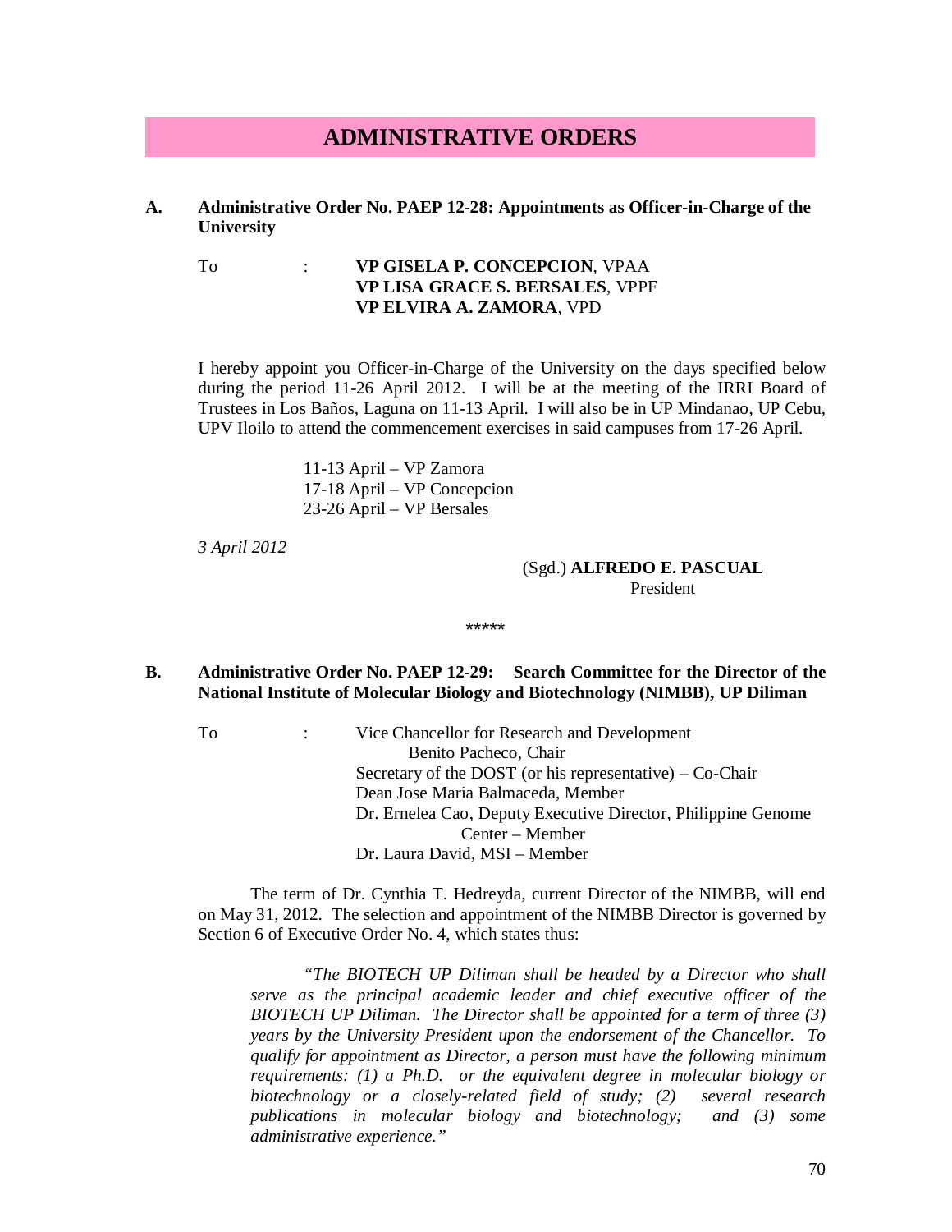# ADMINISTRATIVE ORDERS

## A. Administrative Order No. PAEP 12-28: Appointments as Officer-in-Charge of the University

To : **VP GISELA P. CONCEPCION**, VPAA
**VP LISA GRACE S. BERSALES**, VPPF
**VP ELVIRA A. ZAMORA**, VPD

I hereby appoint you Officer-in-Charge of the University on the days specified below during the period 11-26 April 2012. I will be at the meeting of the IRRI Board of Trustees in Los Baños, Laguna on 11-13 April. I will also be in UP Mindanao, UP Cebu, UPV Iloilo to attend the commencement exercises in said campuses from 17-26 April.

11-13 April – VP Zamora
17-18 April – VP Concepcion
23-26 April – VP Bersales

*3 April 2012*

(Sgd.) **ALFREDO E. PASCUAL**
President

\*\*\*\*\*

## B. Administrative Order No. PAEP 12-29: Search Committee for the Director of the National Institute of Molecular Biology and Biotechnology (NIMBB), UP Diliman

To : Vice Chancellor for Research and Development Benito Pacheco, Chair
Secretary of the DOST (or his representative) – Co-Chair
Dean Jose Maria Balmaceda, Member
Dr. Ernelea Cao, Deputy Executive Director, Philippine Genome Center – Member
Dr. Laura David, MSI – Member

The term of Dr. Cynthia T. Hedreyda, current Director of the NIMBB, will end on May 31, 2012. The selection and appointment of the NIMBB Director is governed by Section 6 of Executive Order No. 4, which states thus:

> *"The BIOTECH UP Diliman shall be headed by a Director who shall serve as the principal academic leader and chief executive officer of the BIOTECH UP Diliman. The Director shall be appointed for a term of three (3) years by the University President upon the endorsement of the Chancellor. To qualify for appointment as Director, a person must have the following minimum requirements: (1) a Ph.D. or the equivalent degree in molecular biology or biotechnology or a closely-related field of study; (2) several research publications in molecular biology and biotechnology; and (3) some administrative experience."*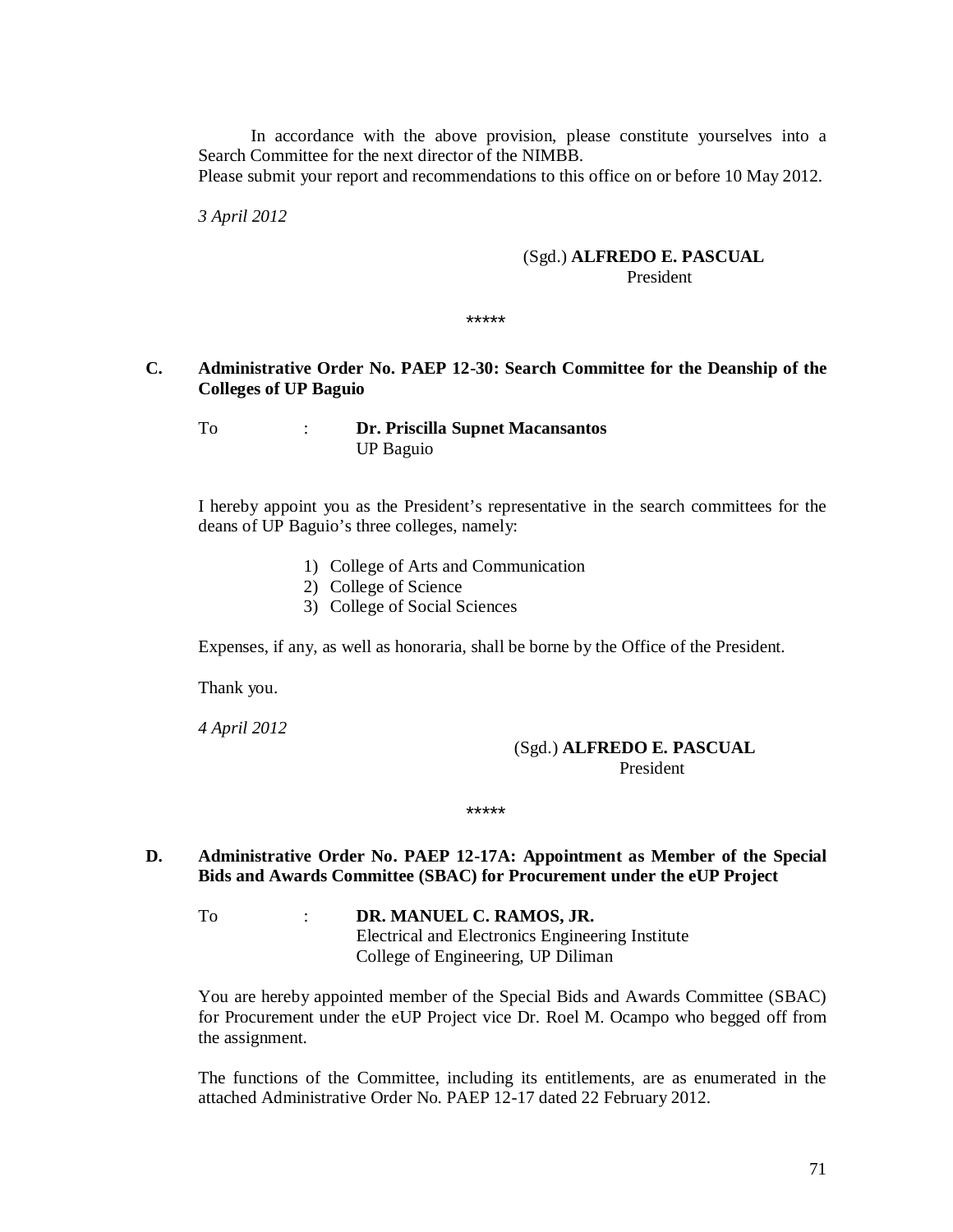In accordance with the above provision, please constitute yourselves into a Search Committee for the next director of the NIMBB.
Please submit your report and recommendations to this office on or before 10 May 2012.

*3 April 2012*

(Sgd.) **ALFREDO E. PASCUAL**
President

*****

**C. Administrative Order No. PAEP 12-30: Search Committee for the Deanship of the Colleges of UP Baguio**

To : **Dr. Priscilla Supnet Macansantos**
UP Baguio

I hereby appoint you as the President's representative in the search committees for the deans of UP Baguio's three colleges, namely:

1) College of Arts and Communication
2) College of Science
3) College of Social Sciences

Expenses, if any, as well as honoraria, shall be borne by the Office of the President.

Thank you.

*4 April 2012*

(Sgd.) **ALFREDO E. PASCUAL**
President

*****

**D. Administrative Order No. PAEP 12-17A: Appointment as Member of the Special Bids and Awards Committee (SBAC) for Procurement under the eUP Project**

To : **DR. MANUEL C. RAMOS, JR.**
Electrical and Electronics Engineering Institute
College of Engineering, UP Diliman

You are hereby appointed member of the Special Bids and Awards Committee (SBAC) for Procurement under the eUP Project vice Dr. Roel M. Ocampo who begged off from the assignment.

The functions of the Committee, including its entitlements, are as enumerated in the attached Administrative Order No. PAEP 12-17 dated 22 February 2012.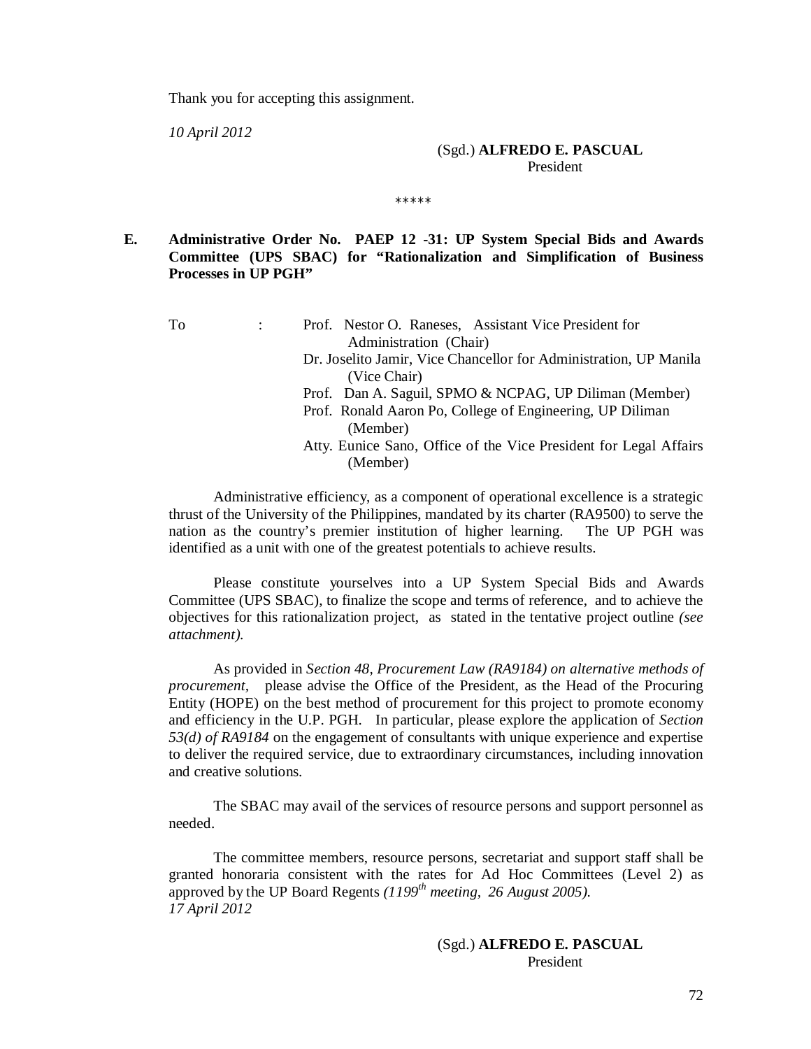Thank you for accepting this assignment.

*10 April 2012*

(Sgd.) **ALFREDO E. PASCUAL**
President

\*\*\*\*\*

**E. Administrative Order No. PAEP 12 -31: UP System Special Bids and Awards Committee (UPS SBAC) for "Rationalization and Simplification of Business Processes in UP PGH"**

To : Prof. Nestor O. Raneses, Assistant Vice President for Administration (Chair)
Dr. Joselito Jamir, Vice Chancellor for Administration, UP Manila (Vice Chair)
Prof. Dan A. Saguil, SPMO & NCPAG, UP Diliman (Member)
Prof. Ronald Aaron Po, College of Engineering, UP Diliman (Member)
Atty. Eunice Sano, Office of the Vice President for Legal Affairs (Member)

Administrative efficiency, as a component of operational excellence is a strategic thrust of the University of the Philippines, mandated by its charter (RA9500) to serve the nation as the country's premier institution of higher learning. The UP PGH was identified as a unit with one of the greatest potentials to achieve results.

Please constitute yourselves into a UP System Special Bids and Awards Committee (UPS SBAC), to finalize the scope and terms of reference, and to achieve the objectives for this rationalization project, as stated in the tentative project outline *(see attachment).*

As provided in *Section 48, Procurement Law (RA9184) on alternative methods of procurement,* please advise the Office of the President, as the Head of the Procuring Entity (HOPE) on the best method of procurement for this project to promote economy and efficiency in the U.P. PGH. In particular, please explore the application of *Section 53(d) of RA9184* on the engagement of consultants with unique experience and expertise to deliver the required service, due to extraordinary circumstances, including innovation and creative solutions.

The SBAC may avail of the services of resource persons and support personnel as needed.

The committee members, resource persons, secretariat and support staff shall be granted honoraria consistent with the rates for Ad Hoc Committees (Level 2) as approved by the UP Board Regents *(1199th meeting, 26 August 2005).*
*17 April 2012*

(Sgd.) **ALFREDO E. PASCUAL**
President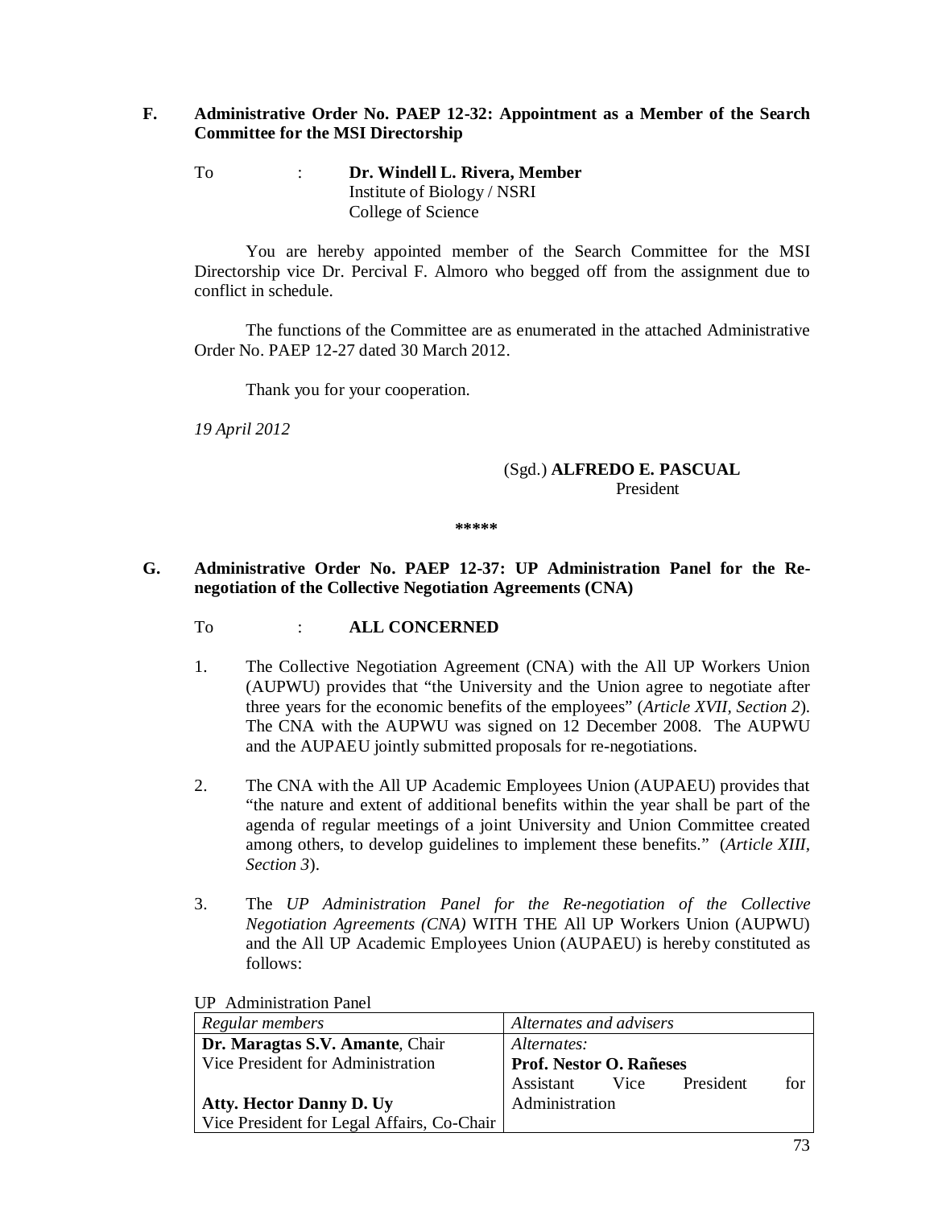### F. Administrative Order No. PAEP 12-32: Appointment as a Member of the Search Committee for the MSI Directorship

To : **Dr. Windell L. Rivera, Member**
Institute of Biology / NSRI
College of Science

You are hereby appointed member of the Search Committee for the MSI Directorship vice Dr. Percival F. Almoro who begged off from the assignment due to conflict in schedule.

The functions of the Committee are as enumerated in the attached Administrative Order No. PAEP 12-27 dated 30 March 2012.

Thank you for your cooperation.

*19 April 2012*

(Sgd.) **ALFREDO E. PASCUAL**
President

*****

### G. Administrative Order No. PAEP 12-37: UP Administration Panel for the Re-negotiation of the Collective Negotiation Agreements (CNA)

To : **ALL CONCERNED**

1. The Collective Negotiation Agreement (CNA) with the All UP Workers Union (AUPWU) provides that "the University and the Union agree to negotiate after three years for the economic benefits of the employees" (*Article XVII, Section 2*). The CNA with the AUPWU was signed on 12 December 2008. The AUPWU and the AUPAEU jointly submitted proposals for re-negotiations.

2. The CNA with the All UP Academic Employees Union (AUPAEU) provides that "the nature and extent of additional benefits within the year shall be part of the agenda of regular meetings of a joint University and Union Committee created among others, to develop guidelines to implement these benefits." (*Article XIII, Section 3*).

3. The *UP Administration Panel for the Re-negotiation of the Collective Negotiation Agreements (CNA)* WITH THE All UP Workers Union (AUPWU) and the All UP Academic Employees Union (AUPAEU) is hereby constituted as follows:

UP Administration Panel

| *Regular members* | *Alternates and advisers* |
|---|---|
| **Dr. Maragtas S.V. Amante**, Chair<br>Vice President for Administration<br><br>**Atty. Hector Danny D. Uy**<br>Vice President for Legal Affairs, Co-Chair | *Alternates:*<br>**Prof. Nestor O. Rañeses**<br>Assistant Vice President for Administration |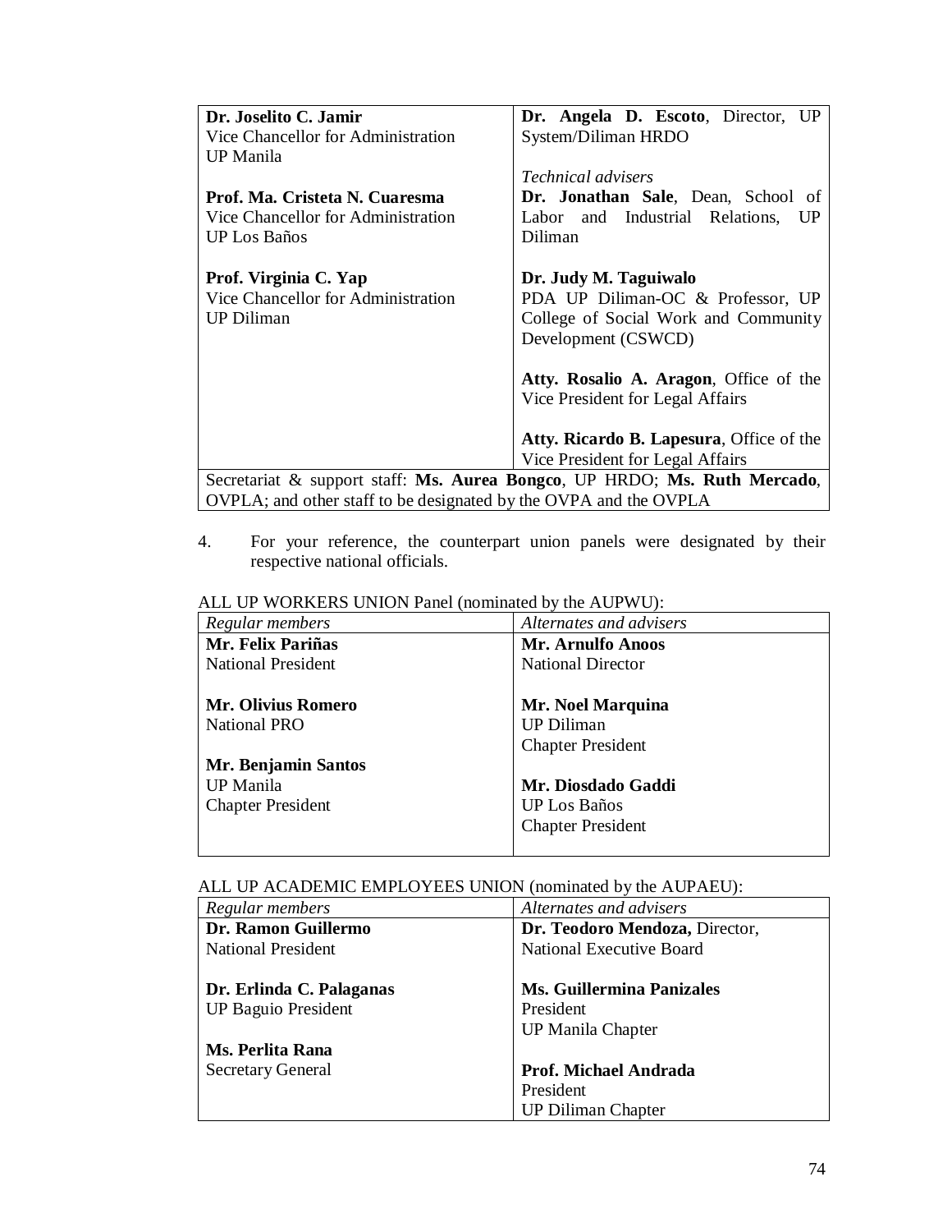| | |
|---|---|
| **Dr. Joselito C. Jamir**<br>Vice Chancellor for Administration<br>UP Manila<br><br>**Prof. Ma. Cristeta N. Cuaresma**<br>Vice Chancellor for Administration<br>UP Los Baños<br><br>**Prof. Virginia C. Yap**<br>Vice Chancellor for Administration<br>UP Diliman | **Dr. Angela D. Escoto**, Director, UP System/Diliman HRDO<br><br>*Technical advisers*<br>**Dr. Jonathan Sale**, Dean, School of Labor and Industrial Relations, UP Diliman<br><br>**Dr. Judy M. Taguiwalo**<br>PDA UP Diliman-OC & Professor, UP College of Social Work and Community Development (CSWCD)<br><br>**Atty. Rosalio A. Aragon**, Office of the Vice President for Legal Affairs<br><br>**Atty. Ricardo B. Lapesura**, Office of the Vice President for Legal Affairs |
| Secretariat & support staff: **Ms. Aurea Bongco**, UP HRDO; **Ms. Ruth Mercado**, OVPLA; and other staff to be designated by the OVPA and the OVPLA | |

4. For your reference, the counterpart union panels were designated by their respective national officials.

ALL UP WORKERS UNION Panel (nominated by the AUPWU):

| *Regular members* | *Alternates and advisers* |
|---|---|
| **Mr. Felix Pariñas**<br>National President<br><br>**Mr. Olivius Romero**<br>National PRO<br><br>**Mr. Benjamin Santos**<br>UP Manila<br>Chapter President | **Mr. Arnulfo Anoos**<br>National Director<br><br>**Mr. Noel Marquina**<br>UP Diliman<br>Chapter President<br><br>**Mr. Diosdado Gaddi**<br>UP Los Baños<br>Chapter President |

ALL UP ACADEMIC EMPLOYEES UNION (nominated by the AUPAEU):

| *Regular members* | *Alternates and advisers* |
|---|---|
| **Dr. Ramon Guillermo**<br>National President<br><br>**Dr. Erlinda C. Palaganas**<br>UP Baguio President<br><br>**Ms. Perlita Rana**<br>Secretary General | **Dr. Teodoro Mendoza,** Director, National Executive Board<br><br>**Ms. Guillermina Panizales**<br>President<br>UP Manila Chapter<br><br>**Prof. Michael Andrada**<br>President<br>UP Diliman Chapter |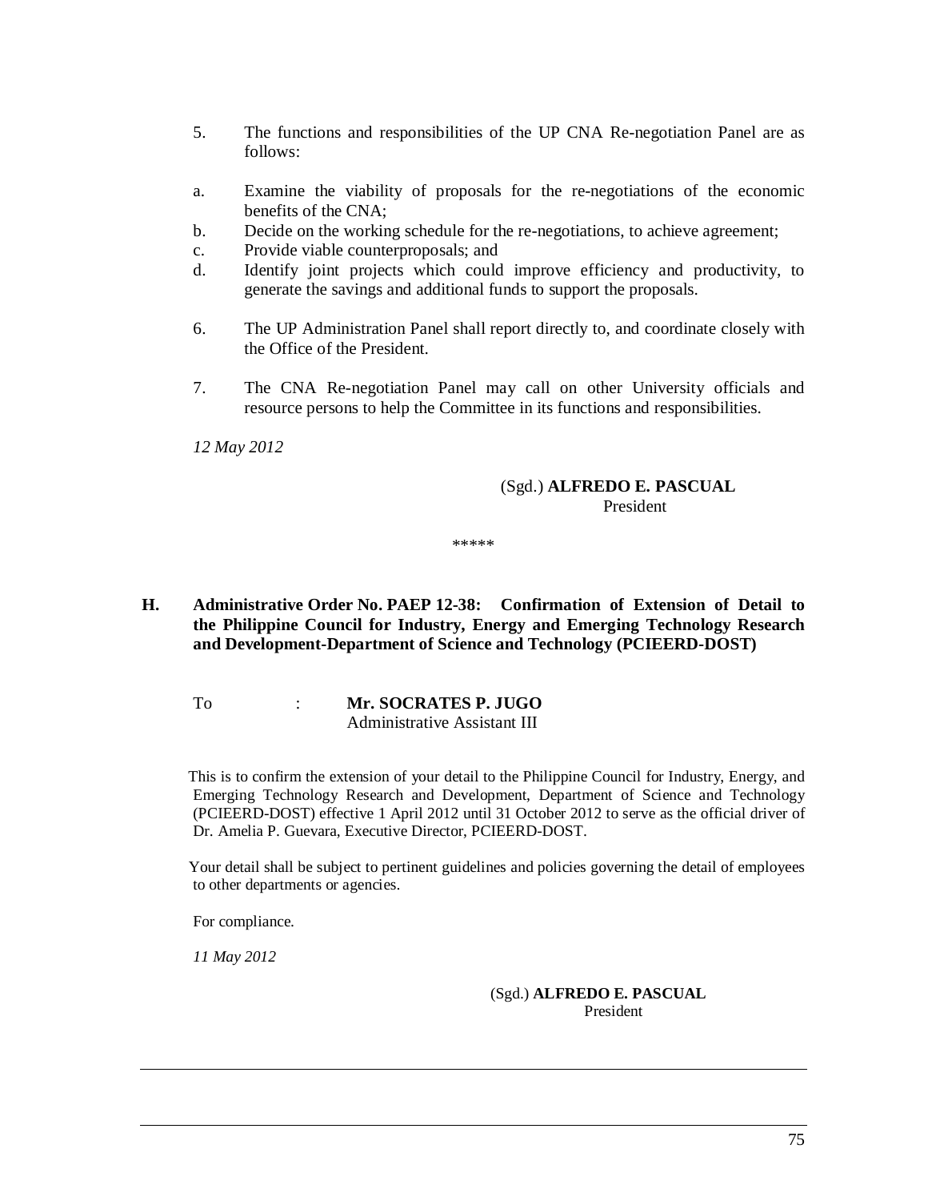5. The functions and responsibilities of the UP CNA Re-negotiation Panel are as follows:

a. Examine the viability of proposals for the re-negotiations of the economic benefits of the CNA;
b. Decide on the working schedule for the re-negotiations, to achieve agreement;
c. Provide viable counterproposals; and
d. Identify joint projects which could improve efficiency and productivity, to generate the savings and additional funds to support the proposals.

6. The UP Administration Panel shall report directly to, and coordinate closely with the Office of the President.

7. The CNA Re-negotiation Panel may call on other University officials and resource persons to help the Committee in its functions and responsibilities.

*12 May 2012*

(Sgd.) **ALFREDO E. PASCUAL**
President

*****

## H. Administrative Order No. PAEP 12-38: Confirmation of Extension of Detail to the Philippine Council for Industry, Energy and Emerging Technology Research and Development-Department of Science and Technology (PCIEERD-DOST)

To : **Mr. SOCRATES P. JUGO**
Administrative Assistant III

This is to confirm the extension of your detail to the Philippine Council for Industry, Energy, and Emerging Technology Research and Development, Department of Science and Technology (PCIEERD-DOST) effective 1 April 2012 until 31 October 2012 to serve as the official driver of Dr. Amelia P. Guevara, Executive Director, PCIEERD-DOST.

Your detail shall be subject to pertinent guidelines and policies governing the detail of employees to other departments or agencies.

For compliance.

*11 May 2012*

(Sgd.) **ALFREDO E. PASCUAL**
President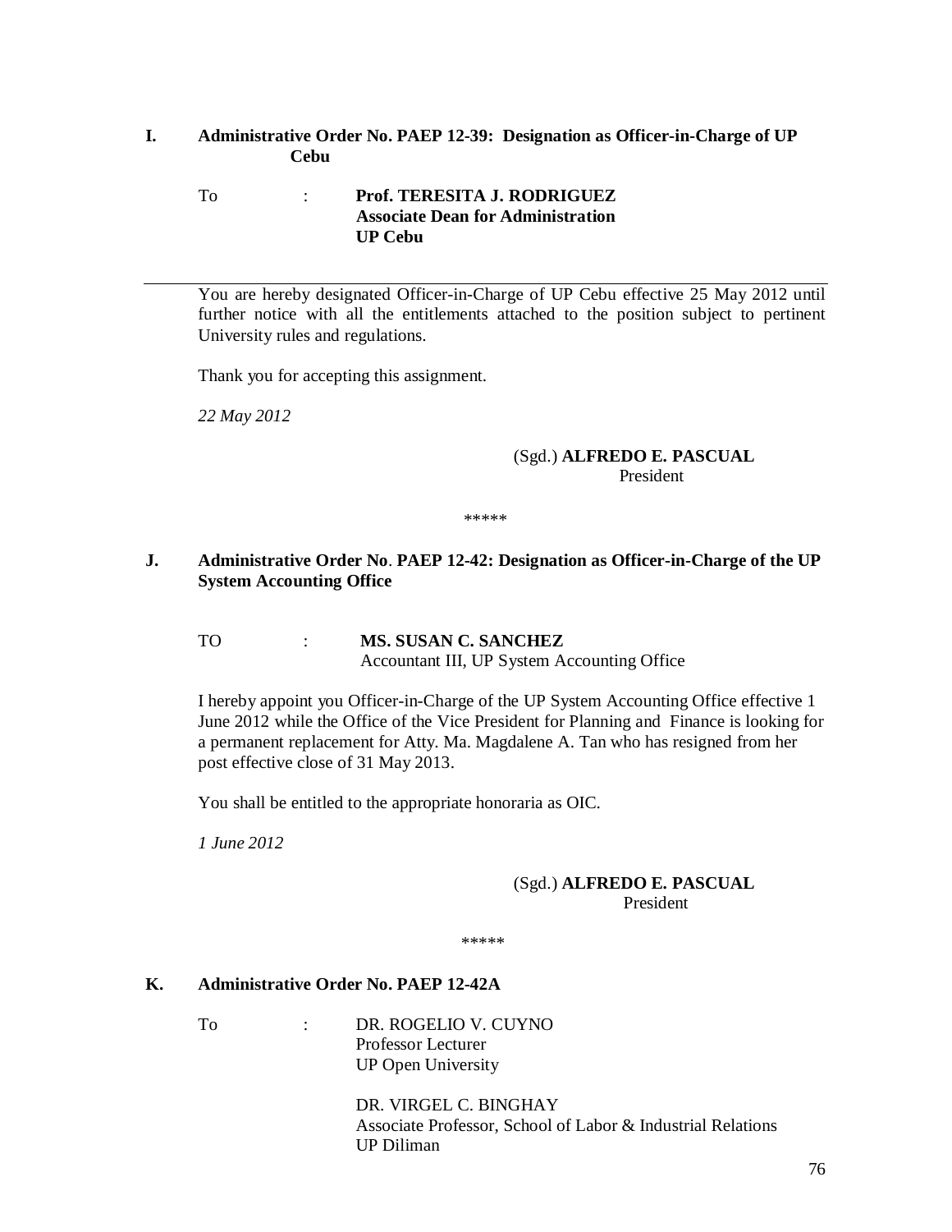### I. Administrative Order No. PAEP 12-39: Designation as Officer-in-Charge of UP Cebu

To : **Prof. TERESITA J. RODRIGUEZ**
**Associate Dean for Administration**
**UP Cebu**

---

You are hereby designated Officer-in-Charge of UP Cebu effective 25 May 2012 until further notice with all the entitlements attached to the position subject to pertinent University rules and regulations.

Thank you for accepting this assignment.

*22 May 2012*

(Sgd.) **ALFREDO E. PASCUAL**
President

\*\*\*\*\*

### J. Administrative Order No. PAEP 12-42: Designation as Officer-in-Charge of the UP System Accounting Office

TO : **MS. SUSAN C. SANCHEZ**
Accountant III, UP System Accounting Office

I hereby appoint you Officer-in-Charge of the UP System Accounting Office effective 1 June 2012 while the Office of the Vice President for Planning and Finance is looking for a permanent replacement for Atty. Ma. Magdalene A. Tan who has resigned from her post effective close of 31 May 2013.

You shall be entitled to the appropriate honoraria as OIC.

*1 June 2012*

(Sgd.) **ALFREDO E. PASCUAL**
President

\*\*\*\*\*

### K. Administrative Order No. PAEP 12-42A

To : DR. ROGELIO V. CUYNO
Professor Lecturer
UP Open University

DR. VIRGEL C. BINGHAY
Associate Professor, School of Labor & Industrial Relations
UP Diliman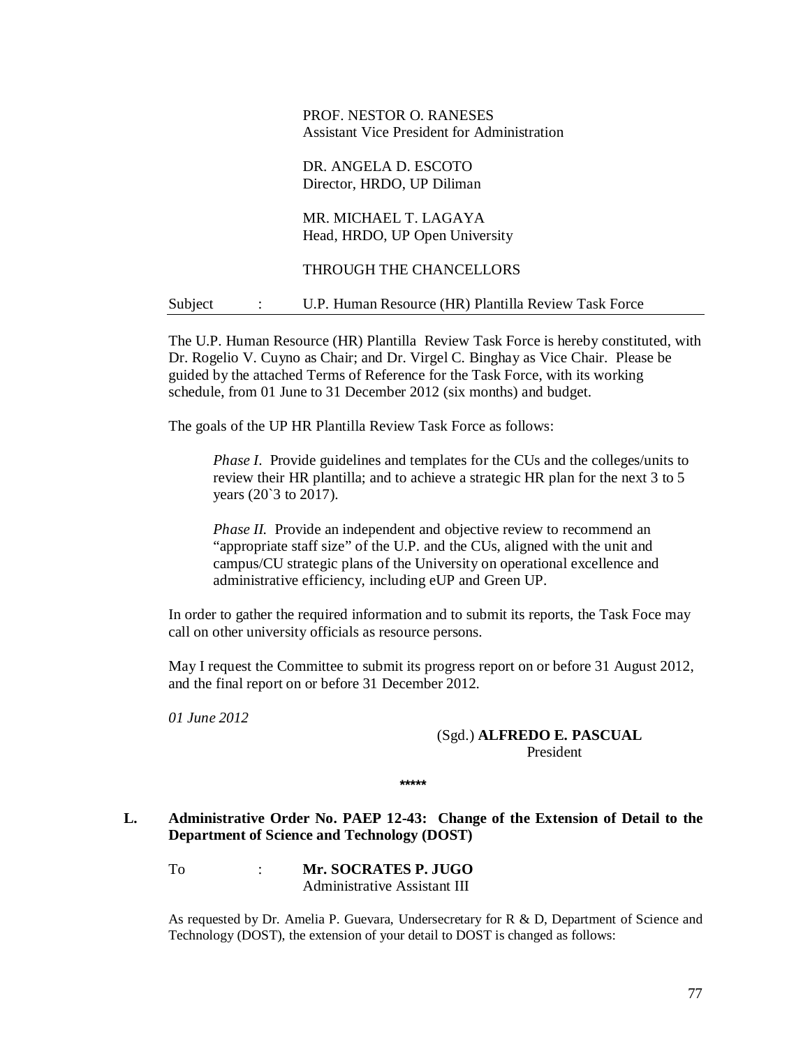PROF. NESTOR O. RANESES
Assistant Vice President for Administration

DR. ANGELA D. ESCOTO
Director, HRDO, UP Diliman

MR. MICHAEL T. LAGAYA
Head, HRDO, UP Open University

THROUGH THE CHANCELLORS

Subject : U.P. Human Resource (HR) Plantilla Review Task Force

---

The U.P. Human Resource (HR) Plantilla Review Task Force is hereby constituted, with Dr. Rogelio V. Cuyno as Chair; and Dr. Virgel C. Binghay as Vice Chair. Please be guided by the attached Terms of Reference for the Task Force, with its working schedule, from 01 June to 31 December 2012 (six months) and budget.

The goals of the UP HR Plantilla Review Task Force as follows:

> *Phase I.* Provide guidelines and templates for the CUs and the colleges/units to review their HR plantilla; and to achieve a strategic HR plan for the next 3 to 5 years (20`3 to 2017).
>
> *Phase II.* Provide an independent and objective review to recommend an "appropriate staff size" of the U.P. and the CUs, aligned with the unit and campus/CU strategic plans of the University on operational excellence and administrative efficiency, including eUP and Green UP.

In order to gather the required information and to submit its reports, the Task Foce may call on other university officials as resource persons.

May I request the Committee to submit its progress report on or before 31 August 2012, and the final report on or before 31 December 2012.

*01 June 2012*

(Sgd.) **ALFREDO E. PASCUAL**
President

*****

## L. Administrative Order No. PAEP 12-43: Change of the Extension of Detail to the Department of Science and Technology (DOST)

To : **Mr. SOCRATES P. JUGO**
Administrative Assistant III

As requested by Dr. Amelia P. Guevara, Undersecretary for R & D, Department of Science and Technology (DOST), the extension of your detail to DOST is changed as follows: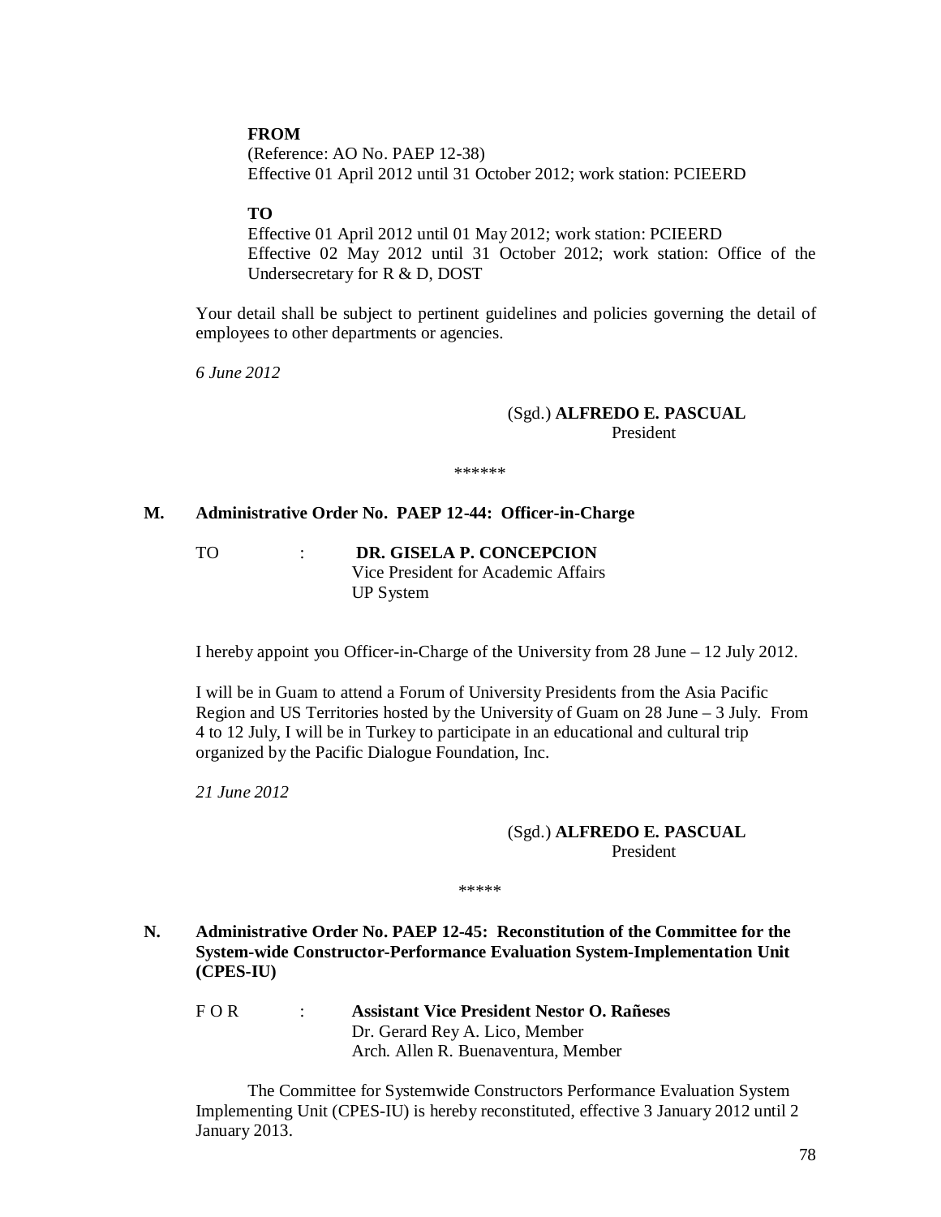**FROM**
(Reference: AO No. PAEP 12-38)
Effective 01 April 2012 until 31 October 2012; work station: PCIEERD

**TO**
Effective 01 April 2012 until 01 May 2012; work station: PCIEERD
Effective 02 May 2012 until 31 October 2012; work station: Office of the Undersecretary for R & D, DOST

Your detail shall be subject to pertinent guidelines and policies governing the detail of employees to other departments or agencies.

*6 June 2012*

(Sgd.) **ALFREDO E. PASCUAL**
President

******

### M. Administrative Order No. PAEP 12-44: Officer-in-Charge

TO : **DR. GISELA P. CONCEPCION**
Vice President for Academic Affairs
UP System

I hereby appoint you Officer-in-Charge of the University from 28 June – 12 July 2012.

I will be in Guam to attend a Forum of University Presidents from the Asia Pacific Region and US Territories hosted by the University of Guam on 28 June – 3 July. From 4 to 12 July, I will be in Turkey to participate in an educational and cultural trip organized by the Pacific Dialogue Foundation, Inc.

*21 June 2012*

(Sgd.) **ALFREDO E. PASCUAL**
President

*****

### N. Administrative Order No. PAEP 12-45: Reconstitution of the Committee for the System-wide Constructor-Performance Evaluation System-Implementation Unit (CPES-IU)

F O R : **Assistant Vice President Nestor O. Rañeses**
Dr. Gerard Rey A. Lico, Member
Arch. Allen R. Buenaventura, Member

The Committee for Systemwide Constructors Performance Evaluation System Implementing Unit (CPES-IU) is hereby reconstituted, effective 3 January 2012 until 2 January 2013.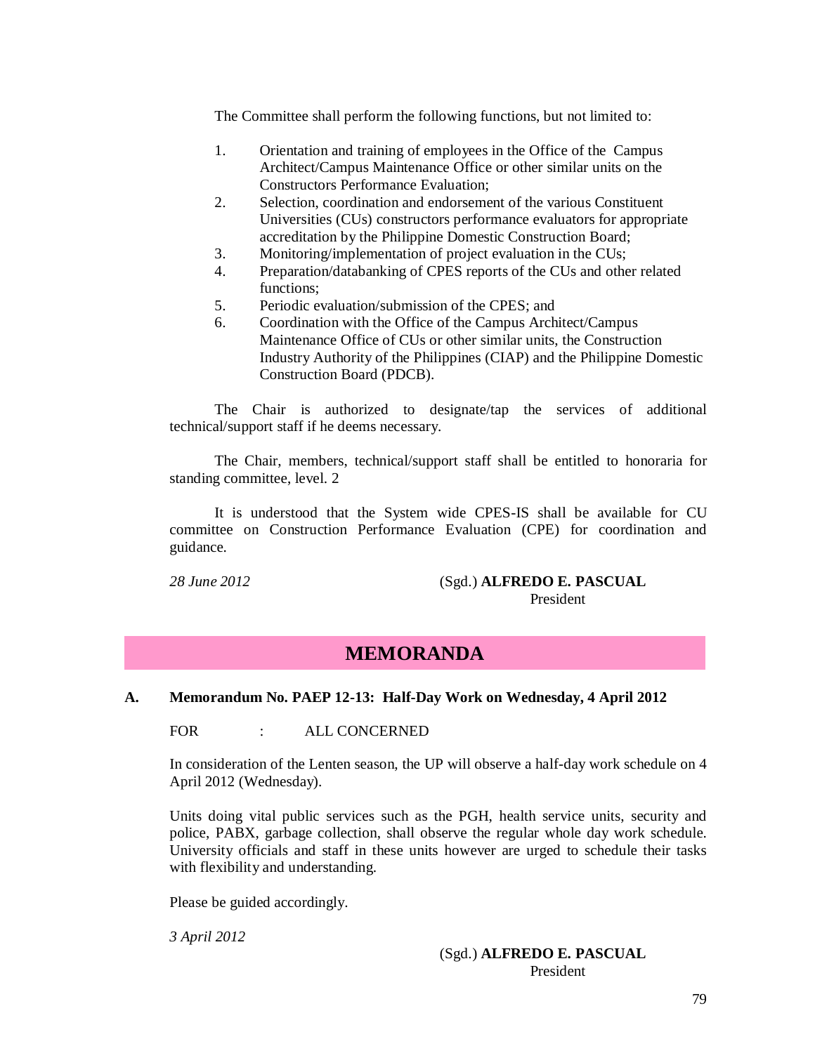The Committee shall perform the following functions, but not limited to:

1. Orientation and training of employees in the Office of the Campus Architect/Campus Maintenance Office or other similar units on the Constructors Performance Evaluation;
2. Selection, coordination and endorsement of the various Constituent Universities (CUs) constructors performance evaluators for appropriate accreditation by the Philippine Domestic Construction Board;
3. Monitoring/implementation of project evaluation in the CUs;
4. Preparation/databanking of CPES reports of the CUs and other related functions;
5. Periodic evaluation/submission of the CPES; and
6. Coordination with the Office of the Campus Architect/Campus Maintenance Office of CUs or other similar units, the Construction Industry Authority of the Philippines (CIAP) and the Philippine Domestic Construction Board (PDCB).

The Chair is authorized to designate/tap the services of additional technical/support staff if he deems necessary.

The Chair, members, technical/support staff shall be entitled to honoraria for standing committee, level. 2

It is understood that the System wide CPES-IS shall be available for CU committee on Construction Performance Evaluation (CPE) for coordination and guidance.

*28 June 2012*

(Sgd.) **ALFREDO E. PASCUAL**
President

## MEMORANDA

### A. Memorandum No. PAEP 12-13: Half-Day Work on Wednesday, 4 April 2012

FOR : ALL CONCERNED

In consideration of the Lenten season, the UP will observe a half-day work schedule on 4 April 2012 (Wednesday).

Units doing vital public services such as the PGH, health service units, security and police, PABX, garbage collection, shall observe the regular whole day work schedule. University officials and staff in these units however are urged to schedule their tasks with flexibility and understanding.

Please be guided accordingly.

*3 April 2012*

(Sgd.) **ALFREDO E. PASCUAL**
President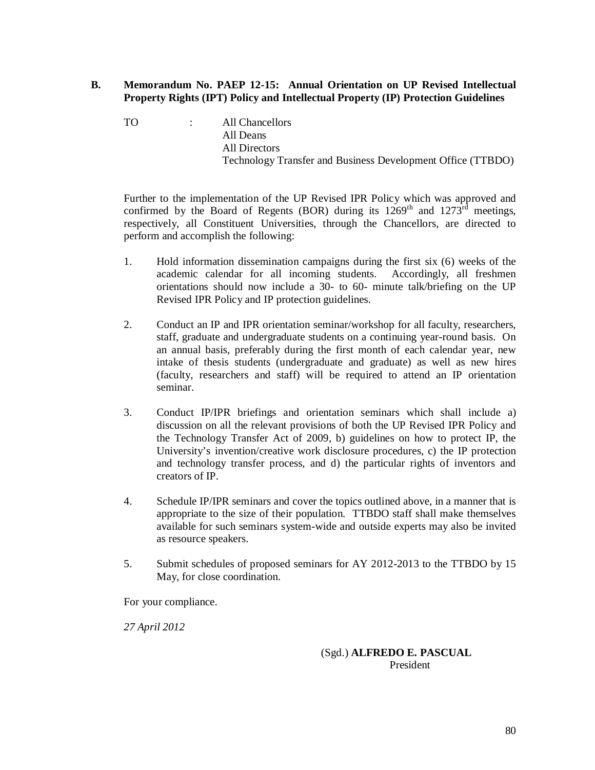**B. Memorandum No. PAEP 12-15: Annual Orientation on UP Revised Intellectual Property Rights (IPT) Policy and Intellectual Property (IP) Protection Guidelines**

TO : All Chancellors
All Deans
All Directors
Technology Transfer and Business Development Office (TTBDO)

Further to the implementation of the UP Revised IPR Policy which was approved and confirmed by the Board of Regents (BOR) during its 1269th and 1273rd meetings, respectively, all Constituent Universities, through the Chancellors, are directed to perform and accomplish the following:

1. Hold information dissemination campaigns during the first six (6) weeks of the academic calendar for all incoming students. Accordingly, all freshmen orientations should now include a 30- to 60- minute talk/briefing on the UP Revised IPR Policy and IP protection guidelines.

2. Conduct an IP and IPR orientation seminar/workshop for all faculty, researchers, staff, graduate and undergraduate students on a continuing year-round basis. On an annual basis, preferably during the first month of each calendar year, new intake of thesis students (undergraduate and graduate) as well as new hires (faculty, researchers and staff) will be required to attend an IP orientation seminar.

3. Conduct IP/IPR briefings and orientation seminars which shall include a) discussion on all the relevant provisions of both the UP Revised IPR Policy and the Technology Transfer Act of 2009, b) guidelines on how to protect IP, the University's invention/creative work disclosure procedures, c) the IP protection and technology transfer process, and d) the particular rights of inventors and creators of IP.

4. Schedule IP/IPR seminars and cover the topics outlined above, in a manner that is appropriate to the size of their population. TTBDO staff shall make themselves available for such seminars system-wide and outside experts may also be invited as resource speakers.

5. Submit schedules of proposed seminars for AY 2012-2013 to the TTBDO by 15 May, for close coordination.

For your compliance.

*27 April 2012*

(Sgd.) **ALFREDO E. PASCUAL**
President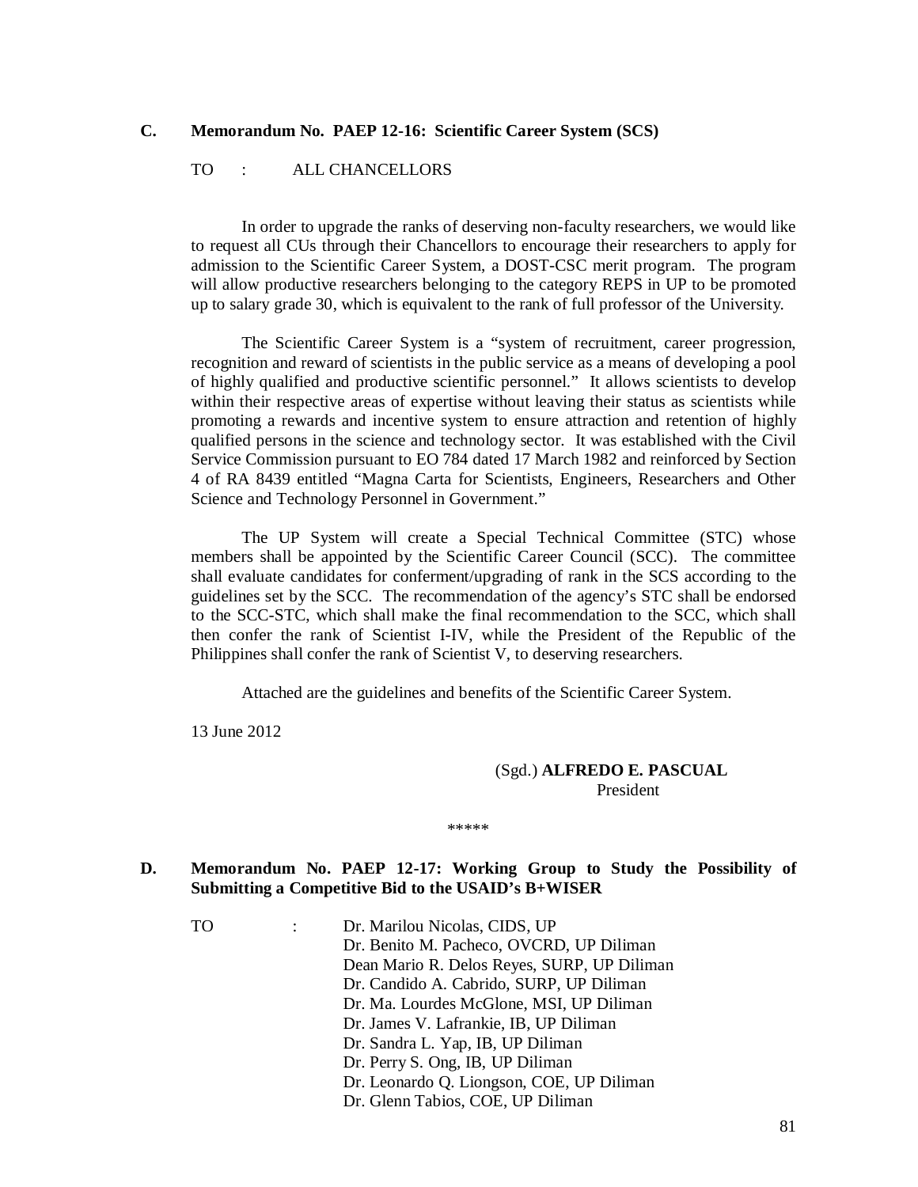## C. Memorandum No. PAEP 12-16: Scientific Career System (SCS)

TO : ALL CHANCELLORS

In order to upgrade the ranks of deserving non-faculty researchers, we would like to request all CUs through their Chancellors to encourage their researchers to apply for admission to the Scientific Career System, a DOST-CSC merit program. The program will allow productive researchers belonging to the category REPS in UP to be promoted up to salary grade 30, which is equivalent to the rank of full professor of the University.

The Scientific Career System is a "system of recruitment, career progression, recognition and reward of scientists in the public service as a means of developing a pool of highly qualified and productive scientific personnel." It allows scientists to develop within their respective areas of expertise without leaving their status as scientists while promoting a rewards and incentive system to ensure attraction and retention of highly qualified persons in the science and technology sector. It was established with the Civil Service Commission pursuant to EO 784 dated 17 March 1982 and reinforced by Section 4 of RA 8439 entitled "Magna Carta for Scientists, Engineers, Researchers and Other Science and Technology Personnel in Government."

The UP System will create a Special Technical Committee (STC) whose members shall be appointed by the Scientific Career Council (SCC). The committee shall evaluate candidates for conferment/upgrading of rank in the SCS according to the guidelines set by the SCC. The recommendation of the agency's STC shall be endorsed to the SCC-STC, which shall make the final recommendation to the SCC, which shall then confer the rank of Scientist I-IV, while the President of the Republic of the Philippines shall confer the rank of Scientist V, to deserving researchers.

Attached are the guidelines and benefits of the Scientific Career System.

13 June 2012

(Sgd.) **ALFREDO E. PASCUAL**
President

\*\*\*\*\*

## D. Memorandum No. PAEP 12-17: Working Group to Study the Possibility of Submitting a Competitive Bid to the USAID's B+WISER

TO :
Dr. Marilou Nicolas, CIDS, UP
Dr. Benito M. Pacheco, OVCRD, UP Diliman
Dean Mario R. Delos Reyes, SURP, UP Diliman
Dr. Candido A. Cabrido, SURP, UP Diliman
Dr. Ma. Lourdes McGlone, MSI, UP Diliman
Dr. James V. Lafrankie, IB, UP Diliman
Dr. Sandra L. Yap, IB, UP Diliman
Dr. Perry S. Ong, IB, UP Diliman
Dr. Leonardo Q. Liongson, COE, UP Diliman
Dr. Glenn Tabios, COE, UP Diliman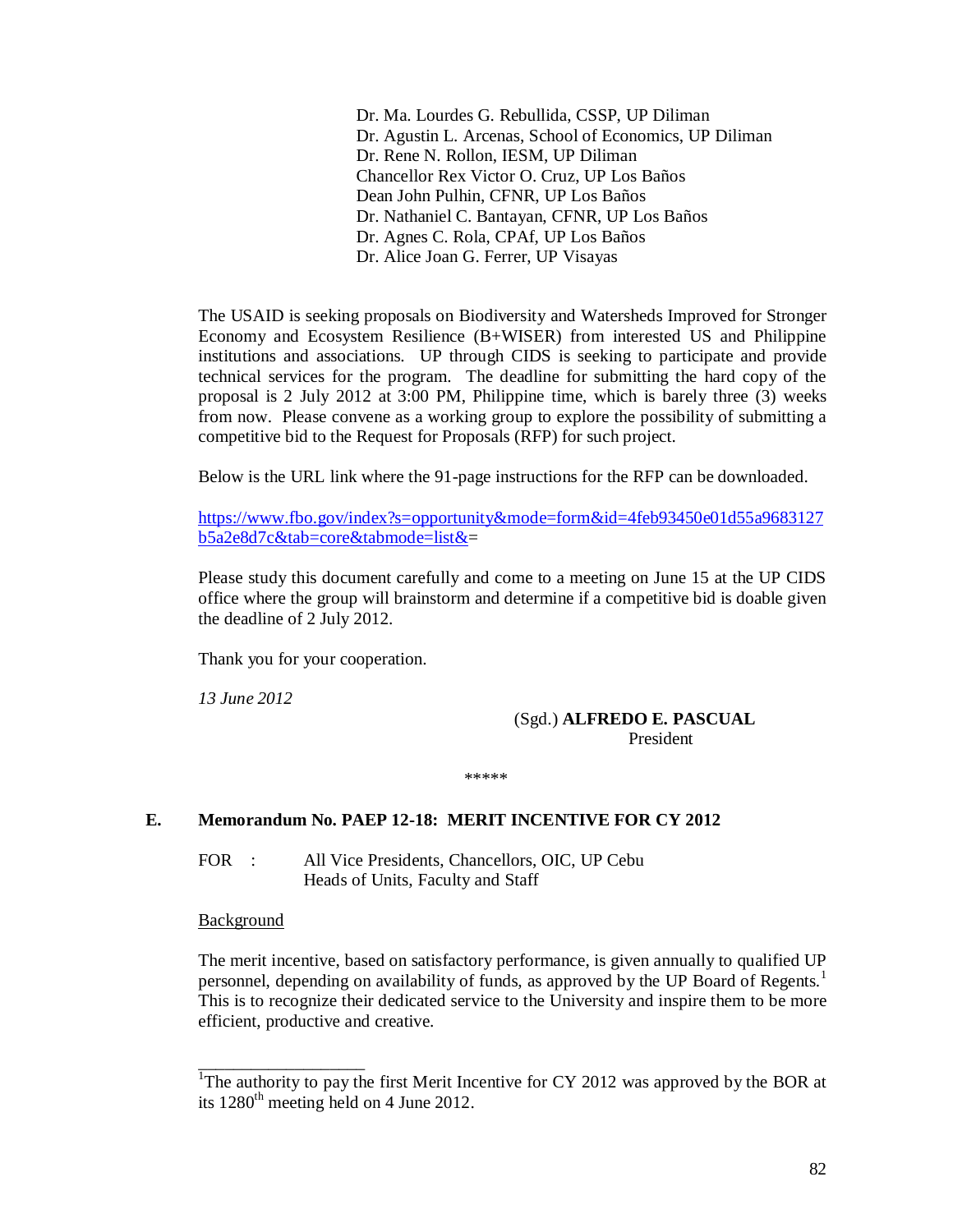Dr. Ma. Lourdes G. Rebullida, CSSP, UP Diliman
Dr. Agustin L. Arcenas, School of Economics, UP Diliman
Dr. Rene N. Rollon, IESM, UP Diliman
Chancellor Rex Victor O. Cruz, UP Los Baños
Dean John Pulhin, CFNR, UP Los Baños
Dr. Nathaniel C. Bantayan, CFNR, UP Los Baños
Dr. Agnes C. Rola, CPAf, UP Los Baños
Dr. Alice Joan G. Ferrer, UP Visayas

The USAID is seeking proposals on Biodiversity and Watersheds Improved for Stronger Economy and Ecosystem Resilience (B+WISER) from interested US and Philippine institutions and associations. UP through CIDS is seeking to participate and provide technical services for the program. The deadline for submitting the hard copy of the proposal is 2 July 2012 at 3:00 PM, Philippine time, which is barely three (3) weeks from now. Please convene as a working group to explore the possibility of submitting a competitive bid to the Request for Proposals (RFP) for such project.

Below is the URL link where the 91-page instructions for the RFP can be downloaded.

https://www.fbo.gov/index?s=opportunity&mode=form&id=4feb93450e01d55a9683127b5a2e8d7c&tab=core&tabmode=list&=

Please study this document carefully and come to a meeting on June 15 at the UP CIDS office where the group will brainstorm and determine if a competitive bid is doable given the deadline of 2 July 2012.

Thank you for your cooperation.

*13 June 2012*

(Sgd.) **ALFREDO E. PASCUAL**
President

*****

## E. Memorandum No. PAEP 12-18: MERIT INCENTIVE FOR CY 2012

FOR : All Vice Presidents, Chancellors, OIC, UP Cebu
Heads of Units, Faculty and Staff

Background

The merit incentive, based on satisfactory performance, is given annually to qualified UP personnel, depending on availability of funds, as approved by the UP Board of Regents.[1] This is to recognize their dedicated service to the University and inspire them to be more efficient, productive and creative.

---

[1]The authority to pay the first Merit Incentive for CY 2012 was approved by the BOR at its 1280th meeting held on 4 June 2012.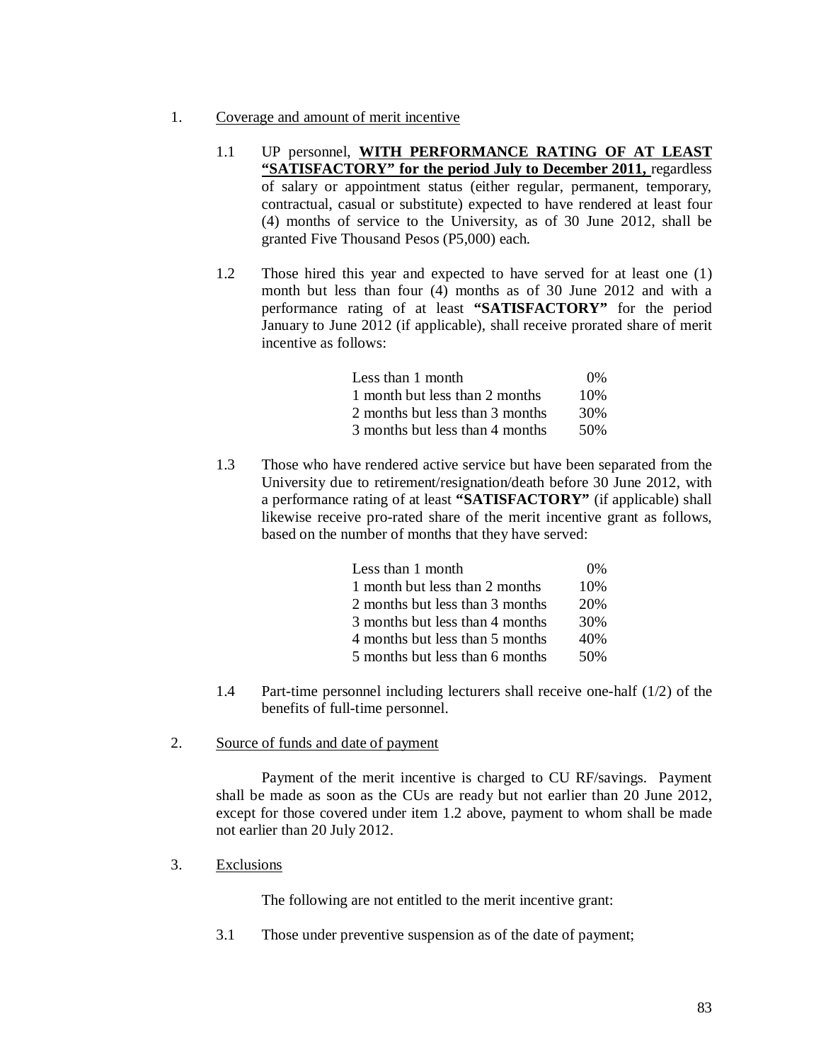1. <u>Coverage and amount of merit incentive</u>

   1.1 UP personnel, **<u>WITH PERFORMANCE RATING OF AT LEAST "SATISFACTORY" for the period July to December 2011,</u>** regardless of salary or appointment status (either regular, permanent, temporary, contractual, casual or substitute) expected to have rendered at least four (4) months of service to the University, as of 30 June 2012, shall be granted Five Thousand Pesos (P5,000) each.

   1.2 Those hired this year and expected to have served for at least one (1) month but less than four (4) months as of 30 June 2012 and with a performance rating of at least **"SATISFACTORY"** for the period January to June 2012 (if applicable), shall receive prorated share of merit incentive as follows:

   | | |
   |---|---|
   | Less than 1 month | 0% |
   | 1 month but less than 2 months | 10% |
   | 2 months but less than 3 months | 30% |
   | 3 months but less than 4 months | 50% |

   1.3 Those who have rendered active service but have been separated from the University due to retirement/resignation/death before 30 June 2012, with a performance rating of at least **"SATISFACTORY"** (if applicable) shall likewise receive pro-rated share of the merit incentive grant as follows, based on the number of months that they have served:

   | | |
   |---|---|
   | Less than 1 month | 0% |
   | 1 month but less than 2 months | 10% |
   | 2 months but less than 3 months | 20% |
   | 3 months but less than 4 months | 30% |
   | 4 months but less than 5 months | 40% |
   | 5 months but less than 6 months | 50% |

   1.4 Part-time personnel including lecturers shall receive one-half (1/2) of the benefits of full-time personnel.

2. <u>Source of funds and date of payment</u>

   Payment of the merit incentive is charged to CU RF/savings. Payment shall be made as soon as the CUs are ready but not earlier than 20 June 2012, except for those covered under item 1.2 above, payment to whom shall be made not earlier than 20 July 2012.

3. <u>Exclusions</u>

   The following are not entitled to the merit incentive grant:

   3.1 Those under preventive suspension as of the date of payment;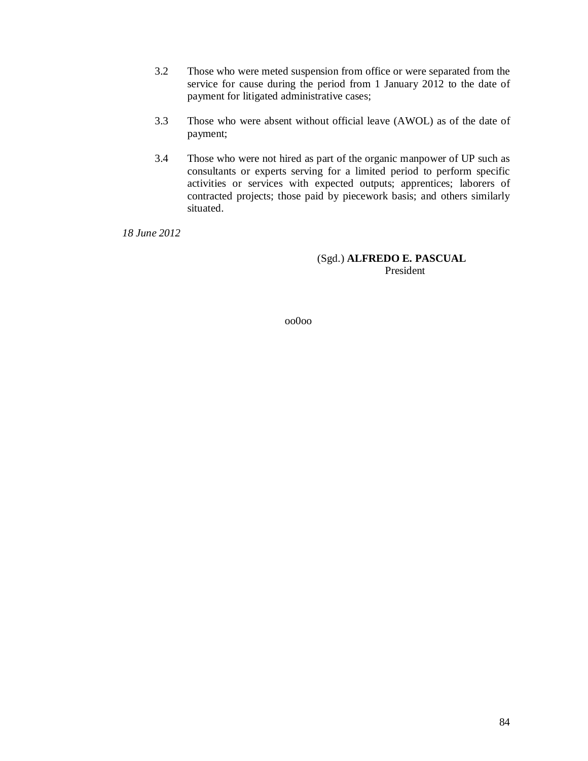3.2 Those who were meted suspension from office or were separated from the service for cause during the period from 1 January 2012 to the date of payment for litigated administrative cases;

3.3 Those who were absent without official leave (AWOL) as of the date of payment;

3.4 Those who were not hired as part of the organic manpower of UP such as consultants or experts serving for a limited period to perform specific activities or services with expected outputs; apprentices; laborers of contracted projects; those paid by piecework basis; and others similarly situated.

*18 June 2012*

(Sgd.) **ALFREDO E. PASCUAL**
President

oo0oo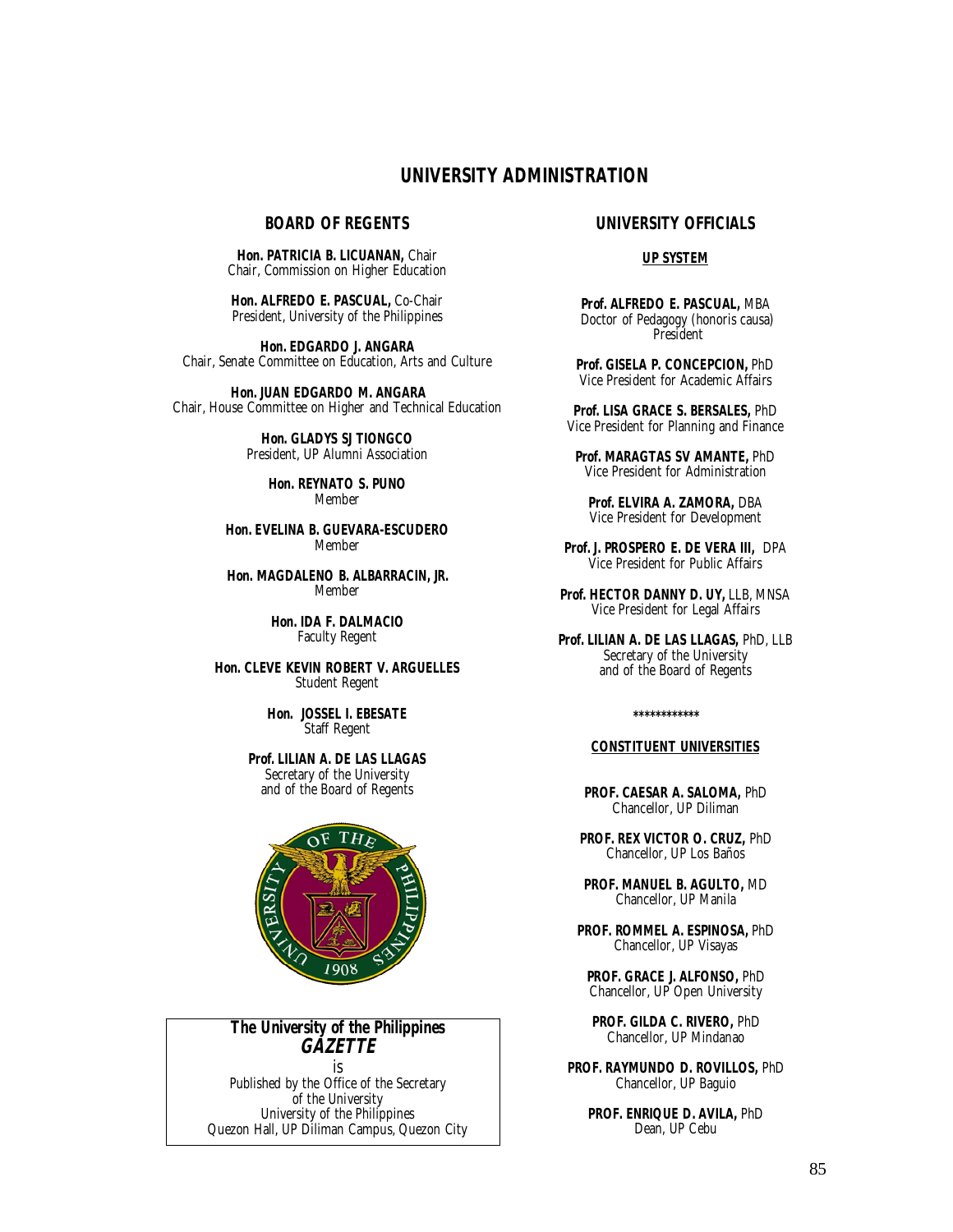# UNIVERSITY ADMINISTRATION

## BOARD OF REGENTS

**Hon. PATRICIA B. LICUANAN,** Chair
Chair, Commission on Higher Education

**Hon. ALFREDO E. PASCUAL,** Co-Chair
President, University of the Philippines

**Hon. EDGARDO J. ANGARA**
Chair, Senate Committee on Education, Arts and Culture

**Hon. JUAN EDGARDO M. ANGARA**
Chair, House Committee on Higher and Technical Education

**Hon. GLADYS SJ TIONGCO**
President, UP Alumni Association

**Hon. REYNATO S. PUNO**
Member

**Hon. EVELINA B. GUEVARA-ESCUDERO**
Member

**Hon. MAGDALENO B. ALBARRACIN, JR.**
Member

**Hon. IDA F. DALMACIO**
Faculty Regent

**Hon. CLEVE KEVIN ROBERT V. ARGUELLES**
Student Regent

**Hon. JOSSEL I. EBESATE**
Staff Regent

**Prof. LILIAN A. DE LAS LLAGAS**
Secretary of the University
and of the Board of Regents

**The University of the Philippines**
***GAZETTE***
is
Published by the Office of the Secretary
of the University
University of the Philippines
Quezon Hall, UP Diliman Campus, Quezon City

## UNIVERSITY OFFICIALS

### UP SYSTEM

**Prof. ALFREDO E. PASCUAL,** MBA
Doctor of Pedagogy (honoris causa)
President

**Prof. GISELA P. CONCEPCION,** PhD
Vice President for Academic Affairs

**Prof. LISA GRACE S. BERSALES,** PhD
Vice President for Planning and Finance

**Prof. MARAGTAS SV AMANTE,** PhD
Vice President for Administration

**Prof. ELVIRA A. ZAMORA,** DBA
Vice President for Development

**Prof. J. PROSPERO E. DE VERA III,** DPA
Vice President for Public Affairs

**Prof. HECTOR DANNY D. UY,** LLB, MNSA
Vice President for Legal Affairs

**Prof. LILIAN A. DE LAS LLAGAS,** PhD, LLB
Secretary of the University
and of the Board of Regents

************

### CONSTITUENT UNIVERSITIES

**PROF. CAESAR A. SALOMA,** PhD
Chancellor, UP Diliman

**PROF. REX VICTOR O. CRUZ,** PhD
Chancellor, UP Los Baños

**PROF. MANUEL B. AGULTO,** MD
Chancellor, UP Manila

**PROF. ROMMEL A. ESPINOSA,** PhD
Chancellor, UP Visayas

**PROF. GRACE J. ALFONSO,** PhD
Chancellor, UP Open University

**PROF. GILDA C. RIVERO,** PhD
Chancellor, UP Mindanao

**PROF. RAYMUNDO D. ROVILLOS,** PhD
Chancellor, UP Baguio

**PROF. ENRIQUE D. AVILA,** PhD
Dean, UP Cebu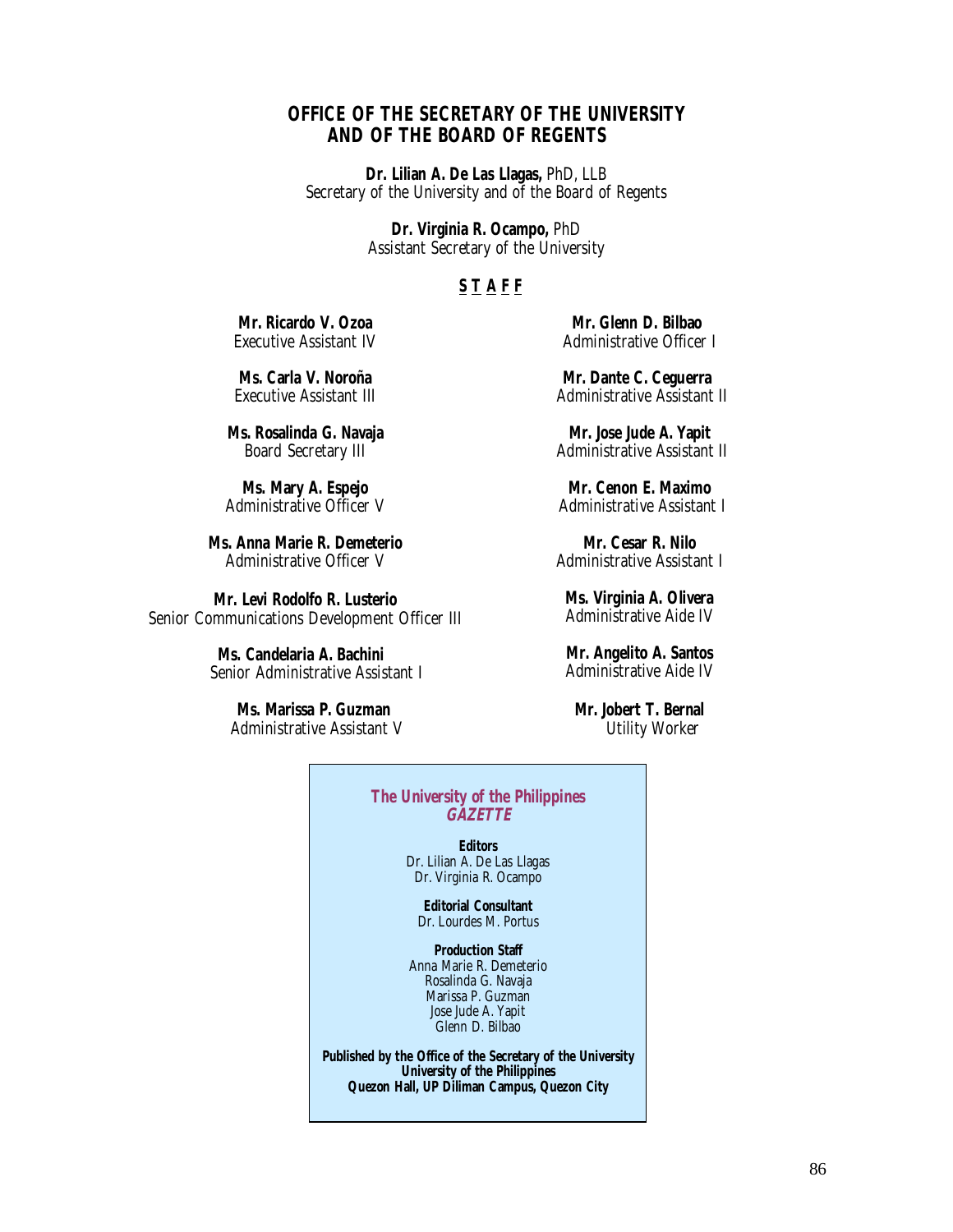## OFFICE OF THE SECRETARY OF THE UNIVERSITY AND OF THE BOARD OF REGENTS

**Dr. Lilian A. De Las Llagas,** PhD, LLB
Secretary of the University and of the Board of Regents

**Dr. Virginia R. Ocampo,** PhD
Assistant Secretary of the University

### STAFF

**Mr. Ricardo V. Ozoa**
Executive Assistant IV

**Ms. Carla V. Noroña**
Executive Assistant III

**Ms. Rosalinda G. Navaja**
Board Secretary III

**Ms. Mary A. Espejo**
Administrative Officer V

**Ms. Anna Marie R. Demeterio**
Administrative Officer V

**Mr. Levi Rodolfo R. Lusterio**
Senior Communications Development Officer III

**Ms. Candelaria A. Bachini**
Senior Administrative Assistant I

**Ms. Marissa P. Guzman**
Administrative Assistant V

**Mr. Glenn D. Bilbao**
Administrative Officer I

**Mr. Dante C. Ceguerra**
Administrative Assistant II

**Mr. Jose Jude A. Yapit**
Administrative Assistant II

**Mr. Cenon E. Maximo**
Administrative Assistant I

**Mr. Cesar R. Nilo**
Administrative Assistant I

**Ms. Virginia A. Olivera**
Administrative Aide IV

**Mr. Angelito A. Santos**
Administrative Aide IV

**Mr. Jobert T. Bernal**
Utility Worker

---

**The University of the Philippines**
***GAZETTE***

**Editors**
Dr. Lilian A. De Las Llagas
Dr. Virginia R. Ocampo

**Editorial Consultant**
Dr. Lourdes M. Portus

**Production Staff**
Anna Marie R. Demeterio
Rosalinda G. Navaja
Marissa P. Guzman
Jose Jude A. Yapit
Glenn D. Bilbao

**Published by the Office of the Secretary of the University**
**University of the Philippines**
**Quezon Hall, UP Diliman Campus, Quezon City**